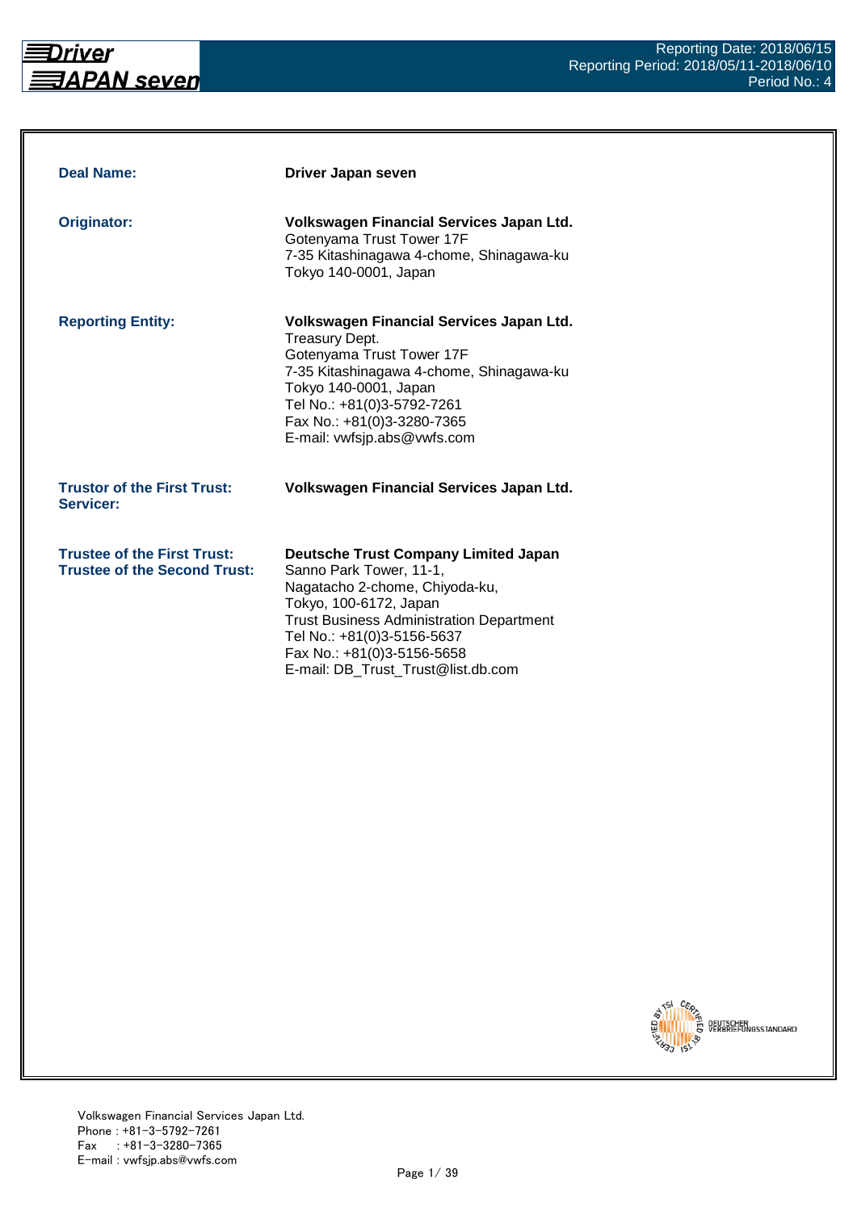Reporting Date: 2018/06/15
Reporting Period: 2018/05/11-2018/06/10
Period No.: 4

| | |
|---|---|
| **Deal Name:** | **Driver Japan seven** |
| **Originator:** | **Volkswagen Financial Services Japan Ltd.**<br>Gotenyama Trust Tower 17F<br>7-35 Kitashinagawa 4-chome, Shinagawa-ku<br>Tokyo 140-0001, Japan |
| **Reporting Entity:** | **Volkswagen Financial Services Japan Ltd.**<br>Treasury Dept.<br>Gotenyama Trust Tower 17F<br>7-35 Kitashinagawa 4-chome, Shinagawa-ku<br>Tokyo 140-0001, Japan<br>Tel No.: +81(0)3-5792-7261<br>Fax No.: +81(0)3-3280-7365<br>E-mail: vwfsjp.abs@vwfs.com |
| **Trustor of the First Trust:**<br>**Servicer:** | **Volkswagen Financial Services Japan Ltd.** |
| **Trustee of the First Trust:**<br>**Trustee of the Second Trust:** | **Deutsche Trust Company Limited Japan**<br>Sanno Park Tower, 11-1,<br>Nagatacho 2-chome, Chiyoda-ku,<br>Tokyo, 100-6172, Japan<br>Trust Business Administration Department<br>Tel No.: +81(0)3-5156-5637<br>Fax No.: +81(0)3-5156-5658<br>E-mail: DB_Trust_Trust@list.db.com |

Volkswagen Financial Services Japan Ltd.
Phone : +81-3-5792-7261
Fax : +81-3-3280-7365
E-mail : vwfsjp.abs@vwfs.com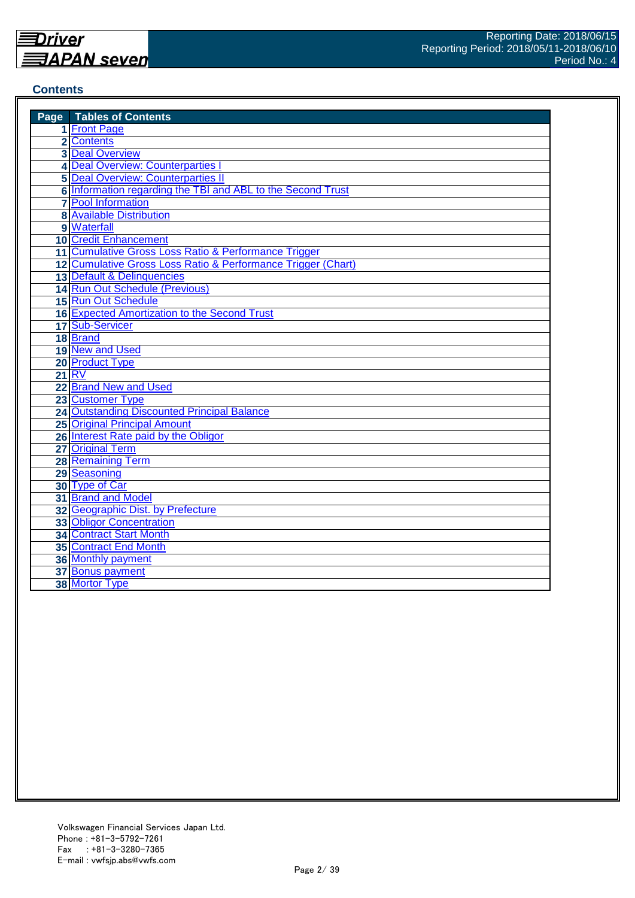## Contents

| Page | Tables of Contents |
|---|---|
| 1 | Front Page |
| 2 | Contents |
| 3 | Deal Overview |
| 4 | Deal Overview: Counterparties I |
| 5 | Deal Overview: Counterparties II |
| 6 | Information regarding the TBI and ABL to the Second Trust |
| 7 | Pool Information |
| 8 | Available Distribution |
| 9 | Waterfall |
| 10 | Credit Enhancement |
| 11 | Cumulative Gross Loss Ratio & Performance Trigger |
| 12 | Cumulative Gross Loss Ratio & Performance Trigger (Chart) |
| 13 | Default & Delinquencies |
| 14 | Run Out Schedule (Previous) |
| 15 | Run Out Schedule |
| 16 | Expected Amortization to the Second Trust |
| 17 | Sub-Servicer |
| 18 | Brand |
| 19 | New and Used |
| 20 | Product Type |
| 21 | RV |
| 22 | Brand New and Used |
| 23 | Customer Type |
| 24 | Outstanding Discounted Principal Balance |
| 25 | Original Principal Amount |
| 26 | Interest Rate paid by the Obligor |
| 27 | Original Term |
| 28 | Remaining Term |
| 29 | Seasoning |
| 30 | Type of Car |
| 31 | Brand and Model |
| 32 | Geographic Dist. by Prefecture |
| 33 | Obligor Concentration |
| 34 | Contract Start Month |
| 35 | Contract End Month |
| 36 | Monthly payment |
| 37 | Bonus payment |
| 38 | Mortor Type |

Volkswagen Financial Services Japan Ltd.
Phone : +81-3-5792-7261
Fax : +81-3-3280-7365
E-mail : vwfsjp.abs@vwfs.com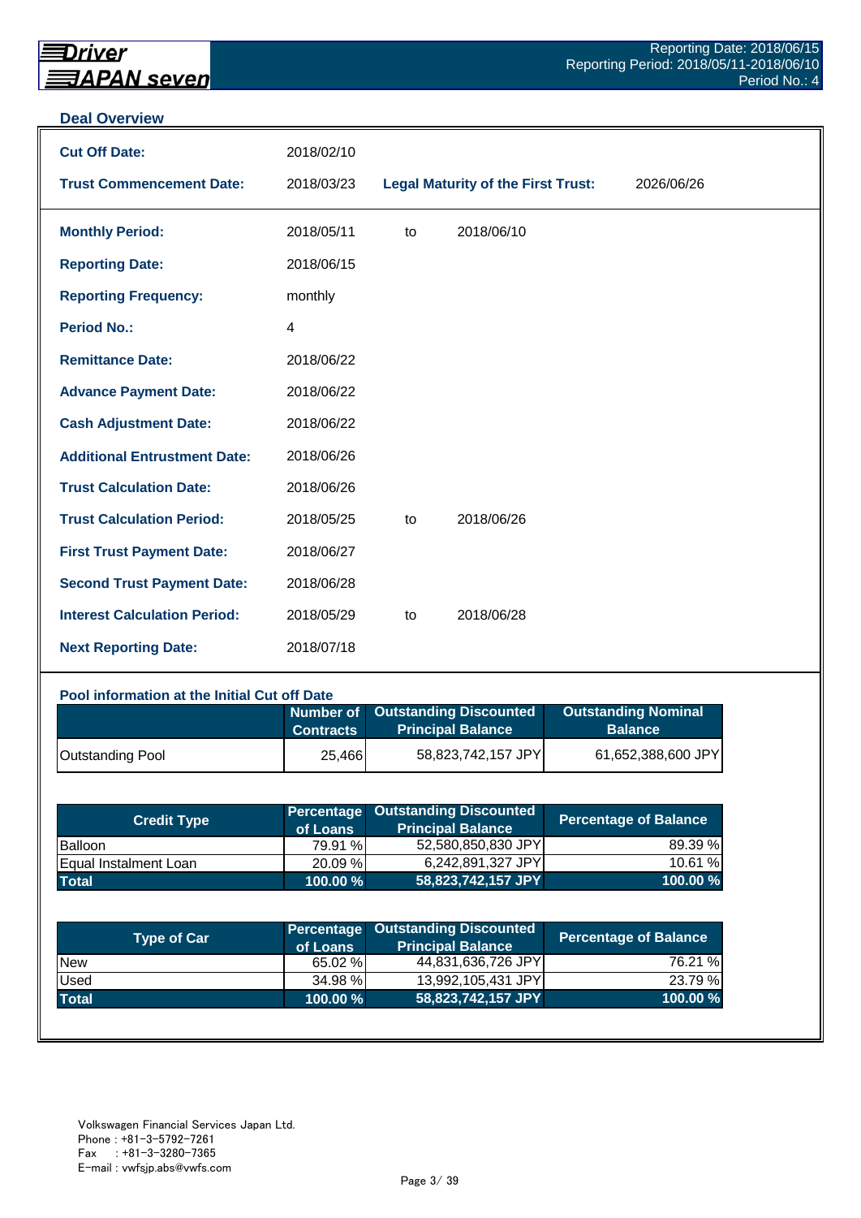## Deal Overview

| | | | |
|---|---|---|---|
| **Cut Off Date:** | 2018/02/10 | | |
| **Trust Commencement Date:** | 2018/03/23 | **Legal Maturity of the First Trust:** | 2026/06/26 |

| | | | |
|---|---|---|---|
| **Monthly Period:** | 2018/05/11 | to | 2018/06/10 |
| **Reporting Date:** | 2018/06/15 | | |
| **Reporting Frequency:** | monthly | | |
| **Period No.:** | 4 | | |
| **Remittance Date:** | 2018/06/22 | | |
| **Advance Payment Date:** | 2018/06/22 | | |
| **Cash Adjustment Date:** | 2018/06/22 | | |
| **Additional Entrustment Date:** | 2018/06/26 | | |
| **Trust Calculation Date:** | 2018/06/26 | | |
| **Trust Calculation Period:** | 2018/05/25 | to | 2018/06/26 |
| **First Trust Payment Date:** | 2018/06/27 | | |
| **Second Trust Payment Date:** | 2018/06/28 | | |
| **Interest Calculation Period:** | 2018/05/29 | to | 2018/06/28 |
| **Next Reporting Date:** | 2018/07/18 | | |

### Pool information at the Initial Cut off Date

| | Number of Contracts | Outstanding Discounted Principal Balance | Outstanding Nominal Balance |
|---|---|---|---|
| Outstanding Pool | 25,466 | 58,823,742,157 JPY | 61,652,388,600 JPY |

| Credit Type | Percentage of Loans | Outstanding Discounted Principal Balance | Percentage of Balance |
|---|---|---|---|
| Balloon | 79.91 % | 52,580,850,830 JPY | 89.39 % |
| Equal Instalment Loan | 20.09 % | 6,242,891,327 JPY | 10.61 % |
| **Total** | **100.00 %** | **58,823,742,157 JPY** | **100.00 %** |

| Type of Car | Percentage of Loans | Outstanding Discounted Principal Balance | Percentage of Balance |
|---|---|---|---|
| New | 65.02 % | 44,831,636,726 JPY | 76.21 % |
| Used | 34.98 % | 13,992,105,431 JPY | 23.79 % |
| **Total** | **100.00 %** | **58,823,742,157 JPY** | **100.00 %** |

Volkswagen Financial Services Japan Ltd.
Phone : +81-3-5792-7261
Fax : +81-3-3280-7365
E-mail : vwfsjp.abs@vwfs.com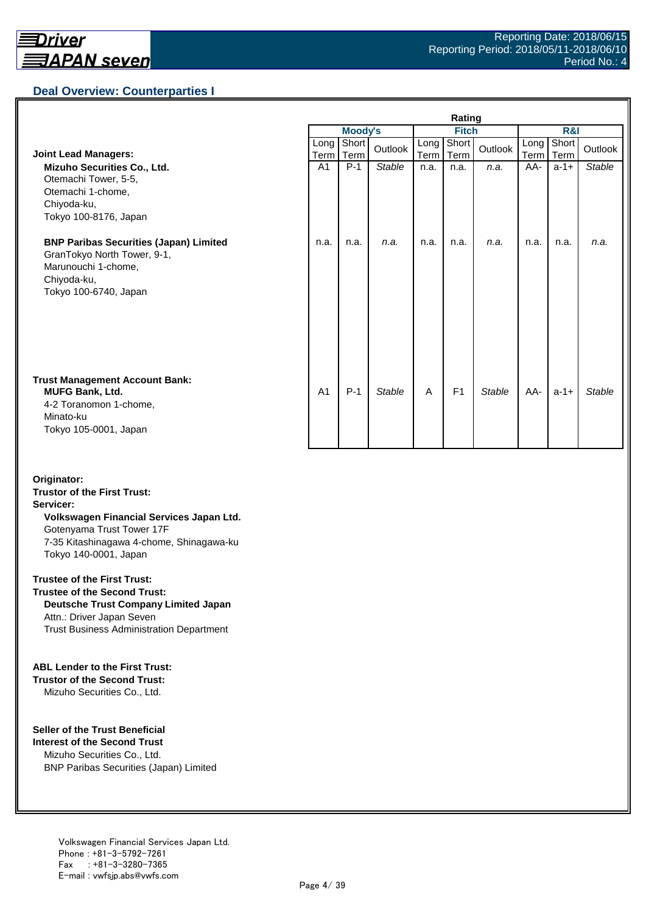## Deal Overview: Counterparties I

| | Rating | | | | | | | | |
|---|---|---|---|---|---|---|---|---|---|
| | Moody's | | | Fitch | | | R&I | | |
| | Long Term | Short Term | Outlook | Long Term | Short Term | Outlook | Long Term | Short Term | Outlook |
| **Joint Lead Managers:** | | | | | | | | | |
| **Mizuho Securities Co., Ltd.**<br>Otemachi Tower, 5-5,<br>Otemachi 1-chome,<br>Chiyoda-ku,<br>Tokyo 100-8176, Japan | A1 | P-1 | *Stable* | n.a. | n.a. | *n.a.* | AA- | a-1+ | *Stable* |
| **BNP Paribas Securities (Japan) Limited**<br>GranTokyo North Tower, 9-1,<br>Marunouchi 1-chome,<br>Chiyoda-ku,<br>Tokyo 100-6740, Japan | n.a. | n.a. | *n.a.* | n.a. | n.a. | *n.a.* | n.a. | n.a. | *n.a.* |
| **Trust Management Account Bank:**<br>**MUFG Bank, Ltd.**<br>4-2 Toranomon 1-chome,<br>Minato-ku<br>Tokyo 105-0001, Japan | A1 | P-1 | *Stable* | A | F1 | *Stable* | AA- | a-1+ | *Stable* |

**Originator:**
**Trustor of the First Trust:**
**Servicer:**
**Volkswagen Financial Services Japan Ltd.**
Gotenyama Trust Tower 17F
7-35 Kitashinagawa 4-chome, Shinagawa-ku
Tokyo 140-0001, Japan

**Trustee of the First Trust:**
**Trustee of the Second Trust:**
**Deutsche Trust Company Limited Japan**
Attn.: Driver Japan Seven
Trust Business Administration Department

**ABL Lender to the First Trust:**
**Trustor of the Second Trust:**
Mizuho Securities Co., Ltd.

**Seller of the Trust Beneficial Interest of the Second Trust**
Mizuho Securities Co., Ltd.
BNP Paribas Securities (Japan) Limited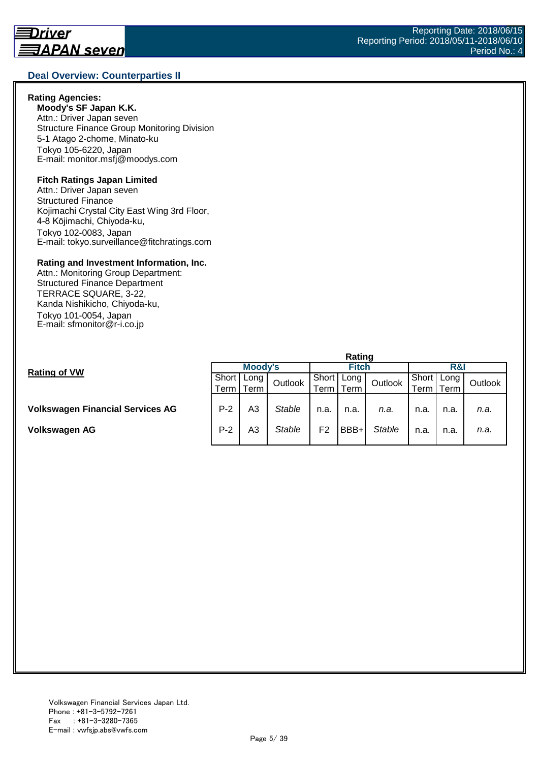## Deal Overview: Counterparties II

**Rating Agencies:**

**Moody's SF Japan K.K.**
Attn.: Driver Japan seven
Structure Finance Group Monitoring Division
5-1 Atago 2-chome, Minato-ku
Tokyo 105-6220, Japan
E-mail: monitor.msfj@moodys.com

**Fitch Ratings Japan Limited**
Attn.: Driver Japan seven
Structured Finance
Kojimachi Crystal City East Wing 3rd Floor,
4-8 Kōjimachi, Chiyoda-ku,
Tokyo 102-0083, Japan
E-mail: tokyo.surveillance@fitchratings.com

**Rating and Investment Information, Inc.**
Attn.: Monitoring Group Department:
Structured Finance Department
TERRACE SQUARE, 3-22,
Kanda Nishikicho, Chiyoda-ku,
Tokyo 101-0054, Japan
E-mail: sfmonitor@r-i.co.jp

**Rating of VW**

| | Rating | | | | | | | | |
|---|---|---|---|---|---|---|---|---|---|
| | Moody's | | | Fitch | | | R&I | | |
| | Short Term | Long Term | Outlook | Short Term | Long Term | Outlook | Short Term | Long Term | Outlook |
| **Volkswagen Financial Services AG** | P-2 | A3 | *Stable* | n.a. | n.a. | *n.a.* | n.a. | n.a. | *n.a.* |
| **Volkswagen AG** | P-2 | A3 | *Stable* | F2 | BBB+ | *Stable* | n.a. | n.a. | *n.a.* |

Volkswagen Financial Services Japan Ltd.
Phone : +81-3-5792-7261
Fax : +81-3-3280-7365
E-mail : vwfsjp.abs@vwfs.com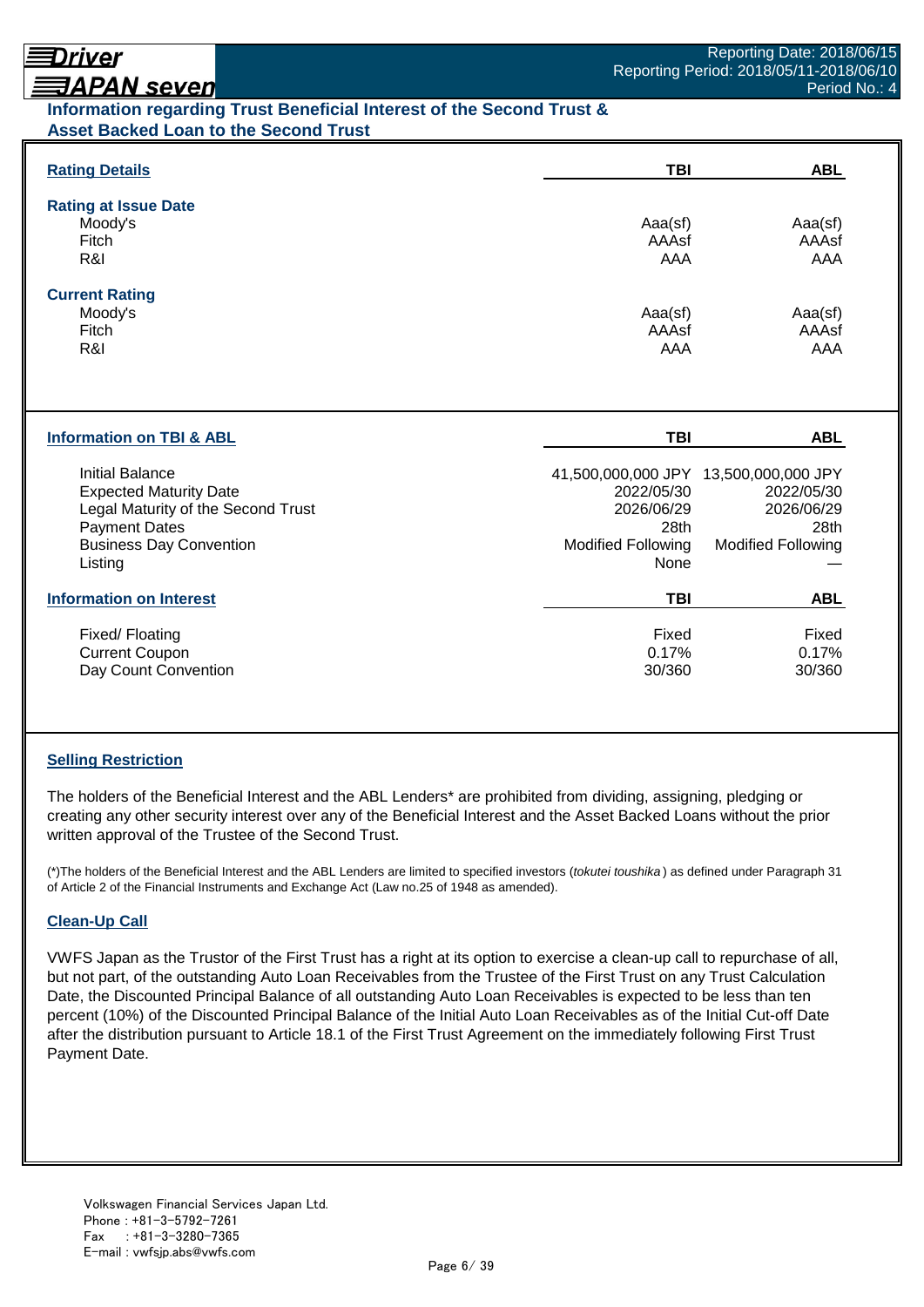## Information regarding Trust Beneficial Interest of the Second Trust & Asset Backed Loan to the Second Trust

| Rating Details | TBI | ABL |
|---|---|---|
| **Rating at Issue Date** | | |
| Moody's | Aaa(sf) | Aaa(sf) |
| Fitch | AAAsf | AAAsf |
| R&I | AAA | AAA |
| **Current Rating** | | |
| Moody's | Aaa(sf) | Aaa(sf) |
| Fitch | AAAsf | AAAsf |
| R&I | AAA | AAA |

| Information on TBI & ABL | TBI | ABL |
|---|---|---|
| Initial Balance | 41,500,000,000 JPY | 13,500,000,000 JPY |
| Expected Maturity Date | 2022/05/30 | 2022/05/30 |
| Legal Maturity of the Second Trust | 2026/06/29 | 2026/06/29 |
| Payment Dates | 28th | 28th |
| Business Day Convention | Modified Following | Modified Following |
| Listing | None | — |

| Information on Interest | TBI | ABL |
|---|---|---|
| Fixed/ Floating | Fixed | Fixed |
| Current Coupon | 0.17% | 0.17% |
| Day Count Convention | 30/360 | 30/360 |

### Selling Restriction

The holders of the Beneficial Interest and the ABL Lenders* are prohibited from dividing, assigning, pledging or creating any other security interest over any of the Beneficial Interest and the Asset Backed Loans without the prior written approval of the Trustee of the Second Trust.

(*)The holders of the Beneficial Interest and the ABL Lenders are limited to specified investors (*tokutei toushika*) as defined under Paragraph 31 of Article 2 of the Financial Instruments and Exchange Act (Law no.25 of 1948 as amended).

### Clean-Up Call

VWFS Japan as the Trustor of the First Trust has a right at its option to exercise a clean-up call to repurchase of all, but not part, of the outstanding Auto Loan Receivables from the Trustee of the First Trust on any Trust Calculation Date, the Discounted Principal Balance of all outstanding Auto Loan Receivables is expected to be less than ten percent (10%) of the Discounted Principal Balance of the Initial Auto Loan Receivables as of the Initial Cut-off Date after the distribution pursuant to Article 18.1 of the First Trust Agreement on the immediately following First Trust Payment Date.

Volkswagen Financial Services Japan Ltd.
Phone : +81-3-5792-7261
Fax : +81-3-3280-7365
E-mail : vwfsjp.abs@vwfs.com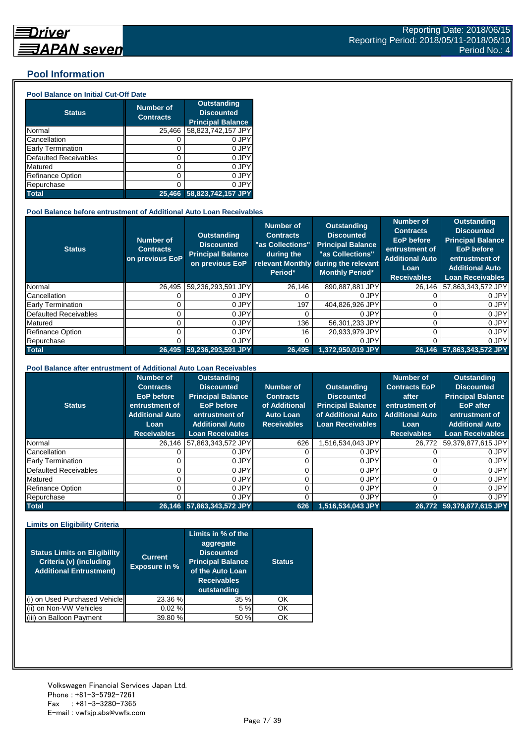Reporting Date: 2018/06/15
Reporting Period: 2018/05/11-2018/06/10
Period No.: 4

## Pool Information

### Pool Balance on Initial Cut-Off Date

| Status | Number of Contracts | Outstanding Discounted Principal Balance |
|---|---|---|
| Normal | 25,466 | 58,823,742,157 JPY |
| Cancellation | 0 | 0 JPY |
| Early Termination | 0 | 0 JPY |
| Defaulted Receivables | 0 | 0 JPY |
| Matured | 0 | 0 JPY |
| Refinance Option | 0 | 0 JPY |
| Repurchase | 0 | 0 JPY |
| **Total** | **25,466** | **58,823,742,157 JPY** |

### Pool Balance before entrustment of Additional Auto Loan Receivables

| Status | Number of Contracts on previous EoP | Outstanding Discounted Principal Balance on previous EoP | Number of Contracts "as Collections" during the relevant Monthly Period* | Outstanding Discounted Principal Balance "as Collections" during the relevant Monthly Period* | Number of Contracts EoP before entrustment of Additional Auto Loan Receivables | Outstanding Discounted Principal Balance EoP before entrustment of Additional Auto Loan Receivables |
|---|---|---|---|---|---|---|
| Normal | 26,495 | 59,236,293,591 JPY | 26,146 | 890,887,881 JPY | 26,146 | 57,863,343,572 JPY |
| Cancellation | 0 | 0 JPY | 0 | 0 JPY | 0 | 0 JPY |
| Early Termination | 0 | 0 JPY | 197 | 404,826,926 JPY | 0 | 0 JPY |
| Defaulted Receivables | 0 | 0 JPY | 0 | 0 JPY | 0 | 0 JPY |
| Matured | 0 | 0 JPY | 136 | 56,301,233 JPY | 0 | 0 JPY |
| Refinance Option | 0 | 0 JPY | 16 | 20,933,979 JPY | 0 | 0 JPY |
| Repurchase | 0 | 0 JPY | 0 | 0 JPY | 0 | 0 JPY |
| **Total** | **26,495** | **59,236,293,591 JPY** | **26,495** | **1,372,950,019 JPY** | **26,146** | **57,863,343,572 JPY** |

### Pool Balance after entrustment of Additional Auto Loan Receivables

| Status | Number of Contracts EoP before entrustment of Additional Auto Loan Receivables | Outstanding Discounted Principal Balance EoP before entrustment of Additional Auto Loan Receivables | Number of Contracts of Additional Auto Loan Receivables | Outstanding Discounted Principal Balance of Additional Auto Loan Receivables | Number of Contracts EoP after entrustment of Additional Auto Loan Receivables | Outstanding Discounted Principal Balance EoP after entrustment of Additional Auto Loan Receivables |
|---|---|---|---|---|---|---|
| Normal | 26,146 | 57,863,343,572 JPY | 626 | 1,516,534,043 JPY | 26,772 | 59,379,877,615 JPY |
| Cancellation | 0 | 0 JPY | 0 | 0 JPY | 0 | 0 JPY |
| Early Termination | 0 | 0 JPY | 0 | 0 JPY | 0 | 0 JPY |
| Defaulted Receivables | 0 | 0 JPY | 0 | 0 JPY | 0 | 0 JPY |
| Matured | 0 | 0 JPY | 0 | 0 JPY | 0 | 0 JPY |
| Refinance Option | 0 | 0 JPY | 0 | 0 JPY | 0 | 0 JPY |
| Repurchase | 0 | 0 JPY | 0 | 0 JPY | 0 | 0 JPY |
| **Total** | **26,146** | **57,863,343,572 JPY** | **626** | **1,516,534,043 JPY** | **26,772** | **59,379,877,615 JPY** |

### Limits on Eligibility Criteria

| Status Limits on Eligibility Criteria (v) (including Additional Entrustment) | Current Exposure in % | Limits in % of the aggregate Discounted Principal Balance of the Auto Loan Receivables outstanding | Status |
|---|---|---|---|
| (i) on Used Purchased Vehicle | 23.36 % | 35 % | OK |
| (ii) on Non-VW Vehicles | 0.02 % | 5 % | OK |
| (iii) on Balloon Payment | 39.80 % | 50 % | OK |

Volkswagen Financial Services Japan Ltd.
Phone : +81-3-5792-7261
Fax : +81-3-3280-7365
E-mail : vwfsjp.abs@vwfs.com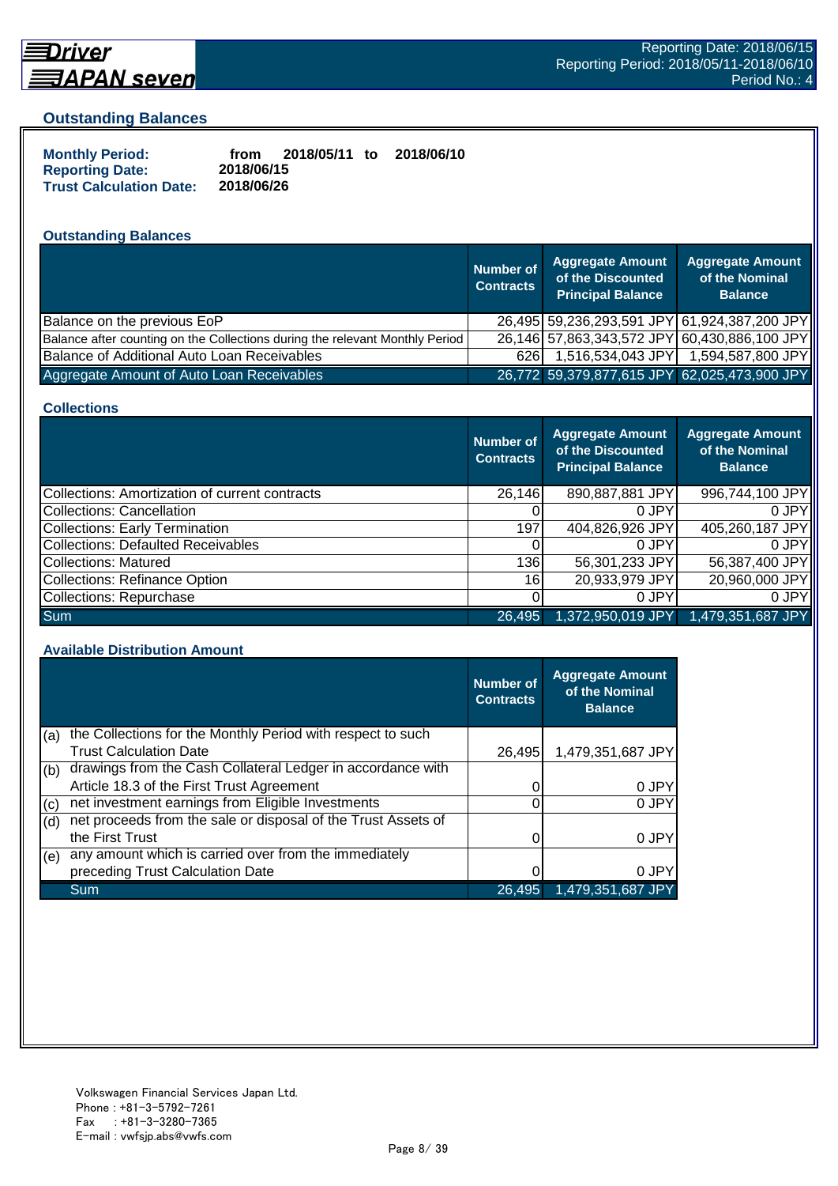## Outstanding Balances

**Monthly Period:** from 2018/05/11 to 2018/06/10
**Reporting Date:** 2018/06/15
**Trust Calculation Date:** 2018/06/26

### Outstanding Balances

| | Number of Contracts | Aggregate Amount of the Discounted Principal Balance | Aggregate Amount of the Nominal Balance |
|---|---|---|---|
| Balance on the previous EoP | 26,495 | 59,236,293,591 JPY | 61,924,387,200 JPY |
| Balance after counting on the Collections during the relevant Monthly Period | 26,146 | 57,863,343,572 JPY | 60,430,886,100 JPY |
| Balance of Additional Auto Loan Receivables | 626 | 1,516,534,043 JPY | 1,594,587,800 JPY |
| Aggregate Amount of Auto Loan Receivables | 26,772 | 59,379,877,615 JPY | 62,025,473,900 JPY |

### Collections

| | Number of Contracts | Aggregate Amount of the Discounted Principal Balance | Aggregate Amount of the Nominal Balance |
|---|---|---|---|
| Collections: Amortization of current contracts | 26,146 | 890,887,881 JPY | 996,744,100 JPY |
| Collections: Cancellation | 0 | 0 JPY | 0 JPY |
| Collections: Early Termination | 197 | 404,826,926 JPY | 405,260,187 JPY |
| Collections: Defaulted Receivables | 0 | 0 JPY | 0 JPY |
| Collections: Matured | 136 | 56,301,233 JPY | 56,387,400 JPY |
| Collections: Refinance Option | 16 | 20,933,979 JPY | 20,960,000 JPY |
| Collections: Repurchase | 0 | 0 JPY | 0 JPY |
| Sum | 26,495 | 1,372,950,019 JPY | 1,479,351,687 JPY |

### Available Distribution Amount

| | | Number of Contracts | Aggregate Amount of the Nominal Balance |
|---|---|---|---|
| (a) | the Collections for the Monthly Period with respect to such Trust Calculation Date | 26,495 | 1,479,351,687 JPY |
| (b) | drawings from the Cash Collateral Ledger in accordance with Article 18.3 of the First Trust Agreement | 0 | 0 JPY |
| (c) | net investment earnings from Eligible Investments | 0 | 0 JPY |
| (d) | net proceeds from the sale or disposal of the Trust Assets of the First Trust | 0 | 0 JPY |
| (e) | any amount which is carried over from the immediately preceding Trust Calculation Date | 0 | 0 JPY |
| | Sum | 26,495 | 1,479,351,687 JPY |

Volkswagen Financial Services Japan Ltd.
Phone : +81-3-5792-7261
Fax : +81-3-3280-7365
E-mail : vwfsjp.abs@vwfs.com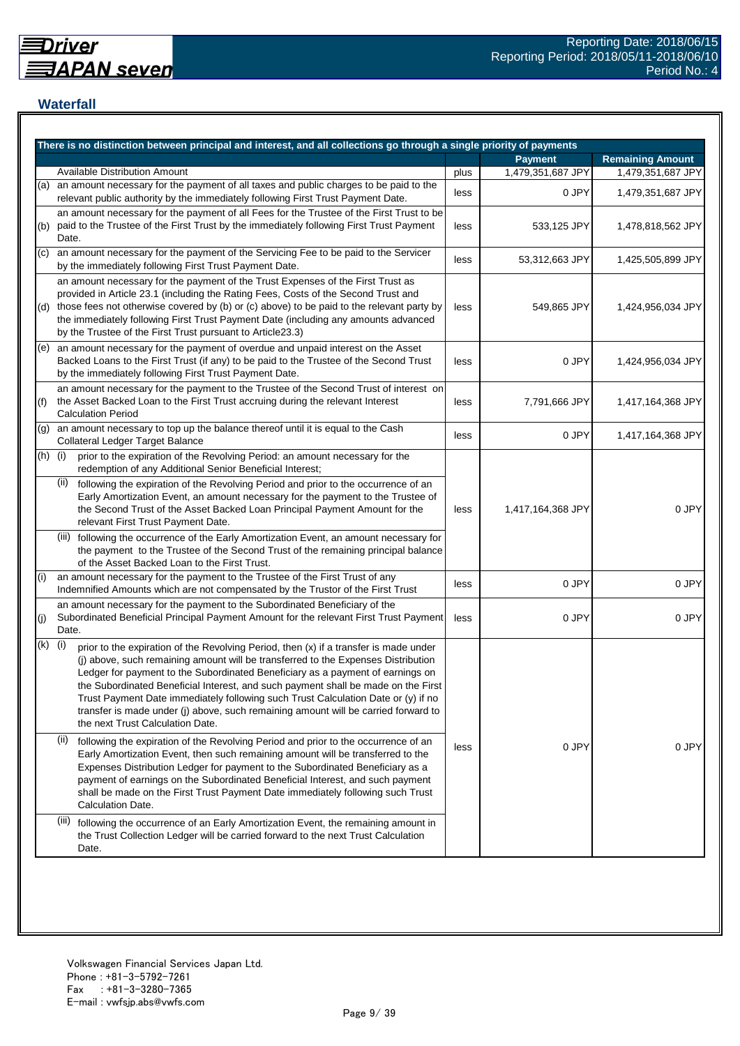## Waterfall

| There is no distinction between principal and interest, and all collections go through a single priority of payments | | | | |
|---|---|---|---|---|
| | | | **Payment** | **Remaining Amount** |
| | Available Distribution Amount | plus | 1,479,351,687 JPY | 1,479,351,687 JPY |
| (a) | an amount necessary for the payment of all taxes and public charges to be paid to the relevant public authority by the immediately following First Trust Payment Date. | less | 0 JPY | 1,479,351,687 JPY |
| (b) | an amount necessary for the payment of all Fees for the Trustee of the First Trust to be paid to the Trustee of the First Trust by the immediately following First Trust Payment Date. | less | 533,125 JPY | 1,478,818,562 JPY |
| (c) | an amount necessary for the payment of the Servicing Fee to be paid to the Servicer by the immediately following First Trust Payment Date. | less | 53,312,663 JPY | 1,425,505,899 JPY |
| (d) | an amount necessary for the payment of the Trust Expenses of the First Trust as provided in Article 23.1 (including the Rating Fees, Costs of the Second Trust and those fees not otherwise covered by (b) or (c) above) to be paid to the relevant party by the immediately following First Trust Payment Date (including any amounts advanced by the Trustee of the First Trust pursuant to Article23.3) | less | 549,865 JPY | 1,424,956,034 JPY |
| (e) | an amount necessary for the payment of overdue and unpaid interest on the Asset Backed Loans to the First Trust (if any) to be paid to the Trustee of the Second Trust by the immediately following First Trust Payment Date. | less | 0 JPY | 1,424,956,034 JPY |
| (f) | an amount necessary for the payment to the Trustee of the Second Trust of interest on the Asset Backed Loan to the First Trust accruing during the relevant Interest Calculation Period | less | 7,791,666 JPY | 1,417,164,368 JPY |
| (g) | an amount necessary to top up the balance thereof until it is equal to the Cash Collateral Ledger Target Balance | less | 0 JPY | 1,417,164,368 JPY |
| (h) | (i) prior to the expiration of the Revolving Period: an amount necessary for the redemption of any Additional Senior Beneficial Interest;<br>(ii) following the expiration of the Revolving Period and prior to the occurrence of an Early Amortization Event, an amount necessary for the payment to the Trustee of the Second Trust of the Asset Backed Loan Principal Payment Amount for the relevant First Trust Payment Date.<br>(iii) following the occurrence of the Early Amortization Event, an amount necessary for the payment to the Trustee of the Second Trust of the remaining principal balance of the Asset Backed Loan to the First Trust. | less | 1,417,164,368 JPY | 0 JPY |
| (i) | an amount necessary for the payment to the Trustee of the First Trust of any Indemnified Amounts which are not compensated by the Trustor of the First Trust | less | 0 JPY | 0 JPY |
| (j) | an amount necessary for the payment to the Subordinated Beneficiary of the Subordinated Beneficial Principal Payment Amount for the relevant First Trust Payment Date. | less | 0 JPY | 0 JPY |
| (k) | (i) prior to the expiration of the Revolving Period, then (x) if a transfer is made under (j) above, such remaining amount will be transferred to the Expenses Distribution Ledger for payment to the Subordinated Beneficiary as a payment of earnings on the Subordinated Beneficial Interest, and such payment shall be made on the First Trust Payment Date immediately following such Trust Calculation Date or (y) if no transfer is made under (j) above, such remaining amount will be carried forward to the next Trust Calculation Date.<br>(ii) following the expiration of the Revolving Period and prior to the occurrence of an Early Amortization Event, then such remaining amount will be transferred to the Expenses Distribution Ledger for payment to the Subordinated Beneficiary as a payment of earnings on the Subordinated Beneficial Interest, and such payment shall be made on the First Trust Payment Date immediately following such Trust Calculation Date.<br>(iii) following the occurrence of an Early Amortization Event, the remaining amount in the Trust Collection Ledger will be carried forward to the next Trust Calculation Date. | less | 0 JPY | 0 JPY |

Volkswagen Financial Services Japan Ltd.
Phone : +81-3-5792-7261
Fax : +81-3-3280-7365
E-mail : vwfsjp.abs@vwfs.com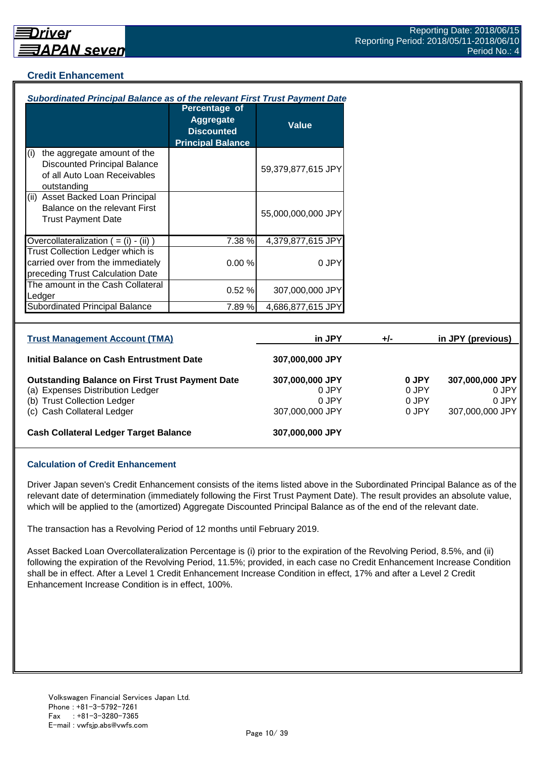## Credit Enhancement

***Subordinated Principal Balance as of the relevant First Trust Payment Date***

| | Percentage of Aggregate Discounted Principal Balance | Value |
|---|---|---|
| (i) the aggregate amount of the Discounted Principal Balance of all Auto Loan Receivables outstanding | | 59,379,877,615 JPY |
| (ii) Asset Backed Loan Principal Balance on the relevant First Trust Payment Date | | 55,000,000,000 JPY |
| Overcollateralization ( = (i) - (ii) ) | 7.38 % | 4,379,877,615 JPY |
| Trust Collection Ledger which is carried over from the immediately preceding Trust Calculation Date | 0.00 % | 0 JPY |
| The amount in the Cash Collateral Ledger | 0.52 % | 307,000,000 JPY |
| Subordinated Principal Balance | 7.89 % | 4,686,877,615 JPY |

| Trust Management Account (TMA) | in JPY | +/- | in JPY (previous) |
|---|---|---|---|
| **Initial Balance on Cash Entrustment Date** | **307,000,000 JPY** | | |
| **Outstanding Balance on First Trust Payment Date** | **307,000,000 JPY** | **0 JPY** | **307,000,000 JPY** |
| (a) Expenses Distribution Ledger | 0 JPY | 0 JPY | 0 JPY |
| (b) Trust Collection Ledger | 0 JPY | 0 JPY | 0 JPY |
| (c) Cash Collateral Ledger | 307,000,000 JPY | 0 JPY | 307,000,000 JPY |
| **Cash Collateral Ledger Target Balance** | **307,000,000 JPY** | | |

### Calculation of Credit Enhancement

Driver Japan seven's Credit Enhancement consists of the items listed above in the Subordinated Principal Balance as of the relevant date of determination (immediately following the First Trust Payment Date). The result provides an absolute value, which will be applied to the (amortized) Aggregate Discounted Principal Balance as of the end of the relevant date.

The transaction has a Revolving Period of 12 months until February 2019.

Asset Backed Loan Overcollateralization Percentage is (i) prior to the expiration of the Revolving Period, 8.5%, and (ii) following the expiration of the Revolving Period, 11.5%; provided, in each case no Credit Enhancement Increase Condition shall be in effect. After a Level 1 Credit Enhancement Increase Condition in effect, 17% and after a Level 2 Credit Enhancement Increase Condition is in effect, 100%.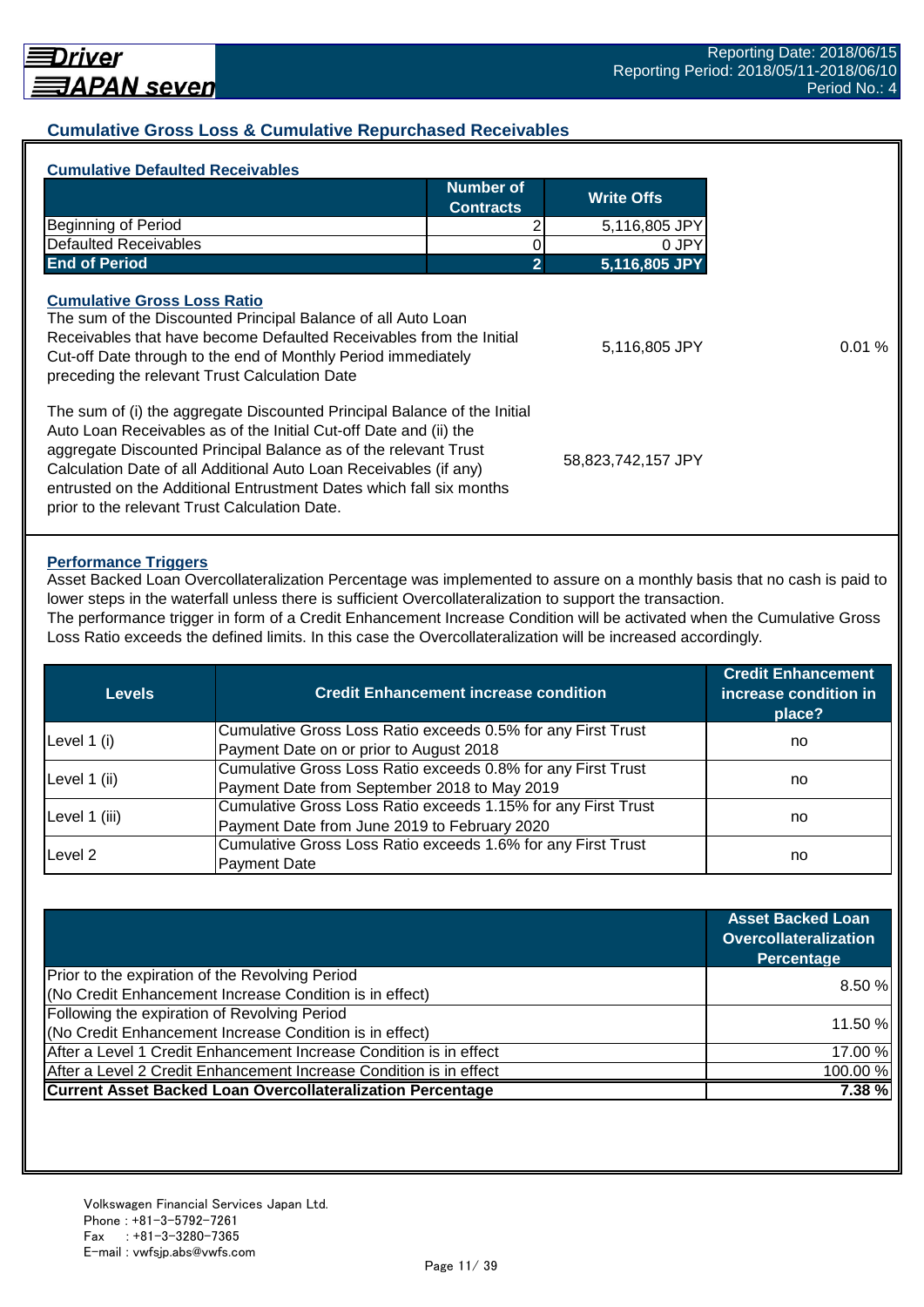## Cumulative Gross Loss & Cumulative Repurchased Receivables

### Cumulative Defaulted Receivables

| | Number of Contracts | Write Offs |
|---|---|---|
| Beginning of Period | 2 | 5,116,805 JPY |
| Defaulted Receivables | 0 | 0 JPY |
| **End of Period** | **2** | **5,116,805 JPY** |

### Cumulative Gross Loss Ratio

| | | |
|---|---|---|
| The sum of the Discounted Principal Balance of all Auto Loan Receivables that have become Defaulted Receivables from the Initial Cut-off Date through to the end of Monthly Period immediately preceding the relevant Trust Calculation Date | 5,116,805 JPY | 0.01 % |
| The sum of (i) the aggregate Discounted Principal Balance of the Initial Auto Loan Receivables as of the Initial Cut-off Date and (ii) the aggregate Discounted Principal Balance as of the relevant Trust Calculation Date of all Additional Auto Loan Receivables (if any) entrusted on the Additional Entrustment Dates which fall six months prior to the relevant Trust Calculation Date. | 58,823,742,157 JPY | |

### Performance Triggers

Asset Backed Loan Overcollateralization Percentage was implemented to assure on a monthly basis that no cash is paid to lower steps in the waterfall unless there is sufficient Overcollateralization to support the transaction.
The performance trigger in form of a Credit Enhancement Increase Condition will be activated when the Cumulative Gross Loss Ratio exceeds the defined limits. In this case the Overcollateralization will be increased accordingly.

| Levels | Credit Enhancement increase condition | Credit Enhancement increase condition in place? |
|---|---|---|
| Level 1 (i) | Cumulative Gross Loss Ratio exceeds 0.5% for any First Trust Payment Date on or prior to August 2018 | no |
| Level 1 (ii) | Cumulative Gross Loss Ratio exceeds 0.8% for any First Trust Payment Date from September 2018 to May 2019 | no |
| Level 1 (iii) | Cumulative Gross Loss Ratio exceeds 1.15% for any First Trust Payment Date from June 2019 to February 2020 | no |
| Level 2 | Cumulative Gross Loss Ratio exceeds 1.6% for any First Trust Payment Date | no |

| | Asset Backed Loan Overcollateralization Percentage |
|---|---|
| Prior to the expiration of the Revolving Period (No Credit Enhancement Increase Condition is in effect) | 8.50 % |
| Following the expiration of Revolving Period (No Credit Enhancement Increase Condition is in effect) | 11.50 % |
| After a Level 1 Credit Enhancement Increase Condition is in effect | 17.00 % |
| After a Level 2 Credit Enhancement Increase Condition is in effect | 100.00 % |
| **Current Asset Backed Loan Overcollateralization Percentage** | **7.38 %** |

Volkswagen Financial Services Japan Ltd.
Phone : +81-3-5792-7261
Fax : +81-3-3280-7365
E-mail : vwfsjp.abs@vwfs.com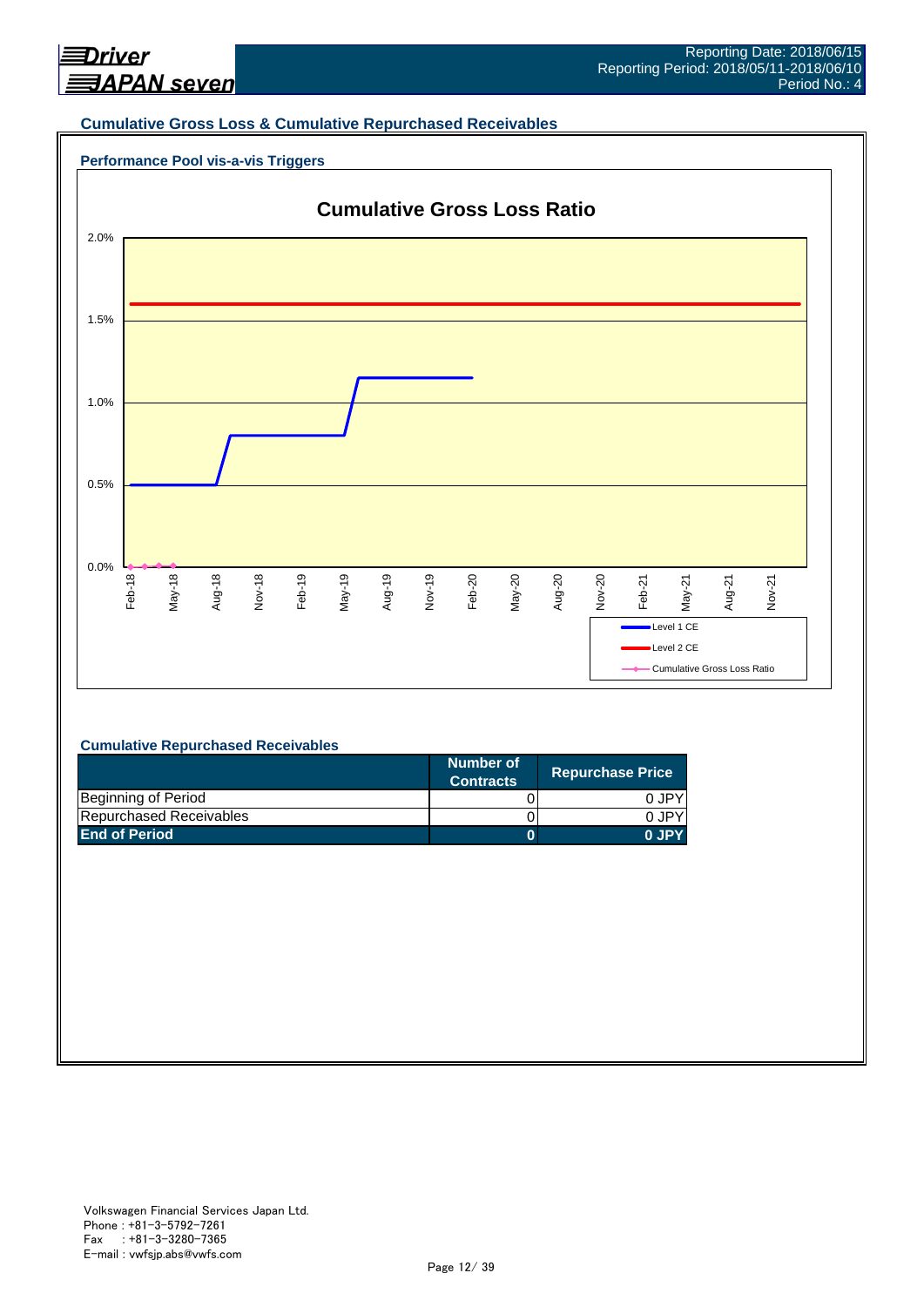Reporting Date: 2018/06/15
Reporting Period: 2018/05/11-2018/06/10
Period No.: 4

## Cumulative Gross Loss & Cumulative Repurchased Receivables

### Performance Pool vis-a-vis Triggers

**Cumulative Gross Loss Ratio**

2.0%
1.5%
1.0%
0.5%
0.0%

Feb-18 May-18 Aug-18 Nov-18 Feb-19 May-19 Aug-19 Nov-19 Feb-20 May-20 Aug-20 Nov-20 Feb-21 May-21 Aug-21 Nov-21

Level 1 CE
Level 2 CE
Cumulative Gross Loss Ratio

### Cumulative Repurchased Receivables

| | Number of Contracts | Repurchase Price |
|---|---|---|
| Beginning of Period | 0 | 0 JPY |
| Repurchased Receivables | 0 | 0 JPY |
| **End of Period** | **0** | **0 JPY** |

Volkswagen Financial Services Japan Ltd.
Phone : +81-3-5792-7261
Fax : +81-3-3280-7365
E-mail : vwfsjp.abs@vwfs.com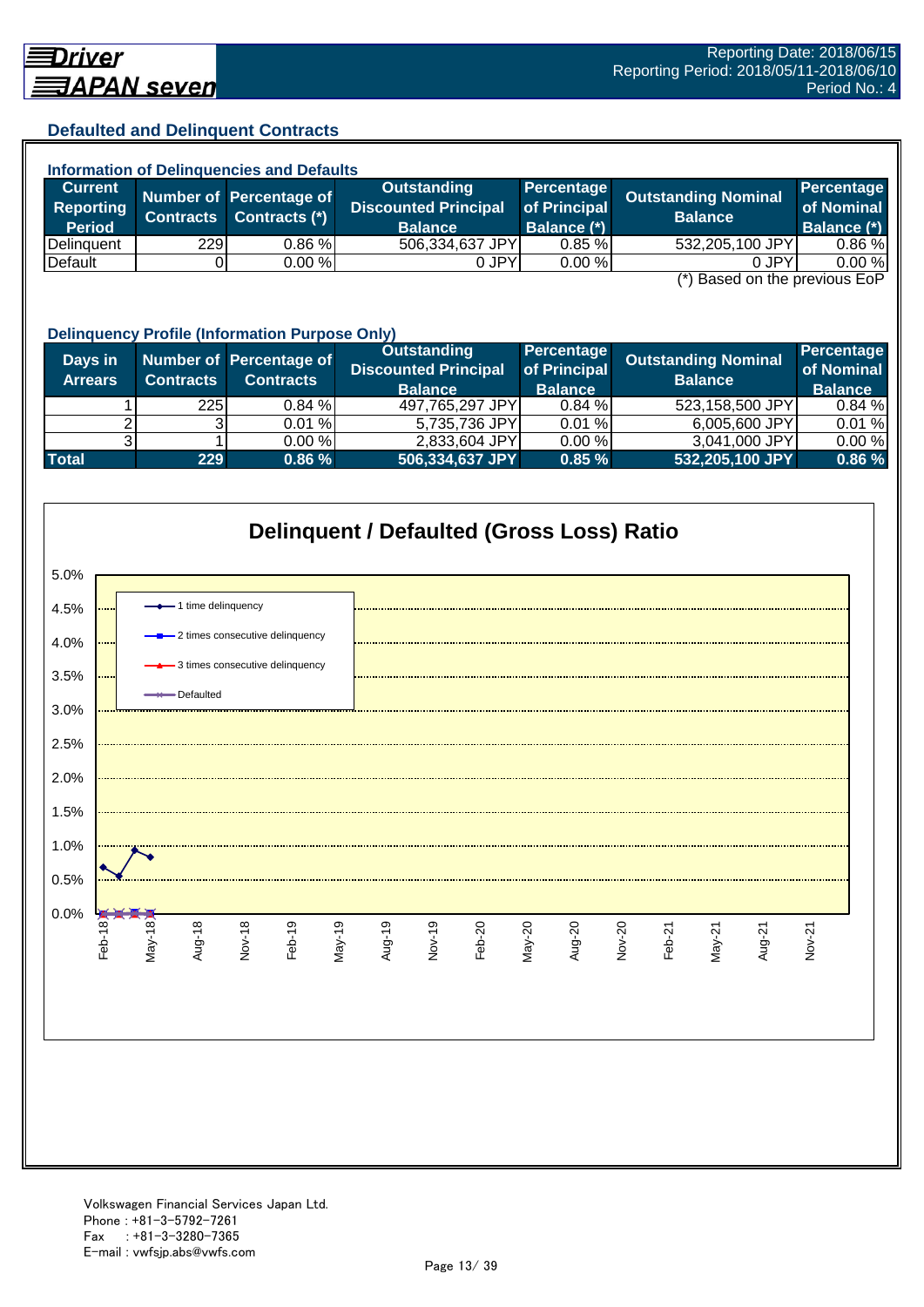## Defaulted and Delinquent Contracts

### Information of Delinquencies and Defaults

| Current Reporting Period | Number of Contracts | Percentage of Contracts (*) | Outstanding Discounted Principal Balance | Percentage of Principal Balance (*) | Outstanding Nominal Balance | Percentage of Nominal Balance (*) |
|---|---|---|---|---|---|---|
| Delinquent | 229 | 0.86 % | 506,334,637 JPY | 0.85 % | 532,205,100 JPY | 0.86 % |
| Default | 0 | 0.00 % | 0 JPY | 0.00 % | 0 JPY | 0.00 % |

(*) Based on the previous EoP

### Delinquency Profile (Information Purpose Only)

| Days in Arrears | Number of Contracts | Percentage of Contracts | Outstanding Discounted Principal Balance | Percentage of Principal Balance | Outstanding Nominal Balance | Percentage of Nominal Balance |
|---|---|---|---|---|---|---|
| 1 | 225 | 0.84 % | 497,765,297 JPY | 0.84 % | 523,158,500 JPY | 0.84 % |
| 2 | 3 | 0.01 % | 5,735,736 JPY | 0.01 % | 6,005,600 JPY | 0.01 % |
| 3 | 1 | 0.00 % | 2,833,604 JPY | 0.00 % | 3,041,000 JPY | 0.00 % |
| **Total** | **229** | **0.86 %** | **506,334,637 JPY** | **0.85 %** | **532,205,100 JPY** | **0.86 %** |

**Delinquent / Defaulted (Gross Loss) Ratio**

Legend: 1 time delinquency; 2 times consecutive delinquency; 3 times consecutive delinquency; Defaulted

Y-axis: 0.0% – 5.0%; X-axis: Feb-18 – Nov-21

Volkswagen Financial Services Japan Ltd.
Phone : +81-3-5792-7261
Fax : +81-3-3280-7365
E-mail : vwfsjp.abs@vwfs.com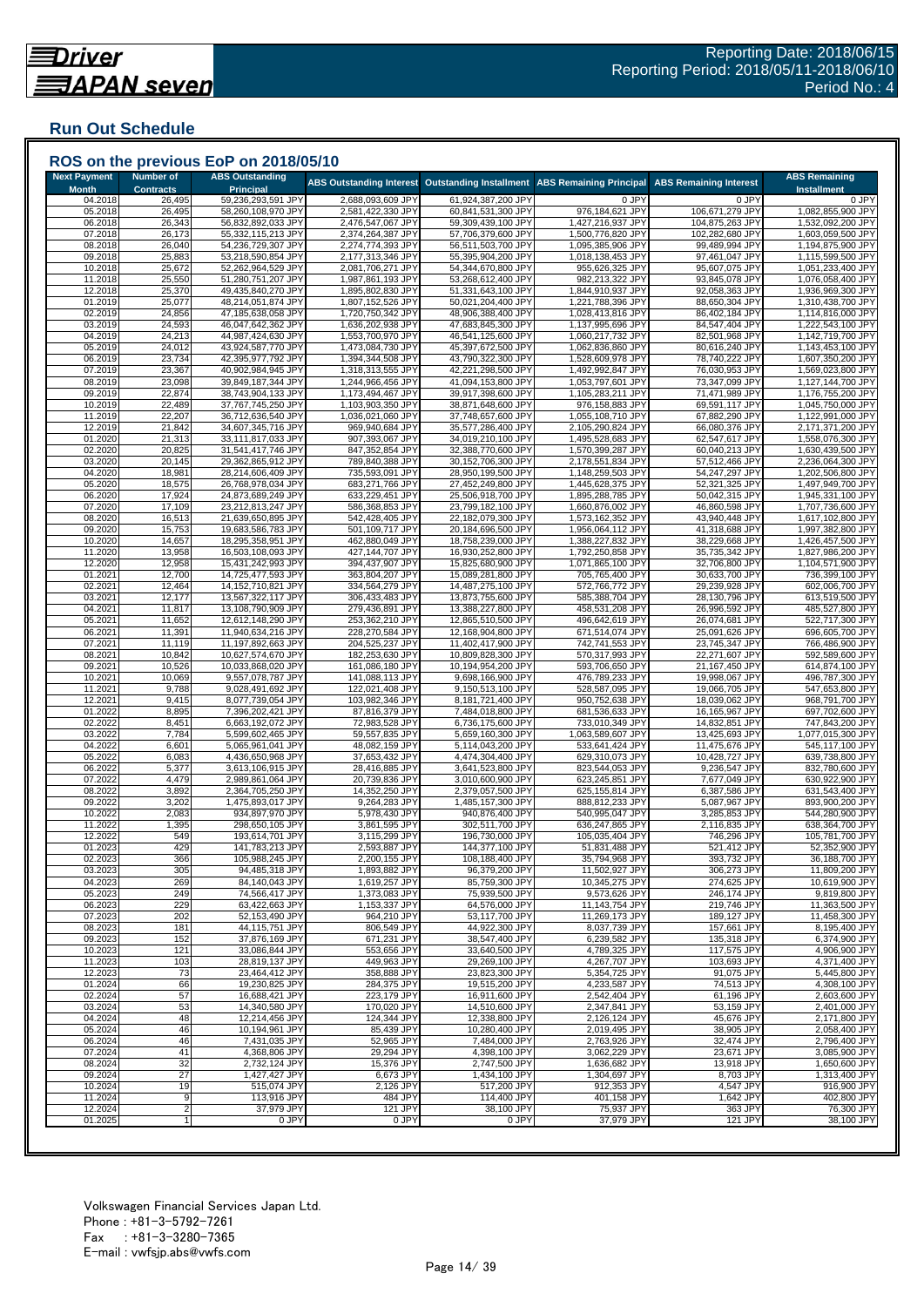# Run Out Schedule

## ROS on the previous EoP on 2018/05/10

| Next Payment Month | Number of Contracts | ABS Outstanding Principal | ABS Outstanding Interest | Outstanding Installment | ABS Remaining Principal | ABS Remaining Interest | ABS Remaining Installment |
|---|---|---|---|---|---|---|---|
| 04.2018 | 26,495 | 59,236,293,591 JPY | 2,688,093,609 JPY | 61,924,387,200 JPY | 0 JPY | 0 JPY | 0 JPY |
| 05.2018 | 26,495 | 58,260,108,970 JPY | 2,581,422,330 JPY | 60,841,531,300 JPY | 976,184,621 JPY | 106,671,279 JPY | 1,082,855,900 JPY |
| 06.2018 | 26,343 | 56,832,892,033 JPY | 2,476,547,067 JPY | 59,309,439,100 JPY | 1,427,216,937 JPY | 104,875,263 JPY | 1,532,092,200 JPY |
| 07.2018 | 26,173 | 55,332,115,213 JPY | 2,374,264,387 JPY | 57,706,379,600 JPY | 1,500,776,820 JPY | 102,282,680 JPY | 1,603,059,500 JPY |
| 08.2018 | 26,040 | 54,236,729,307 JPY | 2,274,774,393 JPY | 56,511,503,700 JPY | 1,095,385,906 JPY | 99,489,994 JPY | 1,194,875,900 JPY |
| 09.2018 | 25,883 | 53,218,590,854 JPY | 2,177,313,346 JPY | 55,395,904,200 JPY | 1,018,138,453 JPY | 97,461,047 JPY | 1,115,599,500 JPY |
| 10.2018 | 25,672 | 52,262,964,529 JPY | 2,081,706,271 JPY | 54,344,670,800 JPY | 955,626,325 JPY | 95,607,075 JPY | 1,051,233,400 JPY |
| 11.2018 | 25,550 | 51,280,751,207 JPY | 1,987,861,193 JPY | 53,268,612,400 JPY | 982,213,322 JPY | 93,845,078 JPY | 1,076,058,400 JPY |
| 12.2018 | 25,370 | 49,435,840,270 JPY | 1,895,802,830 JPY | 51,331,643,100 JPY | 1,844,910,937 JPY | 92,058,363 JPY | 1,936,969,300 JPY |
| 01.2019 | 25,077 | 48,214,051,874 JPY | 1,807,152,526 JPY | 50,021,204,400 JPY | 1,221,788,396 JPY | 88,650,304 JPY | 1,310,438,700 JPY |
| 02.2019 | 24,856 | 47,185,638,058 JPY | 1,720,750,342 JPY | 48,906,388,400 JPY | 1,028,413,816 JPY | 86,402,184 JPY | 1,114,816,000 JPY |
| 03.2019 | 24,593 | 46,047,642,362 JPY | 1,636,202,938 JPY | 47,683,845,300 JPY | 1,137,995,696 JPY | 84,547,404 JPY | 1,222,543,100 JPY |
| 04.2019 | 24,213 | 44,987,424,630 JPY | 1,553,700,970 JPY | 46,541,125,600 JPY | 1,060,217,732 JPY | 82,501,968 JPY | 1,142,719,700 JPY |
| 05.2019 | 24,012 | 43,924,587,770 JPY | 1,473,084,730 JPY | 45,397,672,500 JPY | 1,062,836,860 JPY | 80,616,240 JPY | 1,143,453,100 JPY |
| 06.2019 | 23,734 | 42,395,977,792 JPY | 1,394,344,508 JPY | 43,790,322,300 JPY | 1,528,609,978 JPY | 78,740,222 JPY | 1,607,350,200 JPY |
| 07.2019 | 23,367 | 40,902,984,945 JPY | 1,318,313,555 JPY | 42,221,298,500 JPY | 1,492,992,847 JPY | 76,030,953 JPY | 1,569,023,800 JPY |
| 08.2019 | 23,098 | 39,849,187,344 JPY | 1,244,966,456 JPY | 41,094,153,800 JPY | 1,053,797,601 JPY | 73,347,099 JPY | 1,127,144,700 JPY |
| 09.2019 | 22,874 | 38,743,904,133 JPY | 1,173,494,467 JPY | 39,917,398,600 JPY | 1,105,283,211 JPY | 71,471,989 JPY | 1,176,755,200 JPY |
| 10.2019 | 22,489 | 37,767,745,250 JPY | 1,103,903,350 JPY | 38,871,648,600 JPY | 976,158,883 JPY | 69,591,117 JPY | 1,045,750,000 JPY |
| 11.2019 | 22,207 | 36,712,636,540 JPY | 1,036,021,060 JPY | 37,748,657,600 JPY | 1,055,108,710 JPY | 67,882,290 JPY | 1,122,991,000 JPY |
| 12.2019 | 21,842 | 34,607,345,716 JPY | 969,940,684 JPY | 35,577,286,400 JPY | 2,105,290,824 JPY | 66,080,376 JPY | 2,171,371,200 JPY |
| 01.2020 | 21,313 | 33,111,817,033 JPY | 907,393,067 JPY | 34,019,210,100 JPY | 1,495,528,683 JPY | 62,547,617 JPY | 1,558,076,300 JPY |
| 02.2020 | 20,825 | 31,541,417,746 JPY | 847,352,854 JPY | 32,388,770,600 JPY | 1,570,399,287 JPY | 60,040,213 JPY | 1,630,439,500 JPY |
| 03.2020 | 20,145 | 29,362,865,912 JPY | 789,840,388 JPY | 30,152,706,300 JPY | 2,178,551,834 JPY | 57,512,466 JPY | 2,236,064,300 JPY |
| 04.2020 | 18,981 | 28,214,606,409 JPY | 735,593,091 JPY | 28,950,199,500 JPY | 1,148,259,503 JPY | 54,247,297 JPY | 1,202,506,800 JPY |
| 05.2020 | 18,575 | 26,768,978,034 JPY | 683,271,766 JPY | 27,452,249,800 JPY | 1,445,628,375 JPY | 52,321,325 JPY | 1,497,949,700 JPY |
| 06.2020 | 17,924 | 24,873,689,249 JPY | 633,229,451 JPY | 25,506,918,700 JPY | 1,895,288,785 JPY | 50,042,315 JPY | 1,945,331,100 JPY |
| 07.2020 | 17,109 | 23,212,813,247 JPY | 586,368,853 JPY | 23,799,182,100 JPY | 1,660,876,002 JPY | 46,860,598 JPY | 1,707,736,600 JPY |
| 08.2020 | 16,513 | 21,639,650,895 JPY | 542,428,405 JPY | 22,182,079,300 JPY | 1,573,162,352 JPY | 43,940,448 JPY | 1,617,102,800 JPY |
| 09.2020 | 15,753 | 19,683,586,783 JPY | 501,109,717 JPY | 20,184,696,500 JPY | 1,956,064,112 JPY | 41,318,688 JPY | 1,997,382,800 JPY |
| 10.2020 | 14,657 | 18,295,358,951 JPY | 462,880,049 JPY | 18,758,239,000 JPY | 1,388,227,832 JPY | 38,229,668 JPY | 1,426,457,500 JPY |
| 11.2020 | 13,958 | 16,503,108,093 JPY | 427,144,707 JPY | 16,930,252,800 JPY | 1,792,250,858 JPY | 35,735,342 JPY | 1,827,986,200 JPY |
| 12.2020 | 12,958 | 15,431,242,993 JPY | 394,437,907 JPY | 15,825,680,900 JPY | 1,071,865,100 JPY | 32,706,800 JPY | 1,104,571,900 JPY |
| 01.2021 | 12,700 | 14,725,477,593 JPY | 363,804,207 JPY | 15,089,281,800 JPY | 705,765,400 JPY | 30,633,700 JPY | 736,399,100 JPY |
| 02.2021 | 12,464 | 14,152,710,821 JPY | 334,564,279 JPY | 14,487,275,100 JPY | 572,766,772 JPY | 29,239,928 JPY | 602,006,700 JPY |
| 03.2021 | 12,177 | 13,567,322,117 JPY | 306,433,483 JPY | 13,873,755,600 JPY | 585,388,704 JPY | 28,130,796 JPY | 613,519,500 JPY |
| 04.2021 | 11,817 | 13,108,790,909 JPY | 279,436,891 JPY | 13,388,227,800 JPY | 458,531,208 JPY | 26,996,592 JPY | 485,527,800 JPY |
| 05.2021 | 11,652 | 12,612,148,290 JPY | 253,362,210 JPY | 12,865,510,500 JPY | 496,642,619 JPY | 26,074,681 JPY | 522,717,300 JPY |
| 06.2021 | 11,391 | 11,940,634,216 JPY | 228,270,584 JPY | 12,168,904,800 JPY | 671,514,074 JPY | 25,091,626 JPY | 696,605,700 JPY |
| 07.2021 | 11,119 | 11,197,892,663 JPY | 204,525,237 JPY | 11,402,417,900 JPY | 742,741,553 JPY | 23,745,347 JPY | 766,486,900 JPY |
| 08.2021 | 10,842 | 10,627,574,670 JPY | 182,253,630 JPY | 10,809,828,300 JPY | 570,317,993 JPY | 22,271,607 JPY | 592,589,600 JPY |
| 09.2021 | 10,526 | 10,033,868,020 JPY | 161,086,180 JPY | 10,194,954,200 JPY | 593,706,650 JPY | 21,167,450 JPY | 614,874,100 JPY |
| 10.2021 | 10,069 | 9,557,078,787 JPY | 141,088,113 JPY | 9,698,166,900 JPY | 476,789,233 JPY | 19,998,067 JPY | 496,787,300 JPY |
| 11.2021 | 9,788 | 9,028,491,692 JPY | 122,021,408 JPY | 9,150,513,100 JPY | 528,587,095 JPY | 19,066,705 JPY | 547,653,800 JPY |
| 12.2021 | 9,415 | 8,077,739,054 JPY | 103,982,346 JPY | 8,181,721,400 JPY | 950,752,638 JPY | 18,039,062 JPY | 968,791,700 JPY |
| 01.2022 | 8,895 | 7,396,202,421 JPY | 87,816,379 JPY | 7,484,018,800 JPY | 681,536,633 JPY | 16,165,967 JPY | 697,702,600 JPY |
| 02.2022 | 8,451 | 6,663,192,072 JPY | 72,983,528 JPY | 6,736,175,600 JPY | 733,010,349 JPY | 14,832,851 JPY | 747,843,200 JPY |
| 03.2022 | 7,784 | 5,599,602,465 JPY | 59,557,835 JPY | 5,659,160,300 JPY | 1,063,589,607 JPY | 13,425,693 JPY | 1,077,015,300 JPY |
| 04.2022 | 6,601 | 5,065,961,041 JPY | 48,082,159 JPY | 5,114,043,200 JPY | 533,641,424 JPY | 11,475,676 JPY | 545,117,100 JPY |
| 05.2022 | 6,083 | 4,436,650,968 JPY | 37,653,432 JPY | 4,474,304,400 JPY | 629,310,073 JPY | 10,428,727 JPY | 639,738,800 JPY |
| 06.2022 | 5,377 | 3,613,106,915 JPY | 28,416,885 JPY | 3,641,523,800 JPY | 823,544,053 JPY | 9,236,547 JPY | 832,780,600 JPY |
| 07.2022 | 4,479 | 2,989,861,064 JPY | 20,739,836 JPY | 3,010,600,900 JPY | 623,245,851 JPY | 7,677,049 JPY | 630,922,900 JPY |
| 08.2022 | 3,892 | 2,364,705,250 JPY | 14,352,250 JPY | 2,379,057,500 JPY | 625,155,814 JPY | 6,387,586 JPY | 631,543,400 JPY |
| 09.2022 | 3,202 | 1,475,893,017 JPY | 9,264,283 JPY | 1,485,157,300 JPY | 888,812,233 JPY | 5,087,967 JPY | 893,900,200 JPY |
| 10.2022 | 2,083 | 934,897,970 JPY | 5,978,430 JPY | 940,876,400 JPY | 540,995,047 JPY | 3,285,853 JPY | 544,280,900 JPY |
| 11.2022 | 1,395 | 298,650,105 JPY | 3,861,595 JPY | 302,511,700 JPY | 636,247,865 JPY | 2,116,835 JPY | 638,364,700 JPY |
| 12.2022 | 549 | 193,614,701 JPY | 3,115,299 JPY | 196,730,000 JPY | 105,035,404 JPY | 746,296 JPY | 105,781,700 JPY |
| 01.2023 | 429 | 141,783,213 JPY | 2,593,887 JPY | 144,377,100 JPY | 51,831,488 JPY | 521,412 JPY | 52,352,900 JPY |
| 02.2023 | 366 | 105,988,245 JPY | 2,200,155 JPY | 108,188,400 JPY | 35,794,968 JPY | 393,732 JPY | 36,188,700 JPY |
| 03.2023 | 305 | 94,485,318 JPY | 1,893,882 JPY | 96,379,200 JPY | 11,502,927 JPY | 306,273 JPY | 11,809,200 JPY |
| 04.2023 | 269 | 84,140,043 JPY | 1,619,257 JPY | 85,759,300 JPY | 10,345,275 JPY | 274,625 JPY | 10,619,900 JPY |
| 05.2023 | 249 | 74,566,417 JPY | 1,373,083 JPY | 75,939,500 JPY | 9,573,626 JPY | 246,174 JPY | 9,819,800 JPY |
| 06.2023 | 229 | 63,422,663 JPY | 1,153,337 JPY | 64,576,000 JPY | 11,143,754 JPY | 219,746 JPY | 11,363,500 JPY |
| 07.2023 | 202 | 52,153,490 JPY | 964,210 JPY | 53,117,700 JPY | 11,269,173 JPY | 189,127 JPY | 11,458,300 JPY |
| 08.2023 | 181 | 44,115,751 JPY | 806,549 JPY | 44,922,300 JPY | 8,037,739 JPY | 157,661 JPY | 8,195,400 JPY |
| 09.2023 | 152 | 37,876,169 JPY | 671,231 JPY | 38,547,400 JPY | 6,239,582 JPY | 135,318 JPY | 6,374,900 JPY |
| 10.2023 | 121 | 33,086,844 JPY | 553,656 JPY | 33,640,500 JPY | 4,789,325 JPY | 117,575 JPY | 4,906,900 JPY |
| 11.2023 | 103 | 28,819,137 JPY | 449,963 JPY | 29,269,100 JPY | 4,267,707 JPY | 103,693 JPY | 4,371,400 JPY |
| 12.2023 | 73 | 23,464,412 JPY | 358,888 JPY | 23,823,300 JPY | 5,354,725 JPY | 91,075 JPY | 5,445,800 JPY |
| 01.2024 | 66 | 19,230,825 JPY | 284,375 JPY | 19,515,200 JPY | 4,233,587 JPY | 74,513 JPY | 4,308,100 JPY |
| 02.2024 | 57 | 16,688,421 JPY | 223,179 JPY | 16,911,600 JPY | 2,542,404 JPY | 61,196 JPY | 2,603,600 JPY |
| 03.2024 | 53 | 14,340,580 JPY | 170,020 JPY | 14,510,600 JPY | 2,347,841 JPY | 53,159 JPY | 2,401,000 JPY |
| 04.2024 | 48 | 12,214,456 JPY | 124,344 JPY | 12,338,800 JPY | 2,126,124 JPY | 45,676 JPY | 2,171,800 JPY |
| 05.2024 | 46 | 10,194,961 JPY | 85,439 JPY | 10,280,400 JPY | 2,019,495 JPY | 38,905 JPY | 2,058,400 JPY |
| 06.2024 | 46 | 7,431,035 JPY | 52,965 JPY | 7,484,000 JPY | 2,763,926 JPY | 32,474 JPY | 2,796,400 JPY |
| 07.2024 | 41 | 4,368,806 JPY | 29,294 JPY | 4,398,100 JPY | 3,062,229 JPY | 23,671 JPY | 3,085,900 JPY |
| 08.2024 | 32 | 2,732,124 JPY | 15,376 JPY | 2,747,500 JPY | 1,636,682 JPY | 13,918 JPY | 1,650,600 JPY |
| 09.2024 | 27 | 1,427,427 JPY | 6,673 JPY | 1,434,100 JPY | 1,304,697 JPY | 8,703 JPY | 1,313,400 JPY |
| 10.2024 | 19 | 515,074 JPY | 2,126 JPY | 517,200 JPY | 912,353 JPY | 4,547 JPY | 916,900 JPY |
| 11.2024 | 9 | 113,916 JPY | 484 JPY | 114,400 JPY | 401,158 JPY | 1,642 JPY | 402,800 JPY |
| 12.2024 | 2 | 37,979 JPY | 121 JPY | 38,100 JPY | 75,937 JPY | 363 JPY | 76,300 JPY |
| 01.2025 | 1 | 0 JPY | 0 JPY | 0 JPY | 37,979 JPY | 121 JPY | 38,100 JPY |

Volkswagen Financial Services Japan Ltd.
Phone : +81-3-5792-7261
Fax : +81-3-3280-7365
E-mail : vwfsjp.abs@vwfs.com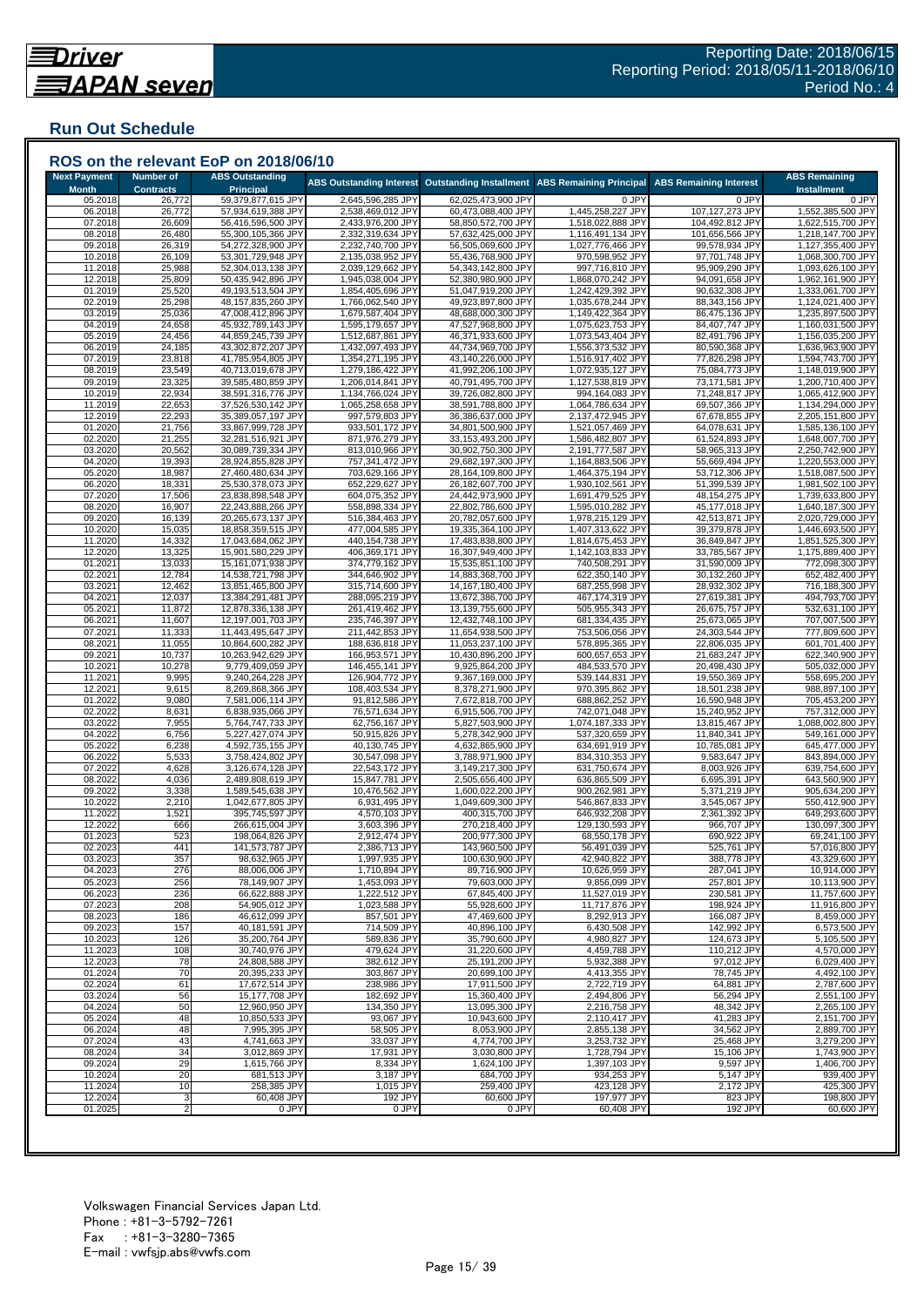## Run Out Schedule

### ROS on the relevant EoP on 2018/06/10

| Next Payment Month | Number of Contracts | ABS Outstanding Principal | ABS Outstanding Interest | Outstanding Installment | ABS Remaining Principal | ABS Remaining Interest | ABS Remaining Installment |
|---|---|---|---|---|---|---|---|
| 05.2018 | 26,772 | 59,379,877,615 JPY | 2,645,596,285 JPY | 62,025,473,900 JPY | 0 JPY | 0 JPY | 0 JPY |
| 06.2018 | 26,772 | 57,934,619,388 JPY | 2,538,469,012 JPY | 60,473,088,400 JPY | 1,445,258,227 JPY | 107,127,273 JPY | 1,552,385,500 JPY |
| 07.2018 | 26,609 | 56,416,596,500 JPY | 2,433,976,200 JPY | 58,850,572,700 JPY | 1,518,022,888 JPY | 104,492,812 JPY | 1,622,515,700 JPY |
| 08.2018 | 26,480 | 55,300,105,366 JPY | 2,332,319,634 JPY | 57,632,425,000 JPY | 1,116,491,134 JPY | 101,656,566 JPY | 1,218,147,700 JPY |
| 09.2018 | 26,319 | 54,272,328,900 JPY | 2,232,740,700 JPY | 56,505,069,600 JPY | 1,027,776,466 JPY | 99,578,934 JPY | 1,127,355,400 JPY |
| 10.2018 | 26,109 | 53,301,729,948 JPY | 2,135,038,952 JPY | 55,436,768,900 JPY | 970,598,952 JPY | 97,701,748 JPY | 1,068,300,700 JPY |
| 11.2018 | 25,988 | 52,304,013,138 JPY | 2,039,129,662 JPY | 54,343,142,800 JPY | 997,716,810 JPY | 95,909,290 JPY | 1,093,626,100 JPY |
| 12.2018 | 25,809 | 50,435,942,896 JPY | 1,945,038,004 JPY | 52,380,980,900 JPY | 1,868,070,242 JPY | 94,091,658 JPY | 1,962,161,900 JPY |
| 01.2019 | 25,520 | 49,193,513,504 JPY | 1,854,405,696 JPY | 51,047,919,200 JPY | 1,242,429,392 JPY | 90,632,308 JPY | 1,333,061,700 JPY |
| 02.2019 | 25,298 | 48,157,835,260 JPY | 1,766,062,540 JPY | 49,923,897,800 JPY | 1,035,678,244 JPY | 88,343,156 JPY | 1,124,021,400 JPY |
| 03.2019 | 25,036 | 47,008,412,896 JPY | 1,679,587,404 JPY | 48,688,000,300 JPY | 1,149,422,364 JPY | 86,475,136 JPY | 1,235,897,500 JPY |
| 04.2019 | 24,658 | 45,932,789,143 JPY | 1,595,179,657 JPY | 47,527,968,800 JPY | 1,075,623,753 JPY | 84,407,747 JPY | 1,160,031,500 JPY |
| 05.2019 | 24,456 | 44,859,245,739 JPY | 1,512,687,861 JPY | 46,371,933,600 JPY | 1,073,543,404 JPY | 82,491,796 JPY | 1,156,035,200 JPY |
| 06.2019 | 24,185 | 43,302,872,207 JPY | 1,432,097,493 JPY | 44,734,969,700 JPY | 1,556,373,532 JPY | 80,590,368 JPY | 1,636,963,900 JPY |
| 07.2019 | 23,818 | 41,785,954,805 JPY | 1,354,271,195 JPY | 43,140,226,000 JPY | 1,516,917,402 JPY | 77,826,298 JPY | 1,594,743,700 JPY |
| 08.2019 | 23,549 | 40,713,019,678 JPY | 1,279,186,422 JPY | 41,992,206,100 JPY | 1,072,935,127 JPY | 75,084,773 JPY | 1,148,019,900 JPY |
| 09.2019 | 23,325 | 39,585,480,859 JPY | 1,206,014,841 JPY | 40,791,495,700 JPY | 1,127,538,819 JPY | 73,171,581 JPY | 1,200,710,400 JPY |
| 10.2019 | 22,934 | 38,591,316,776 JPY | 1,134,766,024 JPY | 39,726,082,800 JPY | 994,164,083 JPY | 71,248,817 JPY | 1,065,412,900 JPY |
| 11.2019 | 22,653 | 37,526,530,142 JPY | 1,065,258,658 JPY | 38,591,788,800 JPY | 1,064,786,634 JPY | 69,507,366 JPY | 1,134,294,000 JPY |
| 12.2019 | 22,293 | 35,389,057,197 JPY | 997,579,803 JPY | 36,386,637,000 JPY | 2,137,472,945 JPY | 67,678,855 JPY | 2,205,151,800 JPY |
| 01.2020 | 21,756 | 33,867,999,728 JPY | 933,501,172 JPY | 34,801,500,900 JPY | 1,521,057,469 JPY | 64,078,631 JPY | 1,585,136,100 JPY |
| 02.2020 | 21,255 | 32,281,516,921 JPY | 871,976,279 JPY | 33,153,493,200 JPY | 1,586,482,807 JPY | 61,524,893 JPY | 1,648,007,700 JPY |
| 03.2020 | 20,562 | 30,089,739,334 JPY | 813,010,966 JPY | 30,902,750,300 JPY | 2,191,777,587 JPY | 58,965,313 JPY | 2,250,742,900 JPY |
| 04.2020 | 19,393 | 28,924,855,828 JPY | 757,341,472 JPY | 29,682,197,300 JPY | 1,164,883,506 JPY | 55,669,494 JPY | 1,220,553,000 JPY |
| 05.2020 | 18,987 | 27,460,480,634 JPY | 703,629,166 JPY | 28,164,109,800 JPY | 1,464,375,194 JPY | 53,712,306 JPY | 1,518,087,500 JPY |
| 06.2020 | 18,331 | 25,530,378,073 JPY | 652,229,627 JPY | 26,182,607,700 JPY | 1,930,102,561 JPY | 51,399,539 JPY | 1,981,502,100 JPY |
| 07.2020 | 17,506 | 23,838,898,548 JPY | 604,075,352 JPY | 24,442,973,900 JPY | 1,691,479,525 JPY | 48,154,275 JPY | 1,739,633,800 JPY |
| 08.2020 | 16,907 | 22,243,888,266 JPY | 558,898,334 JPY | 22,802,786,600 JPY | 1,595,010,282 JPY | 45,177,018 JPY | 1,640,187,300 JPY |
| 09.2020 | 16,139 | 20,265,673,137 JPY | 516,384,463 JPY | 20,782,057,600 JPY | 1,978,215,129 JPY | 42,513,871 JPY | 2,020,729,000 JPY |
| 10.2020 | 15,035 | 18,858,359,515 JPY | 477,004,585 JPY | 19,335,364,100 JPY | 1,407,313,622 JPY | 39,379,878 JPY | 1,446,693,500 JPY |
| 11.2020 | 14,332 | 17,043,684,062 JPY | 440,154,738 JPY | 17,483,838,800 JPY | 1,814,675,453 JPY | 36,849,847 JPY | 1,851,525,300 JPY |
| 12.2020 | 13,325 | 15,901,580,229 JPY | 406,369,171 JPY | 16,307,949,400 JPY | 1,142,103,833 JPY | 33,785,567 JPY | 1,175,889,400 JPY |
| 01.2021 | 13,033 | 15,161,071,938 JPY | 374,779,162 JPY | 15,535,851,100 JPY | 740,508,291 JPY | 31,590,009 JPY | 772,098,300 JPY |
| 02.2021 | 12,784 | 14,538,721,798 JPY | 344,646,902 JPY | 14,883,368,700 JPY | 622,350,140 JPY | 30,132,260 JPY | 652,482,400 JPY |
| 03.2021 | 12,462 | 13,851,465,800 JPY | 315,714,600 JPY | 14,167,180,400 JPY | 687,255,998 JPY | 28,932,302 JPY | 716,188,300 JPY |
| 04.2021 | 12,037 | 13,384,291,481 JPY | 288,095,219 JPY | 13,672,386,700 JPY | 467,174,319 JPY | 27,619,381 JPY | 494,793,700 JPY |
| 05.2021 | 11,872 | 12,878,336,138 JPY | 261,419,462 JPY | 13,139,755,600 JPY | 505,955,343 JPY | 26,675,757 JPY | 532,631,100 JPY |
| 06.2021 | 11,607 | 12,197,001,703 JPY | 235,746,397 JPY | 12,432,748,100 JPY | 681,334,435 JPY | 25,673,065 JPY | 707,007,500 JPY |
| 07.2021 | 11,333 | 11,443,495,647 JPY | 211,442,853 JPY | 11,654,938,500 JPY | 753,506,056 JPY | 24,303,544 JPY | 777,809,600 JPY |
| 08.2021 | 11,055 | 10,864,600,282 JPY | 188,636,818 JPY | 11,053,237,100 JPY | 578,895,365 JPY | 22,806,035 JPY | 601,701,400 JPY |
| 09.2021 | 10,737 | 10,263,942,629 JPY | 166,953,571 JPY | 10,430,896,200 JPY | 600,657,653 JPY | 21,683,247 JPY | 622,340,900 JPY |
| 10.2021 | 10,278 | 9,779,409,059 JPY | 146,455,141 JPY | 9,925,864,200 JPY | 484,533,570 JPY | 20,498,430 JPY | 505,032,000 JPY |
| 11.2021 | 9,995 | 9,240,264,228 JPY | 126,904,772 JPY | 9,367,169,000 JPY | 539,144,831 JPY | 19,550,369 JPY | 558,695,200 JPY |
| 12.2021 | 9,615 | 8,269,868,366 JPY | 108,403,534 JPY | 8,378,271,900 JPY | 970,395,862 JPY | 18,501,238 JPY | 988,897,100 JPY |
| 01.2022 | 9,080 | 7,581,006,114 JPY | 91,812,586 JPY | 7,672,818,700 JPY | 688,862,252 JPY | 16,590,948 JPY | 705,453,200 JPY |
| 02.2022 | 8,631 | 6,838,935,066 JPY | 76,571,634 JPY | 6,915,506,700 JPY | 742,071,048 JPY | 15,240,952 JPY | 757,312,000 JPY |
| 03.2022 | 7,955 | 5,764,747,733 JPY | 62,756,167 JPY | 5,827,503,900 JPY | 1,074,187,333 JPY | 13,815,467 JPY | 1,088,002,800 JPY |
| 04.2022 | 6,756 | 5,227,427,074 JPY | 50,915,826 JPY | 5,278,342,900 JPY | 537,320,659 JPY | 11,840,341 JPY | 549,161,000 JPY |
| 05.2022 | 6,238 | 4,592,735,155 JPY | 40,130,745 JPY | 4,632,865,900 JPY | 634,691,919 JPY | 10,785,081 JPY | 645,477,000 JPY |
| 06.2022 | 5,533 | 3,758,424,802 JPY | 30,547,098 JPY | 3,788,971,900 JPY | 834,310,353 JPY | 9,583,647 JPY | 843,894,000 JPY |
| 07.2022 | 4,628 | 3,126,674,128 JPY | 22,543,172 JPY | 3,149,217,300 JPY | 631,750,674 JPY | 8,003,926 JPY | 639,754,600 JPY |
| 08.2022 | 4,036 | 2,489,808,619 JPY | 15,847,781 JPY | 2,505,656,400 JPY | 636,865,509 JPY | 6,695,391 JPY | 643,560,900 JPY |
| 09.2022 | 3,338 | 1,589,545,638 JPY | 10,476,562 JPY | 1,600,022,200 JPY | 900,262,981 JPY | 5,371,219 JPY | 905,634,200 JPY |
| 10.2022 | 2,210 | 1,042,677,805 JPY | 6,931,495 JPY | 1,049,609,300 JPY | 546,867,833 JPY | 3,545,067 JPY | 550,412,900 JPY |
| 11.2022 | 1,521 | 395,745,597 JPY | 4,570,103 JPY | 400,315,700 JPY | 646,932,208 JPY | 2,361,392 JPY | 649,293,600 JPY |
| 12.2022 | 666 | 266,615,004 JPY | 3,603,396 JPY | 270,218,400 JPY | 129,130,593 JPY | 966,707 JPY | 130,097,300 JPY |
| 01.2023 | 523 | 198,064,826 JPY | 2,912,474 JPY | 200,977,300 JPY | 68,550,178 JPY | 690,922 JPY | 69,241,100 JPY |
| 02.2023 | 441 | 141,573,787 JPY | 2,386,713 JPY | 143,960,500 JPY | 56,491,039 JPY | 525,761 JPY | 57,016,800 JPY |
| 03.2023 | 357 | 98,632,965 JPY | 1,997,935 JPY | 100,630,900 JPY | 42,940,822 JPY | 388,778 JPY | 43,329,600 JPY |
| 04.2023 | 276 | 88,006,006 JPY | 1,710,894 JPY | 89,716,900 JPY | 10,626,959 JPY | 287,041 JPY | 10,914,000 JPY |
| 05.2023 | 256 | 78,149,907 JPY | 1,453,093 JPY | 79,603,000 JPY | 9,856,099 JPY | 257,801 JPY | 10,113,900 JPY |
| 06.2023 | 236 | 66,622,888 JPY | 1,222,512 JPY | 67,845,400 JPY | 11,527,019 JPY | 230,581 JPY | 11,757,600 JPY |
| 07.2023 | 208 | 54,905,012 JPY | 1,023,588 JPY | 55,928,600 JPY | 11,717,876 JPY | 198,924 JPY | 11,916,800 JPY |
| 08.2023 | 186 | 46,612,099 JPY | 857,501 JPY | 47,469,600 JPY | 8,292,913 JPY | 166,087 JPY | 8,459,000 JPY |
| 09.2023 | 157 | 40,181,591 JPY | 714,509 JPY | 40,896,100 JPY | 6,430,508 JPY | 142,992 JPY | 6,573,500 JPY |
| 10.2023 | 126 | 35,200,764 JPY | 589,836 JPY | 35,790,600 JPY | 4,980,827 JPY | 124,673 JPY | 5,105,500 JPY |
| 11.2023 | 108 | 30,740,976 JPY | 479,624 JPY | 31,220,600 JPY | 4,459,788 JPY | 110,212 JPY | 4,570,000 JPY |
| 12.2023 | 78 | 24,808,588 JPY | 382,612 JPY | 25,191,200 JPY | 5,932,388 JPY | 97,012 JPY | 6,029,400 JPY |
| 01.2024 | 70 | 20,395,233 JPY | 303,867 JPY | 20,699,100 JPY | 4,413,355 JPY | 78,745 JPY | 4,492,100 JPY |
| 02.2024 | 61 | 17,672,514 JPY | 238,986 JPY | 17,911,500 JPY | 2,722,719 JPY | 64,881 JPY | 2,787,600 JPY |
| 03.2024 | 56 | 15,177,708 JPY | 182,692 JPY | 15,360,400 JPY | 2,494,806 JPY | 56,294 JPY | 2,551,100 JPY |
| 04.2024 | 50 | 12,960,950 JPY | 134,350 JPY | 13,095,300 JPY | 2,216,758 JPY | 48,342 JPY | 2,265,100 JPY |
| 05.2024 | 48 | 10,850,533 JPY | 93,067 JPY | 10,943,600 JPY | 2,110,417 JPY | 41,283 JPY | 2,151,700 JPY |
| 06.2024 | 48 | 7,995,395 JPY | 58,505 JPY | 8,053,900 JPY | 2,855,138 JPY | 34,562 JPY | 2,889,700 JPY |
| 07.2024 | 43 | 4,741,663 JPY | 33,037 JPY | 4,774,700 JPY | 3,253,732 JPY | 25,468 JPY | 3,279,200 JPY |
| 08.2024 | 34 | 3,012,869 JPY | 17,931 JPY | 3,030,800 JPY | 1,728,794 JPY | 15,106 JPY | 1,743,900 JPY |
| 09.2024 | 29 | 1,615,766 JPY | 8,334 JPY | 1,624,100 JPY | 1,397,103 JPY | 9,597 JPY | 1,406,700 JPY |
| 10.2024 | 20 | 681,513 JPY | 3,187 JPY | 684,700 JPY | 934,253 JPY | 5,147 JPY | 939,400 JPY |
| 11.2024 | 10 | 258,385 JPY | 1,015 JPY | 259,400 JPY | 423,128 JPY | 2,172 JPY | 425,300 JPY |
| 12.2024 | 3 | 60,408 JPY | 192 JPY | 60,600 JPY | 197,977 JPY | 823 JPY | 198,800 JPY |
| 01.2025 | 2 | 0 JPY | 0 JPY | 0 JPY | 60,408 JPY | 192 JPY | 60,600 JPY |

Volkswagen Financial Services Japan Ltd.
Phone : +81-3-5792-7261
Fax : +81-3-3280-7365
E-mail : vwfsjp.abs@vwfs.com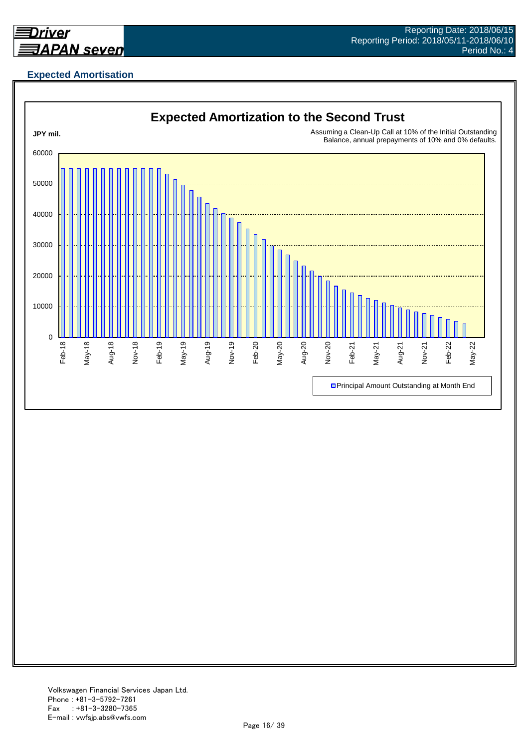## Expected Amortisation

**Expected Amortization to the Second Trust**

JPY mil.

Assuming a Clean-Up Call at 10% of the Initial Outstanding Balance, annual prepayments of 10% and 0% defaults.

60000
50000
40000
30000
20000
10000
0

Feb-18 May-18 Aug-18 Nov-18 Feb-19 May-19 Aug-19 Nov-19 Feb-20 May-20 Aug-20 Nov-20 Feb-21 May-21 Aug-21 Nov-21 Feb-22 May-22

Principal Amount Outstanding at Month End

Volkswagen Financial Services Japan Ltd.
Phone : +81-3-5792-7261
Fax : +81-3-3280-7365
E-mail : vwfsjp.abs@vwfs.com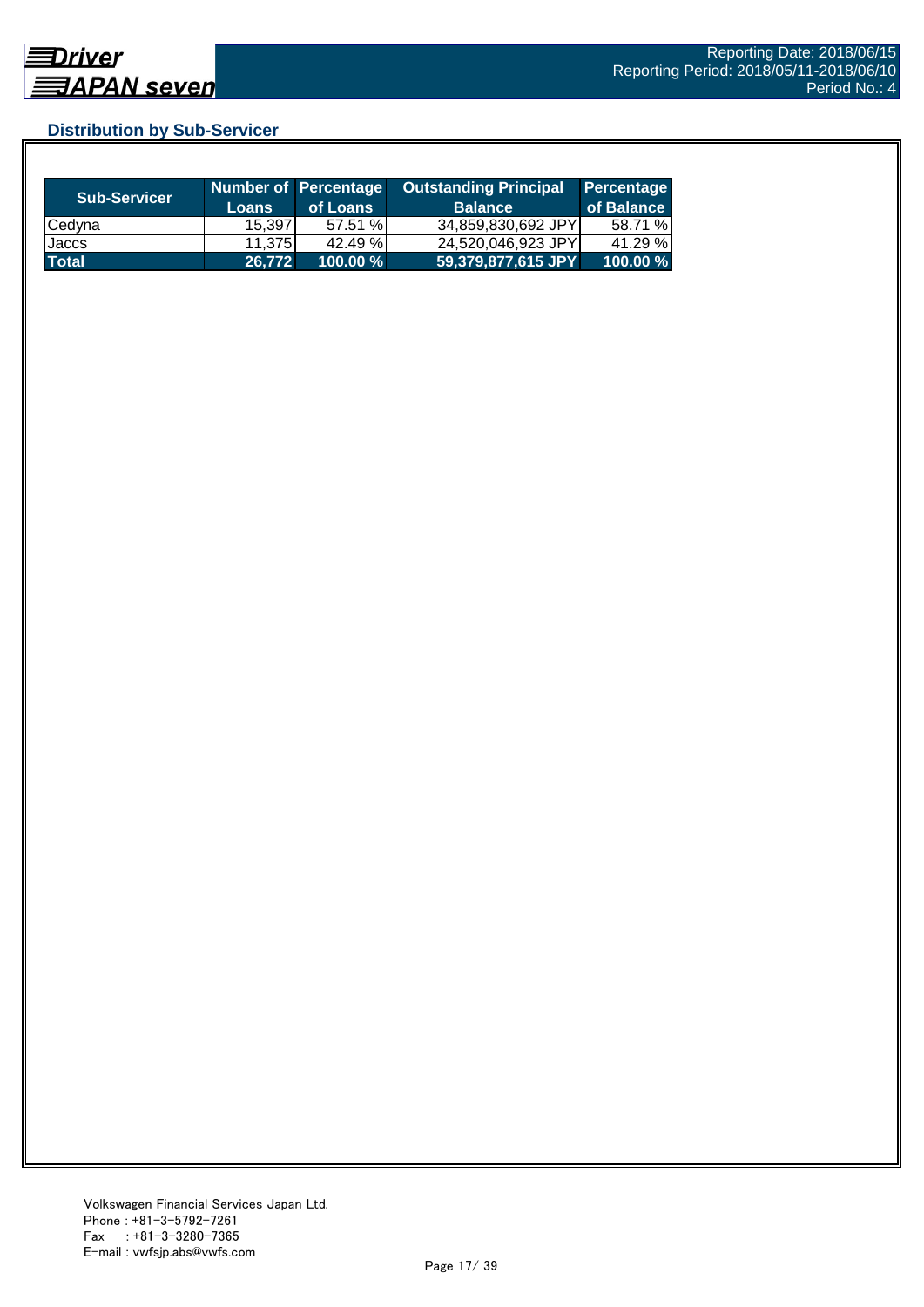## Distribution by Sub-Servicer

| Sub-Servicer | Number of Loans | Percentage of Loans | Outstanding Principal Balance | Percentage of Balance |
|---|---|---|---|---|
| Cedyna | 15,397 | 57.51 % | 34,859,830,692 JPY | 58.71 % |
| Jaccs | 11,375 | 42.49 % | 24,520,046,923 JPY | 41.29 % |
| **Total** | **26,772** | **100.00 %** | **59,379,877,615 JPY** | **100.00 %** |

Volkswagen Financial Services Japan Ltd.
Phone : +81-3-5792-7261
Fax : +81-3-3280-7365
E-mail : vwfsjp.abs@vwfs.com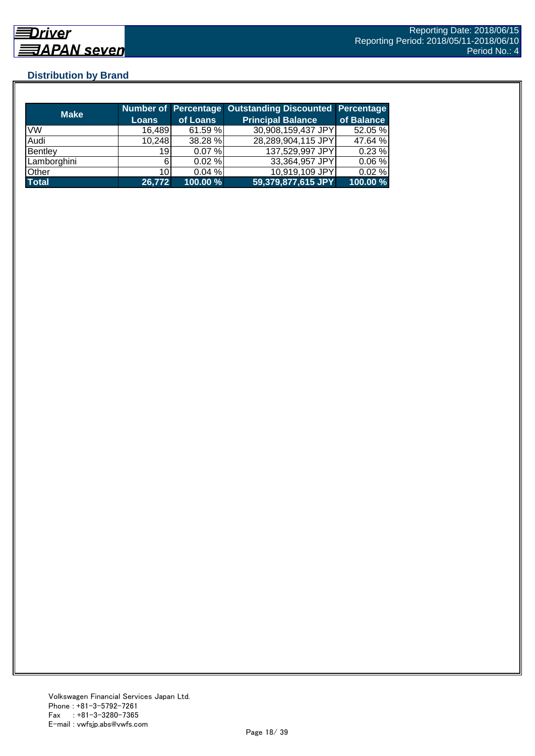## Distribution by Brand

| Make | Number of Loans | Percentage of Loans | Outstanding Discounted Principal Balance | Percentage of Balance |
|---|---|---|---|---|
| VW | 16,489 | 61.59 % | 30,908,159,437 JPY | 52.05 % |
| Audi | 10,248 | 38.28 % | 28,289,904,115 JPY | 47.64 % |
| Bentley | 19 | 0.07 % | 137,529,997 JPY | 0.23 % |
| Lamborghini | 6 | 0.02 % | 33,364,957 JPY | 0.06 % |
| Other | 10 | 0.04 % | 10,919,109 JPY | 0.02 % |
| **Total** | **26,772** | **100.00 %** | **59,379,877,615 JPY** | **100.00 %** |

Volkswagen Financial Services Japan Ltd.
Phone : +81-3-5792-7261
Fax : +81-3-3280-7365
E-mail : vwfsjp.abs@vwfs.com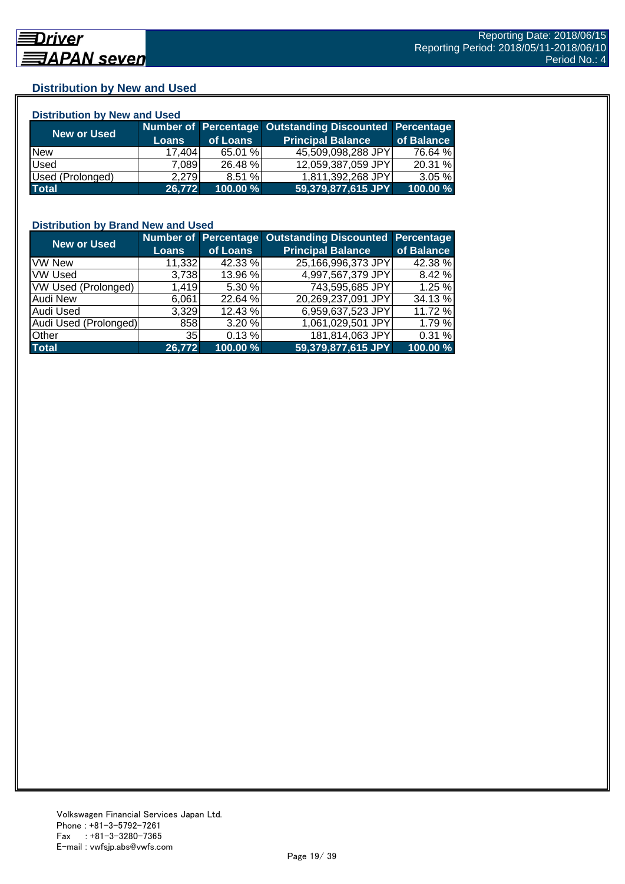## Distribution by New and Used

### Distribution by New and Used

| New or Used | Number of Loans | Percentage of Loans | Outstanding Discounted Principal Balance | Percentage of Balance |
|---|---|---|---|---|
| New | 17,404 | 65.01 % | 45,509,098,288 JPY | 76.64 % |
| Used | 7,089 | 26.48 % | 12,059,387,059 JPY | 20.31 % |
| Used (Prolonged) | 2,279 | 8.51 % | 1,811,392,268 JPY | 3.05 % |
| **Total** | **26,772** | **100.00 %** | **59,379,877,615 JPY** | **100.00 %** |

### Distribution by Brand New and Used

| New or Used | Number of Loans | Percentage of Loans | Outstanding Discounted Principal Balance | Percentage of Balance |
|---|---|---|---|---|
| VW New | 11,332 | 42.33 % | 25,166,996,373 JPY | 42.38 % |
| VW Used | 3,738 | 13.96 % | 4,997,567,379 JPY | 8.42 % |
| VW Used (Prolonged) | 1,419 | 5.30 % | 743,595,685 JPY | 1.25 % |
| Audi New | 6,061 | 22.64 % | 20,269,237,091 JPY | 34.13 % |
| Audi Used | 3,329 | 12.43 % | 6,959,637,523 JPY | 11.72 % |
| Audi Used (Prolonged) | 858 | 3.20 % | 1,061,029,501 JPY | 1.79 % |
| Other | 35 | 0.13 % | 181,814,063 JPY | 0.31 % |
| **Total** | **26,772** | **100.00 %** | **59,379,877,615 JPY** | **100.00 %** |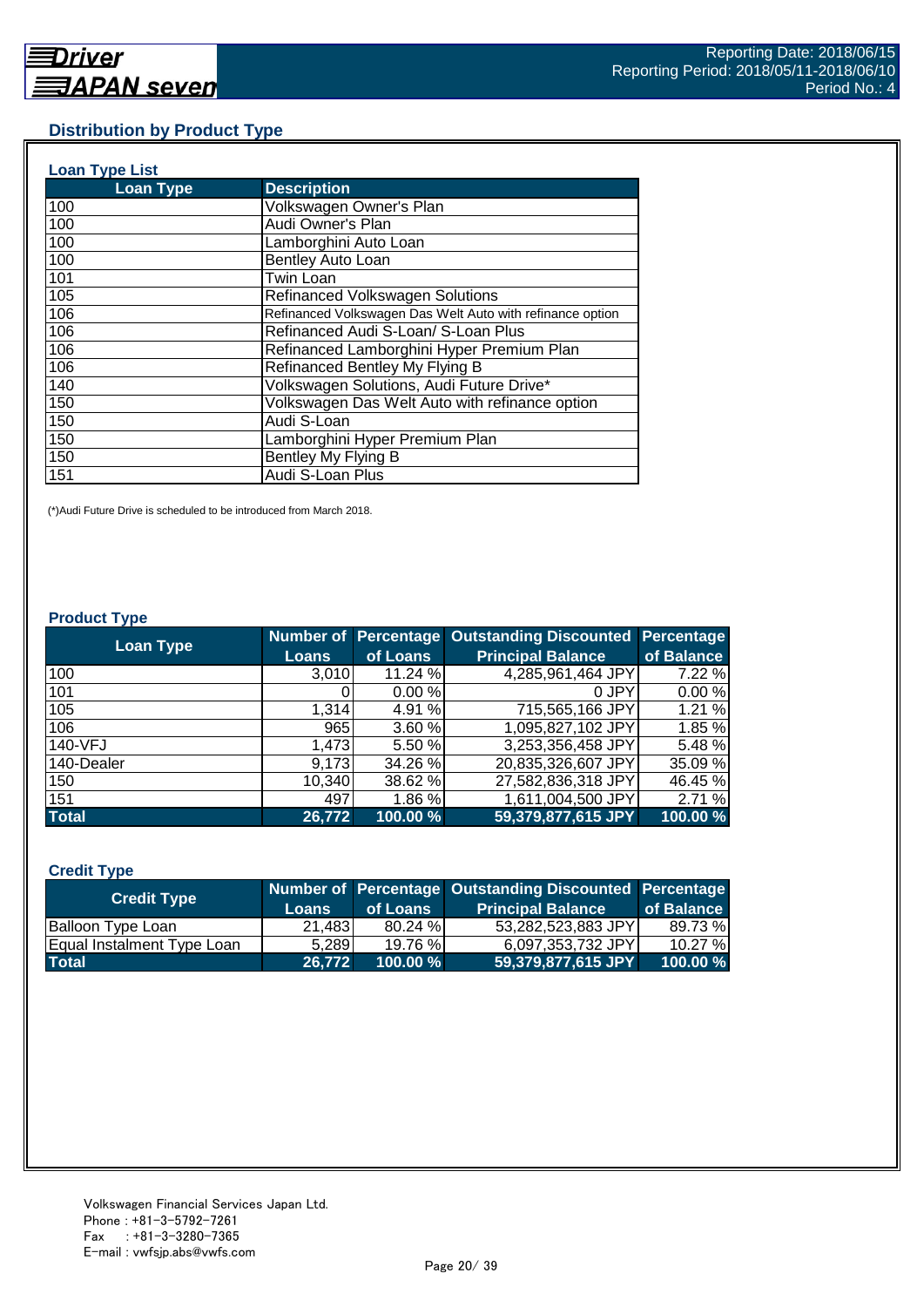## Distribution by Product Type

### Loan Type List

| Loan Type | Description |
|---|---|
| 100 | Volkswagen Owner's Plan |
| 100 | Audi Owner's Plan |
| 100 | Lamborghini Auto Loan |
| 100 | Bentley Auto Loan |
| 101 | Twin Loan |
| 105 | Refinanced Volkswagen Solutions |
| 106 | Refinanced Volkswagen Das Welt Auto with refinance option |
| 106 | Refinanced Audi S-Loan/ S-Loan Plus |
| 106 | Refinanced Lamborghini Hyper Premium Plan |
| 106 | Refinanced Bentley My Flying B |
| 140 | Volkswagen Solutions, Audi Future Drive* |
| 150 | Volkswagen Das Welt Auto with refinance option |
| 150 | Audi S-Loan |
| 150 | Lamborghini Hyper Premium Plan |
| 150 | Bentley My Flying B |
| 151 | Audi S-Loan Plus |

(*)Audi Future Drive is scheduled to be introduced from March 2018.

### Product Type

| Loan Type | Number of Loans | Percentage of Loans | Outstanding Discounted Principal Balance | Percentage of Balance |
|---|---|---|---|---|
| 100 | 3,010 | 11.24 % | 4,285,961,464 JPY | 7.22 % |
| 101 | 0 | 0.00 % | 0 JPY | 0.00 % |
| 105 | 1,314 | 4.91 % | 715,565,166 JPY | 1.21 % |
| 106 | 965 | 3.60 % | 1,095,827,102 JPY | 1.85 % |
| 140-VFJ | 1,473 | 5.50 % | 3,253,356,458 JPY | 5.48 % |
| 140-Dealer | 9,173 | 34.26 % | 20,835,326,607 JPY | 35.09 % |
| 150 | 10,340 | 38.62 % | 27,582,836,318 JPY | 46.45 % |
| 151 | 497 | 1.86 % | 1,611,004,500 JPY | 2.71 % |
| **Total** | **26,772** | **100.00 %** | **59,379,877,615 JPY** | **100.00 %** |

### Credit Type

| Credit Type | Number of Loans | Percentage of Loans | Outstanding Discounted Principal Balance | Percentage of Balance |
|---|---|---|---|---|
| Balloon Type Loan | 21,483 | 80.24 % | 53,282,523,883 JPY | 89.73 % |
| Equal Instalment Type Loan | 5,289 | 19.76 % | 6,097,353,732 JPY | 10.27 % |
| **Total** | **26,772** | **100.00 %** | **59,379,877,615 JPY** | **100.00 %** |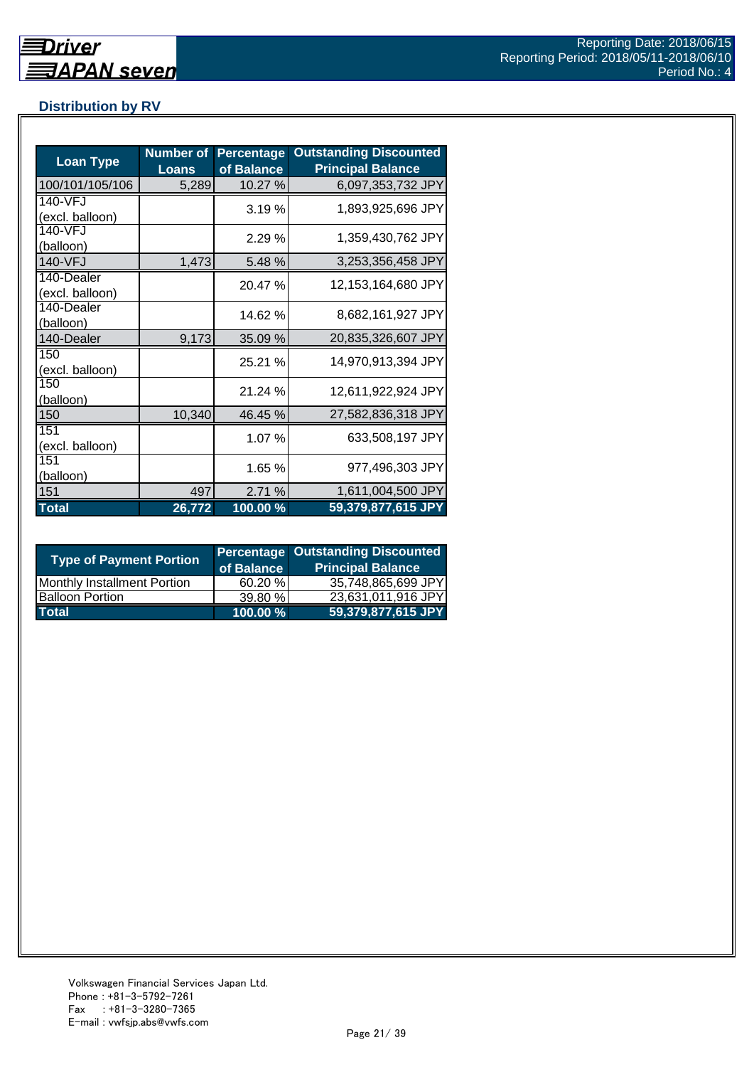## Distribution by RV

| Loan Type | Number of Loans | Percentage of Balance | Outstanding Discounted Principal Balance |
|---|---|---|---|
| 100/101/105/106 | 5,289 | 10.27 % | 6,097,353,732 JPY |
| 140-VFJ (excl. balloon) | | 3.19 % | 1,893,925,696 JPY |
| 140-VFJ (balloon) | | 2.29 % | 1,359,430,762 JPY |
| 140-VFJ | 1,473 | 5.48 % | 3,253,356,458 JPY |
| 140-Dealer (excl. balloon) | | 20.47 % | 12,153,164,680 JPY |
| 140-Dealer (balloon) | | 14.62 % | 8,682,161,927 JPY |
| 140-Dealer | 9,173 | 35.09 % | 20,835,326,607 JPY |
| 150 (excl. balloon) | | 25.21 % | 14,970,913,394 JPY |
| 150 (balloon) | | 21.24 % | 12,611,922,924 JPY |
| 150 | 10,340 | 46.45 % | 27,582,836,318 JPY |
| 151 (excl. balloon) | | 1.07 % | 633,508,197 JPY |
| 151 (balloon) | | 1.65 % | 977,496,303 JPY |
| 151 | 497 | 2.71 % | 1,611,004,500 JPY |
| **Total** | **26,772** | **100.00 %** | **59,379,877,615 JPY** |

| Type of Payment Portion | Percentage of Balance | Outstanding Discounted Principal Balance |
|---|---|---|
| Monthly Installment Portion | 60.20 % | 35,748,865,699 JPY |
| Balloon Portion | 39.80 % | 23,631,011,916 JPY |
| **Total** | **100.00 %** | **59,379,877,615 JPY** |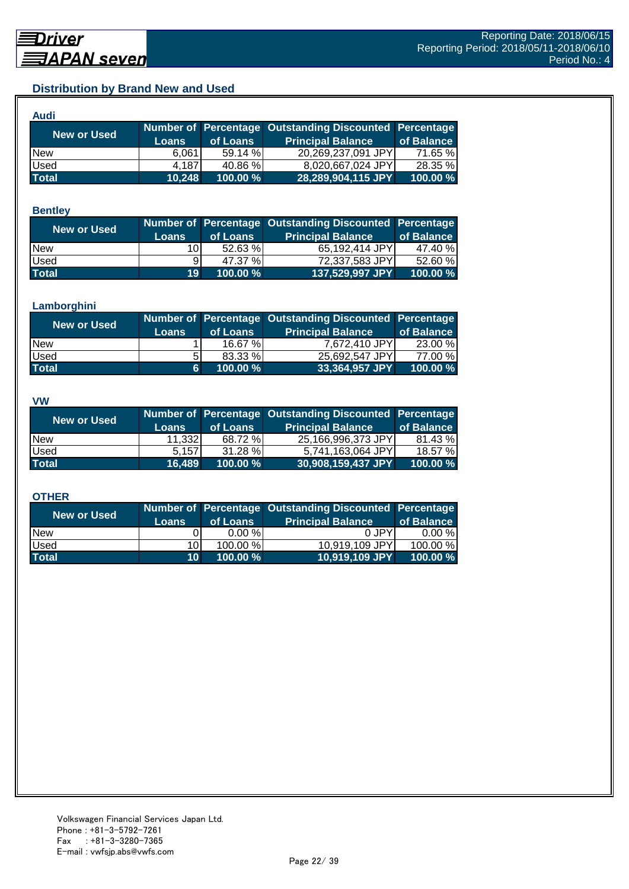## Distribution by Brand New and Used

### Audi

| New or Used | Number of Loans | Percentage of Loans | Outstanding Discounted Principal Balance | Percentage of Balance |
|---|---|---|---|---|
| New | 6,061 | 59.14 % | 20,269,237,091 JPY | 71.65 % |
| Used | 4,187 | 40.86 % | 8,020,667,024 JPY | 28.35 % |
| **Total** | **10,248** | **100.00 %** | **28,289,904,115 JPY** | **100.00 %** |

### Bentley

| New or Used | Number of Loans | Percentage of Loans | Outstanding Discounted Principal Balance | Percentage of Balance |
|---|---|---|---|---|
| New | 10 | 52.63 % | 65,192,414 JPY | 47.40 % |
| Used | 9 | 47.37 % | 72,337,583 JPY | 52.60 % |
| **Total** | **19** | **100.00 %** | **137,529,997 JPY** | **100.00 %** |

### Lamborghini

| New or Used | Number of Loans | Percentage of Loans | Outstanding Discounted Principal Balance | Percentage of Balance |
|---|---|---|---|---|
| New | 1 | 16.67 % | 7,672,410 JPY | 23.00 % |
| Used | 5 | 83.33 % | 25,692,547 JPY | 77.00 % |
| **Total** | **6** | **100.00 %** | **33,364,957 JPY** | **100.00 %** |

### VW

| New or Used | Number of Loans | Percentage of Loans | Outstanding Discounted Principal Balance | Percentage of Balance |
|---|---|---|---|---|
| New | 11,332 | 68.72 % | 25,166,996,373 JPY | 81.43 % |
| Used | 5,157 | 31.28 % | 5,741,163,064 JPY | 18.57 % |
| **Total** | **16,489** | **100.00 %** | **30,908,159,437 JPY** | **100.00 %** |

### OTHER

| New or Used | Number of Loans | Percentage of Loans | Outstanding Discounted Principal Balance | Percentage of Balance |
|---|---|---|---|---|
| New | 0 | 0.00 % | 0 JPY | 0.00 % |
| Used | 10 | 100.00 % | 10,919,109 JPY | 100.00 % |
| **Total** | **10** | **100.00 %** | **10,919,109 JPY** | **100.00 %** |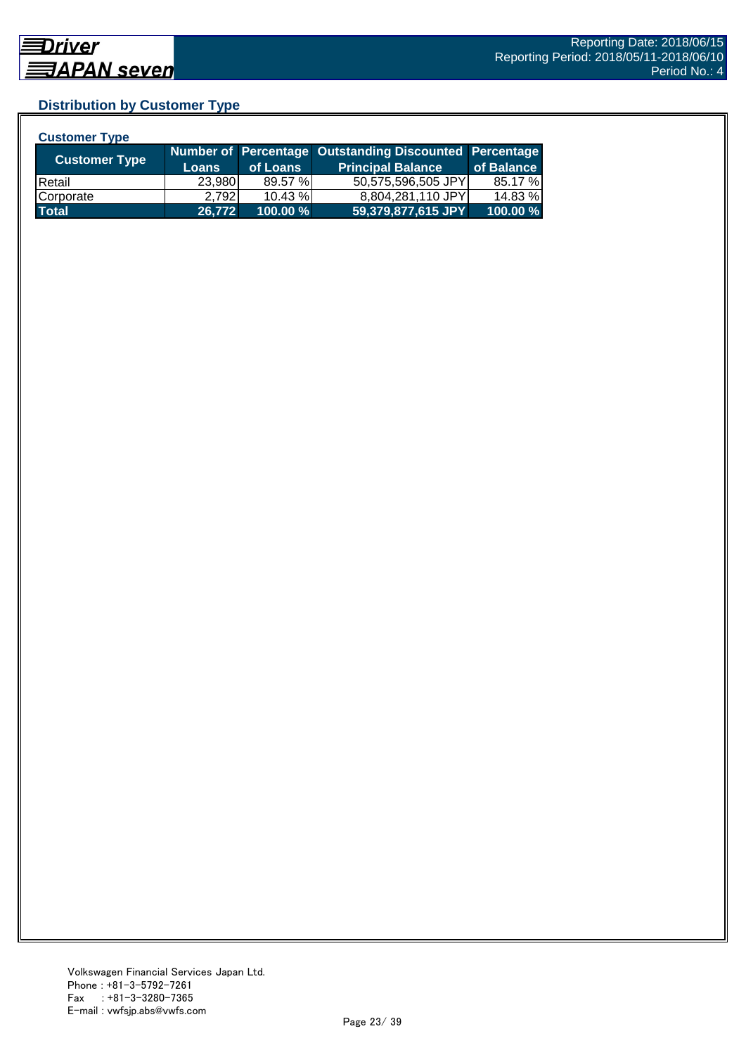## Distribution by Customer Type

**Customer Type**

| Customer Type | Number of Loans | Percentage of Loans | Outstanding Discounted Principal Balance | Percentage of Balance |
|---|---|---|---|---|
| Retail | 23,980 | 89.57 % | 50,575,596,505 JPY | 85.17 % |
| Corporate | 2,792 | 10.43 % | 8,804,281,110 JPY | 14.83 % |
| **Total** | **26,772** | **100.00 %** | **59,379,877,615 JPY** | **100.00 %** |

Volkswagen Financial Services Japan Ltd.
Phone : +81-3-5792-7261
Fax : +81-3-3280-7365
E-mail : vwfsjp.abs@vwfs.com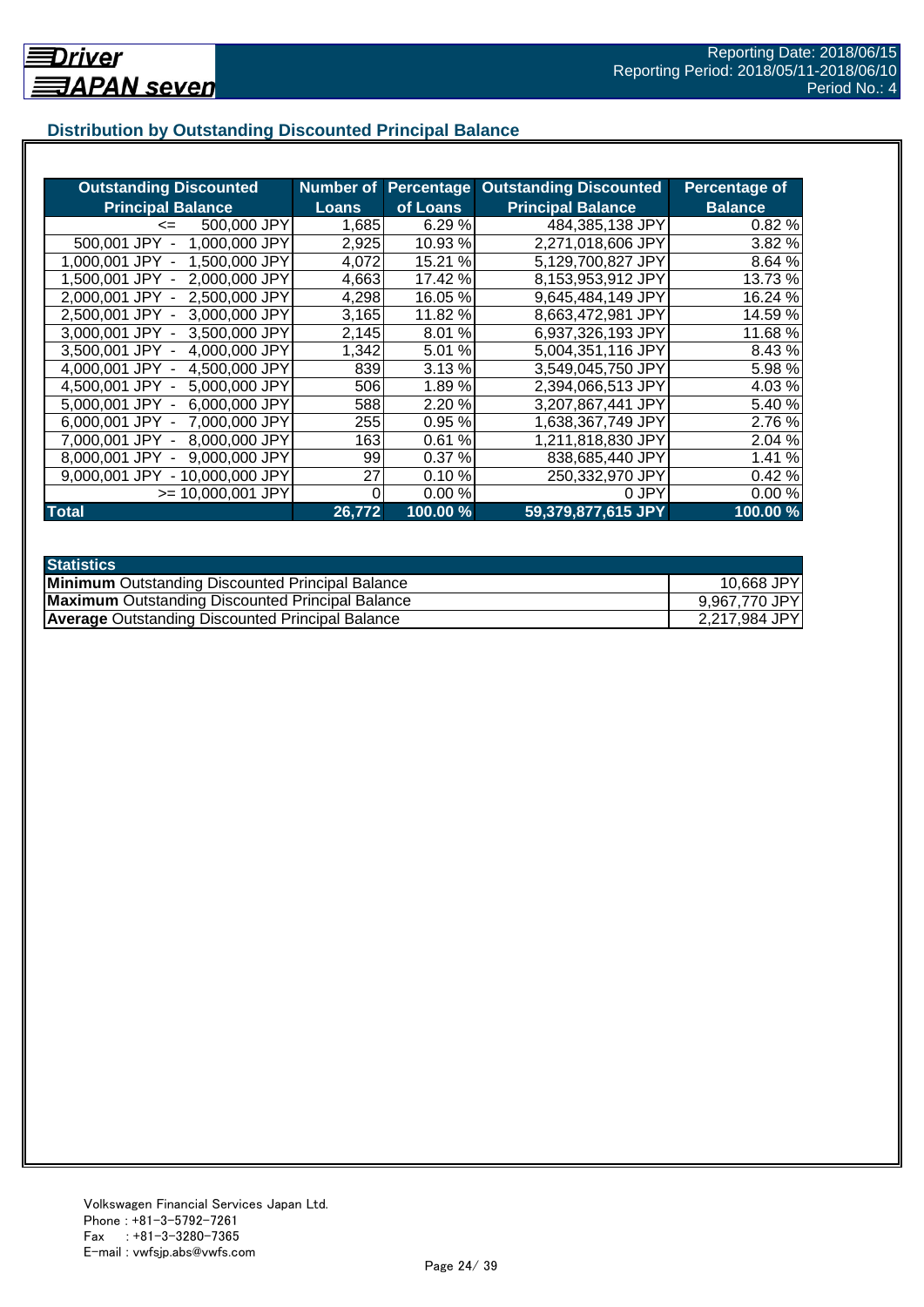## Distribution by Outstanding Discounted Principal Balance

| Outstanding Discounted Principal Balance | Number of Loans | Percentage of Loans | Outstanding Discounted Principal Balance | Percentage of Balance |
|---|---|---|---|---|
| <= 500,000 JPY | 1,685 | 6.29 % | 484,385,138 JPY | 0.82 % |
| 500,001 JPY - 1,000,000 JPY | 2,925 | 10.93 % | 2,271,018,606 JPY | 3.82 % |
| 1,000,001 JPY - 1,500,000 JPY | 4,072 | 15.21 % | 5,129,700,827 JPY | 8.64 % |
| 1,500,001 JPY - 2,000,000 JPY | 4,663 | 17.42 % | 8,153,953,912 JPY | 13.73 % |
| 2,000,001 JPY - 2,500,000 JPY | 4,298 | 16.05 % | 9,645,484,149 JPY | 16.24 % |
| 2,500,001 JPY - 3,000,000 JPY | 3,165 | 11.82 % | 8,663,472,981 JPY | 14.59 % |
| 3,000,001 JPY - 3,500,000 JPY | 2,145 | 8.01 % | 6,937,326,193 JPY | 11.68 % |
| 3,500,001 JPY - 4,000,000 JPY | 1,342 | 5.01 % | 5,004,351,116 JPY | 8.43 % |
| 4,000,001 JPY - 4,500,000 JPY | 839 | 3.13 % | 3,549,045,750 JPY | 5.98 % |
| 4,500,001 JPY - 5,000,000 JPY | 506 | 1.89 % | 2,394,066,513 JPY | 4.03 % |
| 5,000,001 JPY - 6,000,000 JPY | 588 | 2.20 % | 3,207,867,441 JPY | 5.40 % |
| 6,000,001 JPY - 7,000,000 JPY | 255 | 0.95 % | 1,638,367,749 JPY | 2.76 % |
| 7,000,001 JPY - 8,000,000 JPY | 163 | 0.61 % | 1,211,818,830 JPY | 2.04 % |
| 8,000,001 JPY - 9,000,000 JPY | 99 | 0.37 % | 838,685,440 JPY | 1.41 % |
| 9,000,001 JPY - 10,000,000 JPY | 27 | 0.10 % | 250,332,970 JPY | 0.42 % |
| >= 10,000,001 JPY | 0 | 0.00 % | 0 JPY | 0.00 % |
| **Total** | **26,772** | **100.00 %** | **59,379,877,615 JPY** | **100.00 %** |

| Statistics | |
|---|---|
| **Minimum** Outstanding Discounted Principal Balance | 10,668 JPY |
| **Maximum** Outstanding Discounted Principal Balance | 9,967,770 JPY |
| **Average** Outstanding Discounted Principal Balance | 2,217,984 JPY |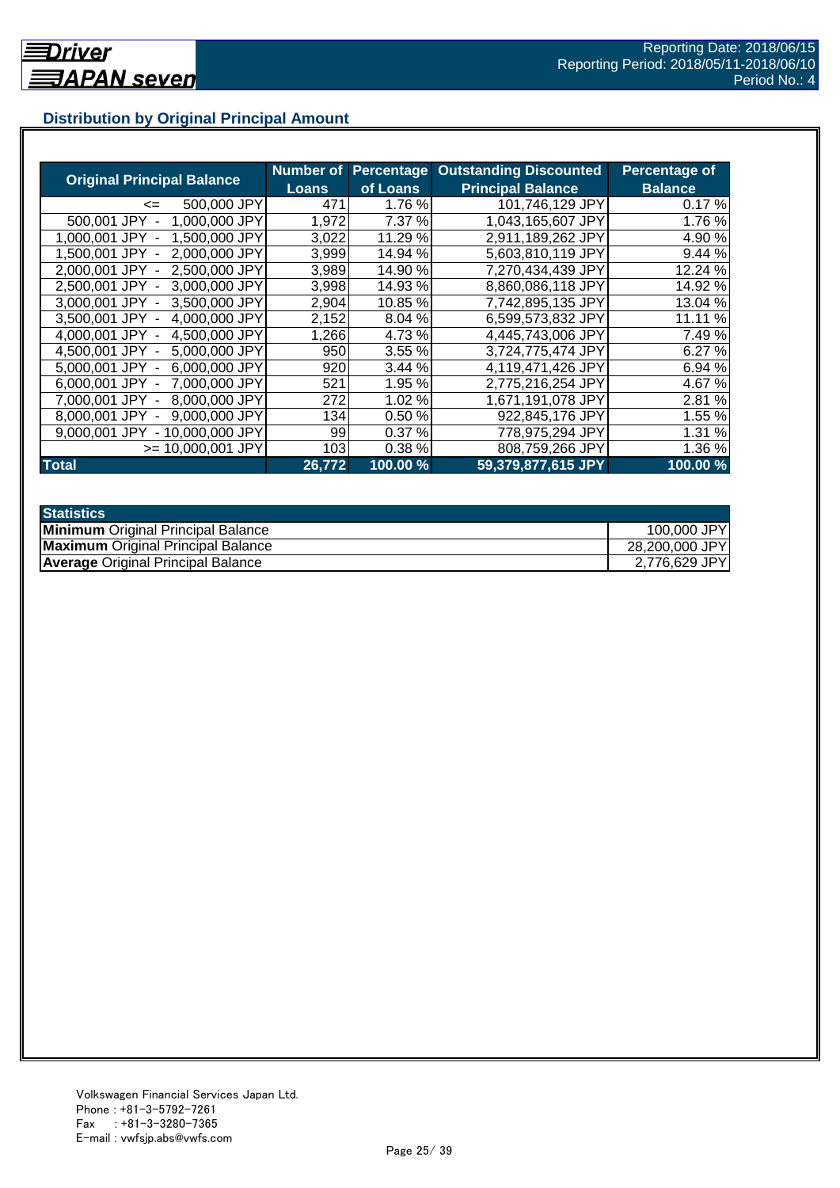## Distribution by Original Principal Amount

| Original Principal Balance | Number of Loans | Percentage of Loans | Outstanding Discounted Principal Balance | Percentage of Balance |
|---|---|---|---|---|
| <= 500,000 JPY | 471 | 1.76 % | 101,746,129 JPY | 0.17 % |
| 500,001 JPY - 1,000,000 JPY | 1,972 | 7.37 % | 1,043,165,607 JPY | 1.76 % |
| 1,000,001 JPY - 1,500,000 JPY | 3,022 | 11.29 % | 2,911,189,262 JPY | 4.90 % |
| 1,500,001 JPY - 2,000,000 JPY | 3,999 | 14.94 % | 5,603,810,119 JPY | 9.44 % |
| 2,000,001 JPY - 2,500,000 JPY | 3,989 | 14.90 % | 7,270,434,439 JPY | 12.24 % |
| 2,500,001 JPY - 3,000,000 JPY | 3,998 | 14.93 % | 8,860,086,118 JPY | 14.92 % |
| 3,000,001 JPY - 3,500,000 JPY | 2,904 | 10.85 % | 7,742,895,135 JPY | 13.04 % |
| 3,500,001 JPY - 4,000,000 JPY | 2,152 | 8.04 % | 6,599,573,832 JPY | 11.11 % |
| 4,000,001 JPY - 4,500,000 JPY | 1,266 | 4.73 % | 4,445,743,006 JPY | 7.49 % |
| 4,500,001 JPY - 5,000,000 JPY | 950 | 3.55 % | 3,724,775,474 JPY | 6.27 % |
| 5,000,001 JPY - 6,000,000 JPY | 920 | 3.44 % | 4,119,471,426 JPY | 6.94 % |
| 6,000,001 JPY - 7,000,000 JPY | 521 | 1.95 % | 2,775,216,254 JPY | 4.67 % |
| 7,000,001 JPY - 8,000,000 JPY | 272 | 1.02 % | 1,671,191,078 JPY | 2.81 % |
| 8,000,001 JPY - 9,000,000 JPY | 134 | 0.50 % | 922,845,176 JPY | 1.55 % |
| 9,000,001 JPY - 10,000,000 JPY | 99 | 0.37 % | 778,975,294 JPY | 1.31 % |
| >= 10,000,001 JPY | 103 | 0.38 % | 808,759,266 JPY | 1.36 % |
| **Total** | **26,772** | **100.00 %** | **59,379,877,615 JPY** | **100.00 %** |

| Statistics | |
|---|---|
| **Minimum** Original Principal Balance | 100,000 JPY |
| **Maximum** Original Principal Balance | 28,200,000 JPY |
| **Average** Original Principal Balance | 2,776,629 JPY |

Volkswagen Financial Services Japan Ltd.
Phone : +81-3-5792-7261
Fax : +81-3-3280-7365
E-mail : vwfsjp.abs@vwfs.com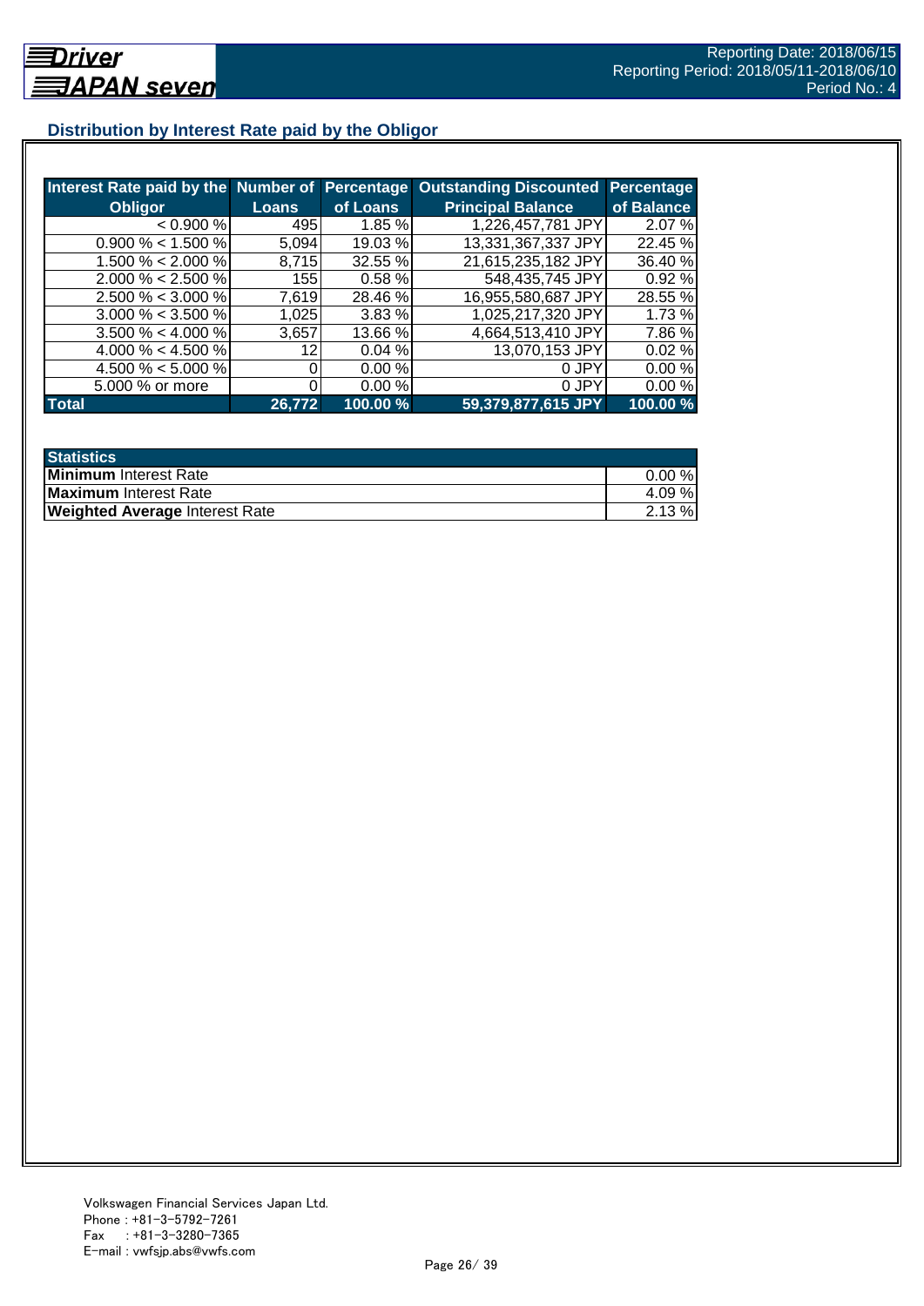## Distribution by Interest Rate paid by the Obligor

| Interest Rate paid by the Obligor | Number of Loans | Percentage of Loans | Outstanding Discounted Principal Balance | Percentage of Balance |
|---|---|---|---|---|
| < 0.900 % | 495 | 1.85 % | 1,226,457,781 JPY | 2.07 % |
| 0.900 % < 1.500 % | 5,094 | 19.03 % | 13,331,367,337 JPY | 22.45 % |
| 1.500 % < 2.000 % | 8,715 | 32.55 % | 21,615,235,182 JPY | 36.40 % |
| 2.000 % < 2.500 % | 155 | 0.58 % | 548,435,745 JPY | 0.92 % |
| 2.500 % < 3.000 % | 7,619 | 28.46 % | 16,955,580,687 JPY | 28.55 % |
| 3.000 % < 3.500 % | 1,025 | 3.83 % | 1,025,217,320 JPY | 1.73 % |
| 3.500 % < 4.000 % | 3,657 | 13.66 % | 4,664,513,410 JPY | 7.86 % |
| 4.000 % < 4.500 % | 12 | 0.04 % | 13,070,153 JPY | 0.02 % |
| 4.500 % < 5.000 % | 0 | 0.00 % | 0 JPY | 0.00 % |
| 5.000 % or more | 0 | 0.00 % | 0 JPY | 0.00 % |
| **Total** | **26,772** | **100.00 %** | **59,379,877,615 JPY** | **100.00 %** |

| Statistics | |
|---|---|
| **Minimum** Interest Rate | 0.00 % |
| **Maximum** Interest Rate | 4.09 % |
| **Weighted Average** Interest Rate | 2.13 % |

Volkswagen Financial Services Japan Ltd.
Phone : +81-3-5792-7261
Fax : +81-3-3280-7365
E-mail : vwfsjp.abs@vwfs.com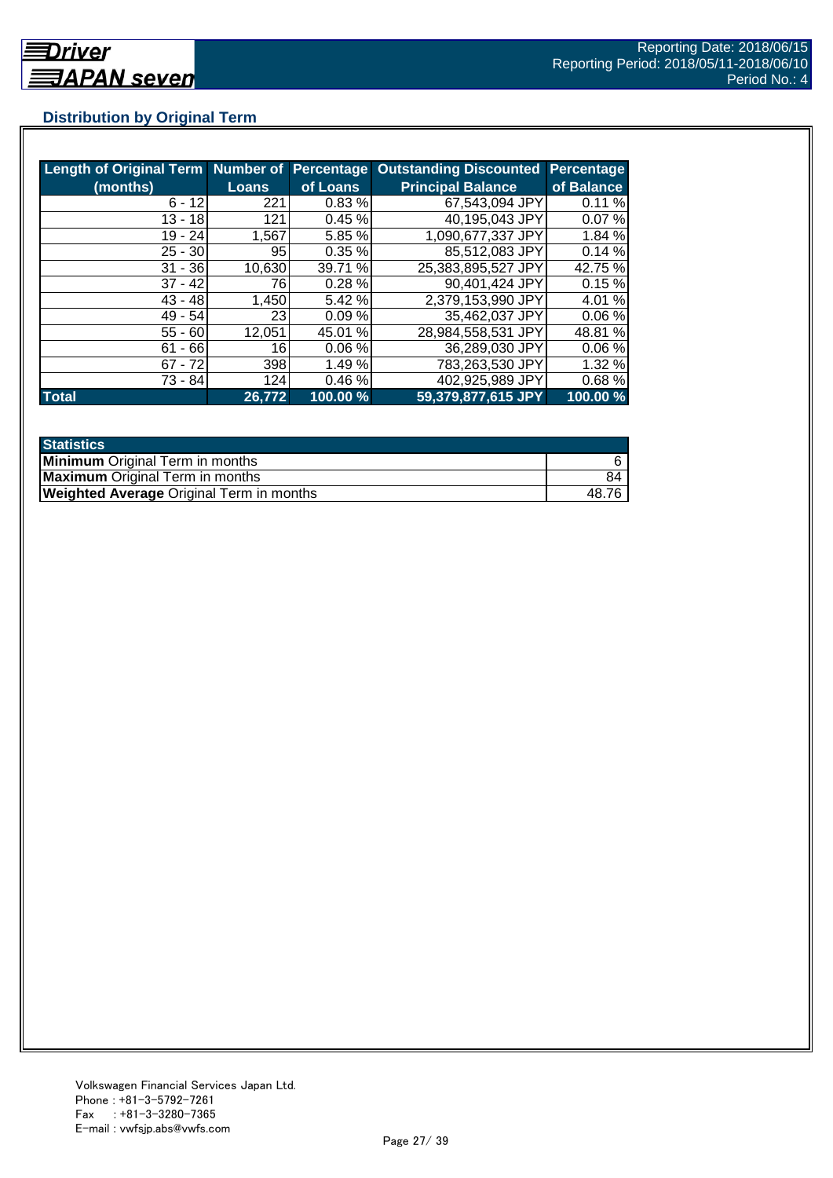## Distribution by Original Term

| Length of Original Term (months) | Number of Loans | Percentage of Loans | Outstanding Discounted Principal Balance | Percentage of Balance |
|---|---|---|---|---|
| 6 - 12 | 221 | 0.83 % | 67,543,094 JPY | 0.11 % |
| 13 - 18 | 121 | 0.45 % | 40,195,043 JPY | 0.07 % |
| 19 - 24 | 1,567 | 5.85 % | 1,090,677,337 JPY | 1.84 % |
| 25 - 30 | 95 | 0.35 % | 85,512,083 JPY | 0.14 % |
| 31 - 36 | 10,630 | 39.71 % | 25,383,895,527 JPY | 42.75 % |
| 37 - 42 | 76 | 0.28 % | 90,401,424 JPY | 0.15 % |
| 43 - 48 | 1,450 | 5.42 % | 2,379,153,990 JPY | 4.01 % |
| 49 - 54 | 23 | 0.09 % | 35,462,037 JPY | 0.06 % |
| 55 - 60 | 12,051 | 45.01 % | 28,984,558,531 JPY | 48.81 % |
| 61 - 66 | 16 | 0.06 % | 36,289,030 JPY | 0.06 % |
| 67 - 72 | 398 | 1.49 % | 783,263,530 JPY | 1.32 % |
| 73 - 84 | 124 | 0.46 % | 402,925,989 JPY | 0.68 % |
| **Total** | **26,772** | **100.00 %** | **59,379,877,615 JPY** | **100.00 %** |

| Statistics | |
|---|---|
| **Minimum** Original Term in months | 6 |
| **Maximum** Original Term in months | 84 |
| **Weighted Average** Original Term in months | 48.76 |

Volkswagen Financial Services Japan Ltd.
Phone : +81-3-5792-7261
Fax : +81-3-3280-7365
E-mail : vwfsjp.abs@vwfs.com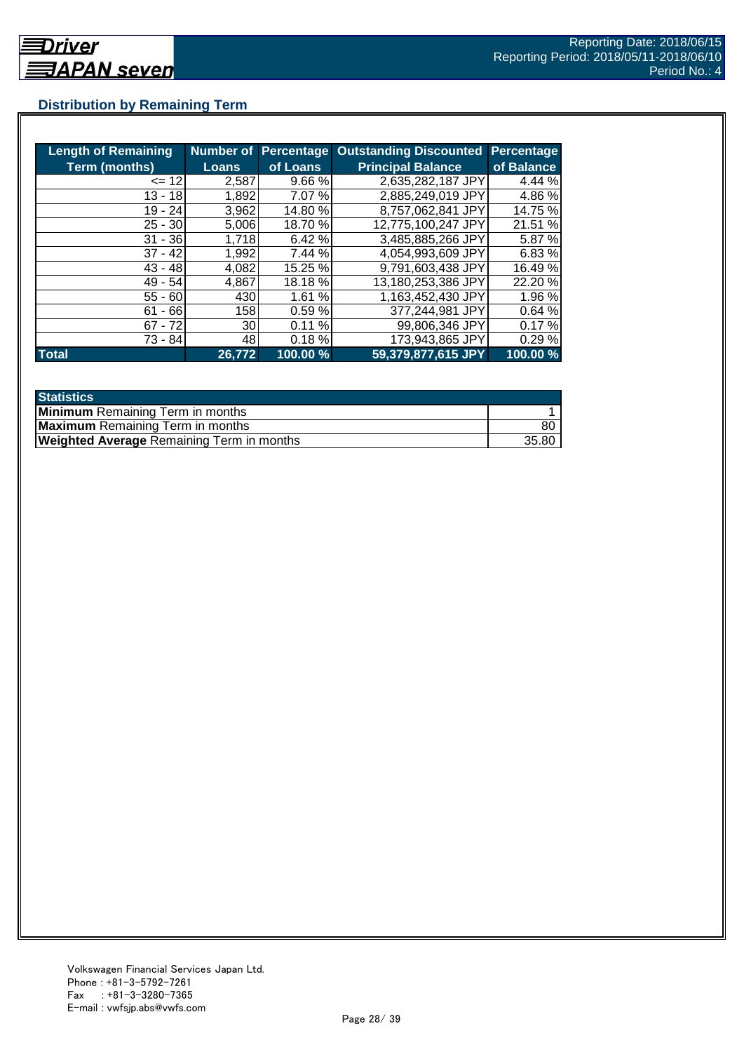## Distribution by Remaining Term

| Length of Remaining Term (months) | Number of Loans | Percentage of Loans | Outstanding Discounted Principal Balance | Percentage of Balance |
|---|---|---|---|---|
| <= 12 | 2,587 | 9.66 % | 2,635,282,187 JPY | 4.44 % |
| 13 - 18 | 1,892 | 7.07 % | 2,885,249,019 JPY | 4.86 % |
| 19 - 24 | 3,962 | 14.80 % | 8,757,062,841 JPY | 14.75 % |
| 25 - 30 | 5,006 | 18.70 % | 12,775,100,247 JPY | 21.51 % |
| 31 - 36 | 1,718 | 6.42 % | 3,485,885,266 JPY | 5.87 % |
| 37 - 42 | 1,992 | 7.44 % | 4,054,993,609 JPY | 6.83 % |
| 43 - 48 | 4,082 | 15.25 % | 9,791,603,438 JPY | 16.49 % |
| 49 - 54 | 4,867 | 18.18 % | 13,180,253,386 JPY | 22.20 % |
| 55 - 60 | 430 | 1.61 % | 1,163,452,430 JPY | 1.96 % |
| 61 - 66 | 158 | 0.59 % | 377,244,981 JPY | 0.64 % |
| 67 - 72 | 30 | 0.11 % | 99,806,346 JPY | 0.17 % |
| 73 - 84 | 48 | 0.18 % | 173,943,865 JPY | 0.29 % |
| **Total** | **26,772** | **100.00 %** | **59,379,877,615 JPY** | **100.00 %** |

| Statistics | |
|---|---|
| **Minimum** Remaining Term in months | 1 |
| **Maximum** Remaining Term in months | 80 |
| **Weighted Average** Remaining Term in months | 35.80 |

Volkswagen Financial Services Japan Ltd.
Phone : +81-3-5792-7261
Fax : +81-3-3280-7365
E-mail : vwfsjp.abs@vwfs.com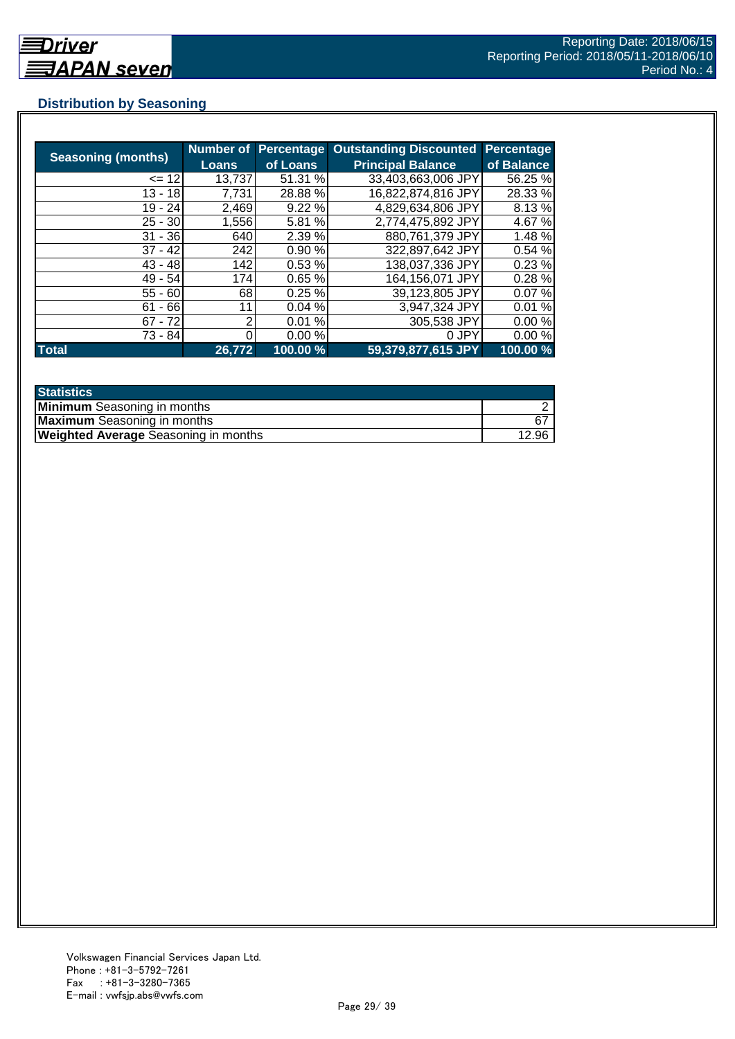## Distribution by Seasoning

| Seasoning (months) | Number of Loans | Percentage of Loans | Outstanding Discounted Principal Balance | Percentage of Balance |
|---|---|---|---|---|
| <= 12 | 13,737 | 51.31 % | 33,403,663,006 JPY | 56.25 % |
| 13 - 18 | 7,731 | 28.88 % | 16,822,874,816 JPY | 28.33 % |
| 19 - 24 | 2,469 | 9.22 % | 4,829,634,806 JPY | 8.13 % |
| 25 - 30 | 1,556 | 5.81 % | 2,774,475,892 JPY | 4.67 % |
| 31 - 36 | 640 | 2.39 % | 880,761,379 JPY | 1.48 % |
| 37 - 42 | 242 | 0.90 % | 322,897,642 JPY | 0.54 % |
| 43 - 48 | 142 | 0.53 % | 138,037,336 JPY | 0.23 % |
| 49 - 54 | 174 | 0.65 % | 164,156,071 JPY | 0.28 % |
| 55 - 60 | 68 | 0.25 % | 39,123,805 JPY | 0.07 % |
| 61 - 66 | 11 | 0.04 % | 3,947,324 JPY | 0.01 % |
| 67 - 72 | 2 | 0.01 % | 305,538 JPY | 0.00 % |
| 73 - 84 | 0 | 0.00 % | 0 JPY | 0.00 % |
| **Total** | **26,772** | **100.00 %** | **59,379,877,615 JPY** | **100.00 %** |

| Statistics | |
|---|---|
| **Minimum** Seasoning in months | 2 |
| **Maximum** Seasoning in months | 67 |
| **Weighted Average** Seasoning in months | 12.96 |

Volkswagen Financial Services Japan Ltd.
Phone : +81-3-5792-7261
Fax : +81-3-3280-7365
E-mail : vwfsjp.abs@vwfs.com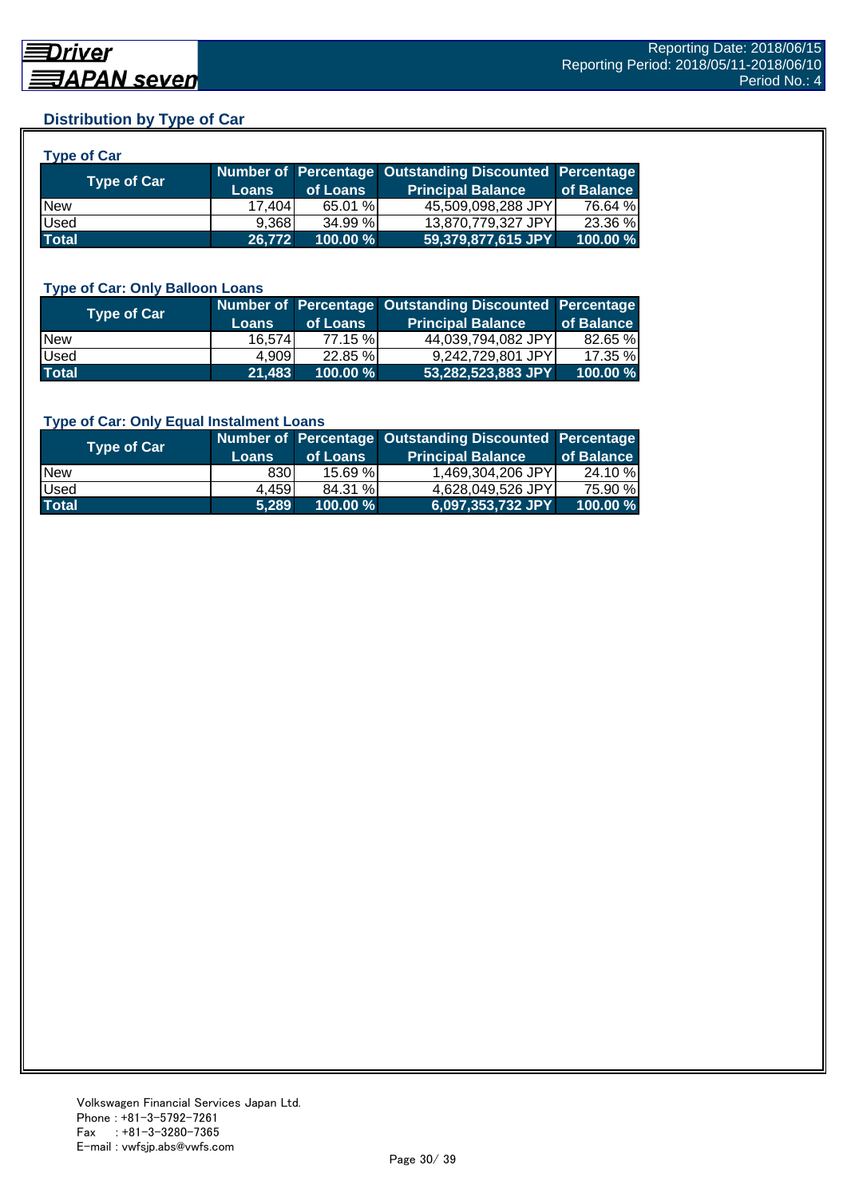## Distribution by Type of Car

### Type of Car

| Type of Car | Number of Loans | Percentage of Loans | Outstanding Discounted Principal Balance | Percentage of Balance |
|---|---|---|---|---|
| New | 17,404 | 65.01 % | 45,509,098,288 JPY | 76.64 % |
| Used | 9,368 | 34.99 % | 13,870,779,327 JPY | 23.36 % |
| **Total** | **26,772** | **100.00 %** | **59,379,877,615 JPY** | **100.00 %** |

### Type of Car: Only Balloon Loans

| Type of Car | Number of Loans | Percentage of Loans | Outstanding Discounted Principal Balance | Percentage of Balance |
|---|---|---|---|---|
| New | 16,574 | 77.15 % | 44,039,794,082 JPY | 82.65 % |
| Used | 4,909 | 22.85 % | 9,242,729,801 JPY | 17.35 % |
| **Total** | **21,483** | **100.00 %** | **53,282,523,883 JPY** | **100.00 %** |

### Type of Car: Only Equal Instalment Loans

| Type of Car | Number of Loans | Percentage of Loans | Outstanding Discounted Principal Balance | Percentage of Balance |
|---|---|---|---|---|
| New | 830 | 15.69 % | 1,469,304,206 JPY | 24.10 % |
| Used | 4,459 | 84.31 % | 4,628,049,526 JPY | 75.90 % |
| **Total** | **5,289** | **100.00 %** | **6,097,353,732 JPY** | **100.00 %** |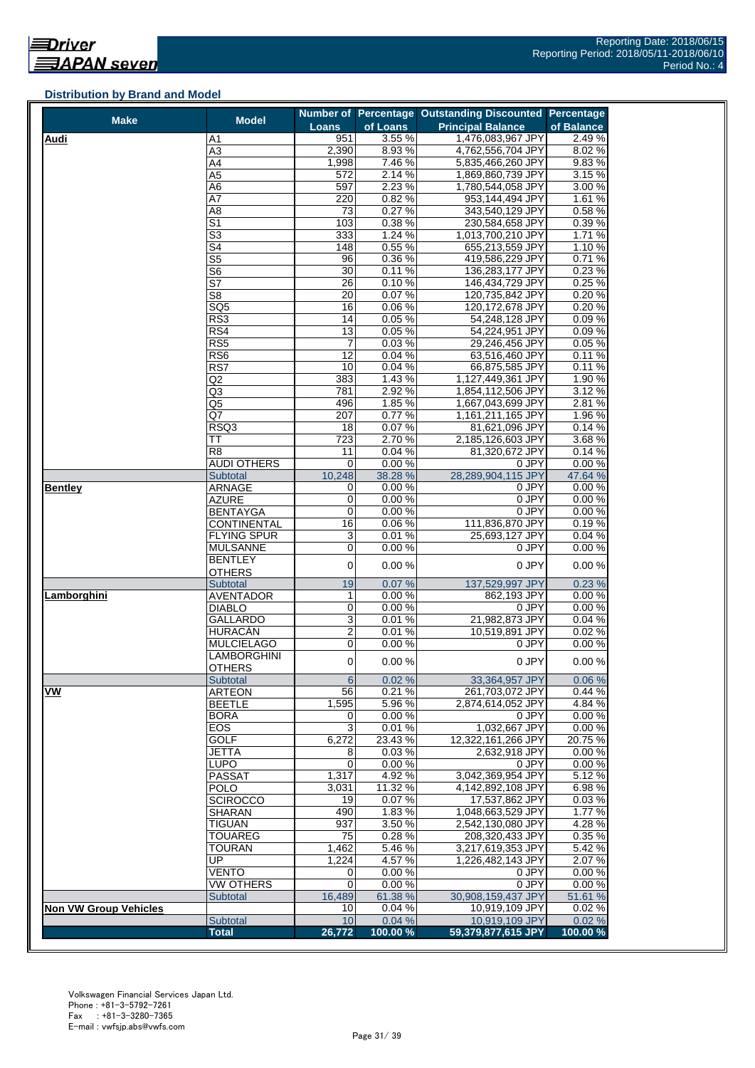Reporting Date: 2018/06/15
Reporting Period: 2018/05/11-2018/06/10
Period No.: 4

## Distribution by Brand and Model

| Make | Model | Number of Loans | Percentage of Loans | Outstanding Discounted Principal Balance | Percentage of Balance |
|---|---|---|---|---|---|
| **Audi** | A1 | 951 | 3.55 % | 1,476,083,967 JPY | 2.49 % |
| | A3 | 2,390 | 8.93 % | 4,762,556,704 JPY | 8.02 % |
| | A4 | 1,998 | 7.46 % | 5,835,466,260 JPY | 9.83 % |
| | A5 | 572 | 2.14 % | 1,869,860,739 JPY | 3.15 % |
| | A6 | 597 | 2.23 % | 1,780,544,058 JPY | 3.00 % |
| | A7 | 220 | 0.82 % | 953,144,494 JPY | 1.61 % |
| | A8 | 73 | 0.27 % | 343,540,129 JPY | 0.58 % |
| | S1 | 103 | 0.38 % | 230,584,658 JPY | 0.39 % |
| | S3 | 333 | 1.24 % | 1,013,700,210 JPY | 1.71 % |
| | S4 | 148 | 0.55 % | 655,213,559 JPY | 1.10 % |
| | S5 | 96 | 0.36 % | 419,586,229 JPY | 0.71 % |
| | S6 | 30 | 0.11 % | 136,283,177 JPY | 0.23 % |
| | S7 | 26 | 0.10 % | 146,434,729 JPY | 0.25 % |
| | S8 | 20 | 0.07 % | 120,735,842 JPY | 0.20 % |
| | SQ5 | 16 | 0.06 % | 120,172,678 JPY | 0.20 % |
| | RS3 | 14 | 0.05 % | 54,248,128 JPY | 0.09 % |
| | RS4 | 13 | 0.05 % | 54,224,951 JPY | 0.09 % |
| | RS5 | 7 | 0.03 % | 29,246,456 JPY | 0.05 % |
| | RS6 | 12 | 0.04 % | 63,516,460 JPY | 0.11 % |
| | RS7 | 10 | 0.04 % | 66,875,585 JPY | 0.11 % |
| | Q2 | 383 | 1.43 % | 1,127,449,361 JPY | 1.90 % |
| | Q3 | 781 | 2.92 % | 1,854,112,506 JPY | 3.12 % |
| | Q5 | 496 | 1.85 % | 1,667,043,699 JPY | 2.81 % |
| | Q7 | 207 | 0.77 % | 1,161,211,165 JPY | 1.96 % |
| | RSQ3 | 18 | 0.07 % | 81,621,096 JPY | 0.14 % |
| | TT | 723 | 2.70 % | 2,185,126,603 JPY | 3.68 % |
| | R8 | 11 | 0.04 % | 81,320,672 JPY | 0.14 % |
| | AUDI OTHERS | 0 | 0.00 % | 0 JPY | 0.00 % |
| | Subtotal | 10,248 | 38.28 % | 28,289,904,115 JPY | 47.64 % |
| **Bentley** | ARNAGE | 0 | 0.00 % | 0 JPY | 0.00 % |
| | AZURE | 0 | 0.00 % | 0 JPY | 0.00 % |
| | BENTAYGA | 0 | 0.00 % | 0 JPY | 0.00 % |
| | CONTINENTAL | 16 | 0.06 % | 111,836,870 JPY | 0.19 % |
| | FLYING SPUR | 3 | 0.01 % | 25,693,127 JPY | 0.04 % |
| | MULSANNE | 0 | 0.00 % | 0 JPY | 0.00 % |
| | BENTLEY OTHERS | 0 | 0.00 % | 0 JPY | 0.00 % |
| | Subtotal | 19 | 0.07 % | 137,529,997 JPY | 0.23 % |
| **Lamborghini** | AVENTADOR | 1 | 0.00 % | 862,193 JPY | 0.00 % |
| | DIABLO | 0 | 0.00 % | 0 JPY | 0.00 % |
| | GALLARDO | 3 | 0.01 % | 21,982,873 JPY | 0.04 % |
| | HURACAN | 2 | 0.01 % | 10,519,891 JPY | 0.02 % |
| | MULCIELAGO | 0 | 0.00 % | 0 JPY | 0.00 % |
| | LAMBORGHINI OTHERS | 0 | 0.00 % | 0 JPY | 0.00 % |
| | Subtotal | 6 | 0.02 % | 33,364,957 JPY | 0.06 % |
| **VW** | ARTEON | 56 | 0.21 % | 261,703,072 JPY | 0.44 % |
| | BEETLE | 1,595 | 5.96 % | 2,874,614,052 JPY | 4.84 % |
| | BORA | 0 | 0.00 % | 0 JPY | 0.00 % |
| | EOS | 3 | 0.01 % | 1,032,667 JPY | 0.00 % |
| | GOLF | 6,272 | 23.43 % | 12,322,161,266 JPY | 20.75 % |
| | JETTA | 8 | 0.03 % | 2,632,918 JPY | 0.00 % |
| | LUPO | 0 | 0.00 % | 0 JPY | 0.00 % |
| | PASSAT | 1,317 | 4.92 % | 3,042,369,954 JPY | 5.12 % |
| | POLO | 3,031 | 11.32 % | 4,142,892,108 JPY | 6.98 % |
| | SCIROCCO | 19 | 0.07 % | 17,537,862 JPY | 0.03 % |
| | SHARAN | 490 | 1.83 % | 1,048,663,529 JPY | 1.77 % |
| | TIGUAN | 937 | 3.50 % | 2,542,130,080 JPY | 4.28 % |
| | TOUAREG | 75 | 0.28 % | 208,320,433 JPY | 0.35 % |
| | TOURAN | 1,462 | 5.46 % | 3,217,619,353 JPY | 5.42 % |
| | UP | 1,224 | 4.57 % | 1,226,482,143 JPY | 2.07 % |
| | VENTO | 0 | 0.00 % | 0 JPY | 0.00 % |
| | VW OTHERS | 0 | 0.00 % | 0 JPY | 0.00 % |
| | Subtotal | 16,489 | 61.38 % | 30,908,159,437 JPY | 51.61 % |
| **Non VW Group Vehicles** | | 10 | 0.04 % | 10,919,109 JPY | 0.02 % |
| | Subtotal | 10 | 0.04 % | 10,919,109 JPY | 0.02 % |
| | **Total** | **26,772** | **100.00 %** | **59,379,877,615 JPY** | **100.00 %** |

Volkswagen Financial Services Japan Ltd.
Phone : +81-3-5792-7261
Fax : +81-3-3280-7365
E-mail : vwfsjp.abs@vwfs.com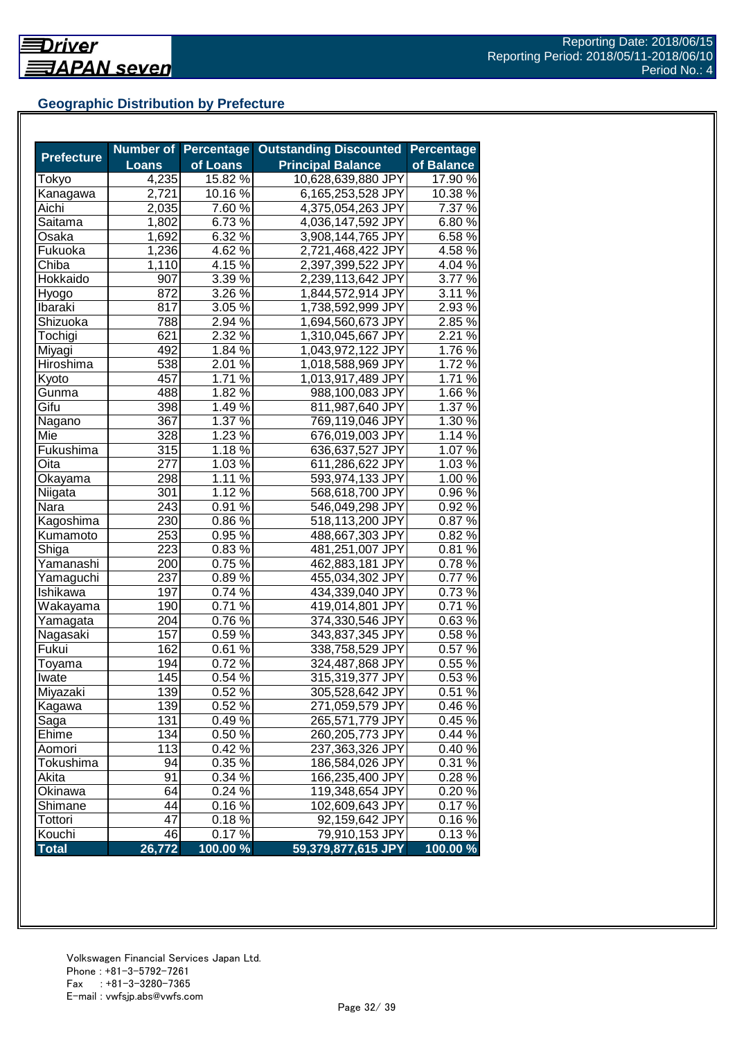## Geographic Distribution by Prefecture

| Prefecture | Number of Loans | Percentage of Loans | Outstanding Discounted Principal Balance | Percentage of Balance |
|---|---|---|---|---|
| Tokyo | 4,235 | 15.82 % | 10,628,639,880 JPY | 17.90 % |
| Kanagawa | 2,721 | 10.16 % | 6,165,253,528 JPY | 10.38 % |
| Aichi | 2,035 | 7.60 % | 4,375,054,263 JPY | 7.37 % |
| Saitama | 1,802 | 6.73 % | 4,036,147,592 JPY | 6.80 % |
| Osaka | 1,692 | 6.32 % | 3,908,144,765 JPY | 6.58 % |
| Fukuoka | 1,236 | 4.62 % | 2,721,468,422 JPY | 4.58 % |
| Chiba | 1,110 | 4.15 % | 2,397,399,522 JPY | 4.04 % |
| Hokkaido | 907 | 3.39 % | 2,239,113,642 JPY | 3.77 % |
| Hyogo | 872 | 3.26 % | 1,844,572,914 JPY | 3.11 % |
| Ibaraki | 817 | 3.05 % | 1,738,592,999 JPY | 2.93 % |
| Shizuoka | 788 | 2.94 % | 1,694,560,673 JPY | 2.85 % |
| Tochigi | 621 | 2.32 % | 1,310,045,667 JPY | 2.21 % |
| Miyagi | 492 | 1.84 % | 1,043,972,122 JPY | 1.76 % |
| Hiroshima | 538 | 2.01 % | 1,018,588,969 JPY | 1.72 % |
| Kyoto | 457 | 1.71 % | 1,013,917,489 JPY | 1.71 % |
| Gunma | 488 | 1.82 % | 988,100,083 JPY | 1.66 % |
| Gifu | 398 | 1.49 % | 811,987,640 JPY | 1.37 % |
| Nagano | 367 | 1.37 % | 769,119,046 JPY | 1.30 % |
| Mie | 328 | 1.23 % | 676,019,003 JPY | 1.14 % |
| Fukushima | 315 | 1.18 % | 636,637,527 JPY | 1.07 % |
| Oita | 277 | 1.03 % | 611,286,622 JPY | 1.03 % |
| Okayama | 298 | 1.11 % | 593,974,133 JPY | 1.00 % |
| Niigata | 301 | 1.12 % | 568,618,700 JPY | 0.96 % |
| Nara | 243 | 0.91 % | 546,049,298 JPY | 0.92 % |
| Kagoshima | 230 | 0.86 % | 518,113,200 JPY | 0.87 % |
| Kumamoto | 253 | 0.95 % | 488,667,303 JPY | 0.82 % |
| Shiga | 223 | 0.83 % | 481,251,007 JPY | 0.81 % |
| Yamanashi | 200 | 0.75 % | 462,883,181 JPY | 0.78 % |
| Yamaguchi | 237 | 0.89 % | 455,034,302 JPY | 0.77 % |
| Ishikawa | 197 | 0.74 % | 434,339,040 JPY | 0.73 % |
| Wakayama | 190 | 0.71 % | 419,014,801 JPY | 0.71 % |
| Yamagata | 204 | 0.76 % | 374,330,546 JPY | 0.63 % |
| Nagasaki | 157 | 0.59 % | 343,837,345 JPY | 0.58 % |
| Fukui | 162 | 0.61 % | 338,758,529 JPY | 0.57 % |
| Toyama | 194 | 0.72 % | 324,487,868 JPY | 0.55 % |
| Iwate | 145 | 0.54 % | 315,319,377 JPY | 0.53 % |
| Miyazaki | 139 | 0.52 % | 305,528,642 JPY | 0.51 % |
| Kagawa | 139 | 0.52 % | 271,059,579 JPY | 0.46 % |
| Saga | 131 | 0.49 % | 265,571,779 JPY | 0.45 % |
| Ehime | 134 | 0.50 % | 260,205,773 JPY | 0.44 % |
| Aomori | 113 | 0.42 % | 237,363,326 JPY | 0.40 % |
| Tokushima | 94 | 0.35 % | 186,584,026 JPY | 0.31 % |
| Akita | 91 | 0.34 % | 166,235,400 JPY | 0.28 % |
| Okinawa | 64 | 0.24 % | 119,348,654 JPY | 0.20 % |
| Shimane | 44 | 0.16 % | 102,609,643 JPY | 0.17 % |
| Tottori | 47 | 0.18 % | 92,159,642 JPY | 0.16 % |
| Kouchi | 46 | 0.17 % | 79,910,153 JPY | 0.13 % |
| **Total** | **26,772** | **100.00 %** | **59,379,877,615 JPY** | **100.00 %** |

Volkswagen Financial Services Japan Ltd.
Phone : +81-3-5792-7261
Fax : +81-3-3280-7365
E-mail : vwfsjp.abs@vwfs.com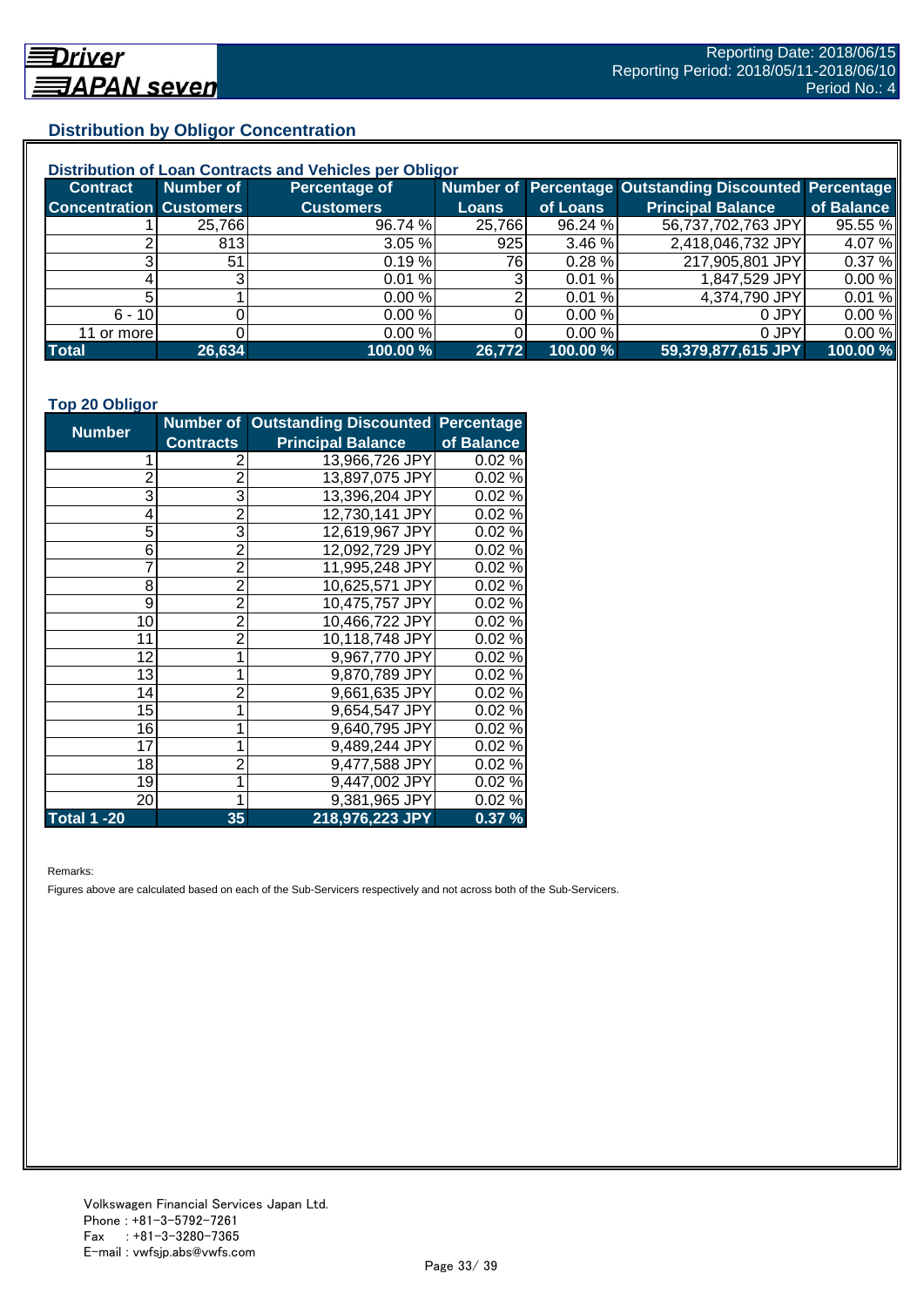## Distribution by Obligor Concentration

### Distribution of Loan Contracts and Vehicles per Obligor

| Contract Concentration | Number of Customers | Percentage of Customers | Number of Loans | Percentage of Loans | Outstanding Discounted Principal Balance | Percentage of Balance |
|---|---|---|---|---|---|---|
| 1 | 25,766 | 96.74 % | 25,766 | 96.24 % | 56,737,702,763 JPY | 95.55 % |
| 2 | 813 | 3.05 % | 925 | 3.46 % | 2,418,046,732 JPY | 4.07 % |
| 3 | 51 | 0.19 % | 76 | 0.28 % | 217,905,801 JPY | 0.37 % |
| 4 | 3 | 0.01 % | 3 | 0.01 % | 1,847,529 JPY | 0.00 % |
| 5 | 1 | 0.00 % | 2 | 0.01 % | 4,374,790 JPY | 0.01 % |
| 6 - 10 | 0 | 0.00 % | 0 | 0.00 % | 0 JPY | 0.00 % |
| 11 or more | 0 | 0.00 % | 0 | 0.00 % | 0 JPY | 0.00 % |
| **Total** | **26,634** | **100.00 %** | **26,772** | **100.00 %** | **59,379,877,615 JPY** | **100.00 %** |

### Top 20 Obligor

| Number | Number of Contracts | Outstanding Discounted Principal Balance | Percentage of Balance |
|---|---|---|---|
| 1 | 2 | 13,966,726 JPY | 0.02 % |
| 2 | 2 | 13,897,075 JPY | 0.02 % |
| 3 | 3 | 13,396,204 JPY | 0.02 % |
| 4 | 2 | 12,730,141 JPY | 0.02 % |
| 5 | 3 | 12,619,967 JPY | 0.02 % |
| 6 | 2 | 12,092,729 JPY | 0.02 % |
| 7 | 2 | 11,995,248 JPY | 0.02 % |
| 8 | 2 | 10,625,571 JPY | 0.02 % |
| 9 | 2 | 10,475,757 JPY | 0.02 % |
| 10 | 2 | 10,466,722 JPY | 0.02 % |
| 11 | 2 | 10,118,748 JPY | 0.02 % |
| 12 | 1 | 9,967,770 JPY | 0.02 % |
| 13 | 1 | 9,870,789 JPY | 0.02 % |
| 14 | 2 | 9,661,635 JPY | 0.02 % |
| 15 | 1 | 9,654,547 JPY | 0.02 % |
| 16 | 1 | 9,640,795 JPY | 0.02 % |
| 17 | 1 | 9,489,244 JPY | 0.02 % |
| 18 | 2 | 9,477,588 JPY | 0.02 % |
| 19 | 1 | 9,447,002 JPY | 0.02 % |
| 20 | 1 | 9,381,965 JPY | 0.02 % |
| **Total 1 -20** | **35** | **218,976,223 JPY** | **0.37 %** |

Remarks:

Figures above are calculated based on each of the Sub-Servicers respectively and not across both of the Sub-Servicers.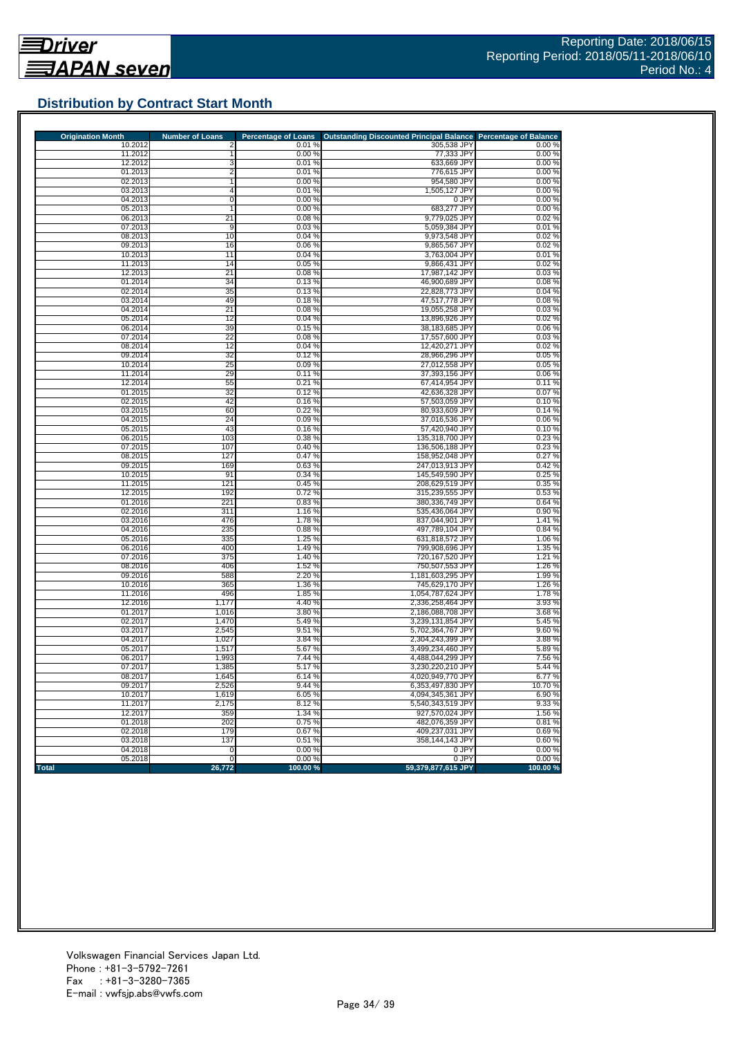## Distribution by Contract Start Month

| Origination Month | Number of Loans | Percentage of Loans | Outstanding Discounted Principal Balance | Percentage of Balance |
|---|---|---|---|---|
| 10.2012 | 2 | 0.01 % | 305,538 JPY | 0.00 % |
| 11.2012 | 1 | 0.00 % | 77,333 JPY | 0.00 % |
| 12.2012 | 3 | 0.01 % | 633,669 JPY | 0.00 % |
| 01.2013 | 2 | 0.01 % | 776,615 JPY | 0.00 % |
| 02.2013 | 1 | 0.00 % | 954,580 JPY | 0.00 % |
| 03.2013 | 4 | 0.01 % | 1,505,127 JPY | 0.00 % |
| 04.2013 | 0 | 0.00 % | 0 JPY | 0.00 % |
| 05.2013 | 1 | 0.00 % | 683,277 JPY | 0.00 % |
| 06.2013 | 21 | 0.08 % | 9,779,025 JPY | 0.02 % |
| 07.2013 | 9 | 0.03 % | 5,059,384 JPY | 0.01 % |
| 08.2013 | 10 | 0.04 % | 9,973,548 JPY | 0.02 % |
| 09.2013 | 16 | 0.06 % | 9,865,567 JPY | 0.02 % |
| 10.2013 | 11 | 0.04 % | 3,763,004 JPY | 0.01 % |
| 11.2013 | 14 | 0.05 % | 9,866,431 JPY | 0.02 % |
| 12.2013 | 21 | 0.08 % | 17,987,142 JPY | 0.03 % |
| 01.2014 | 34 | 0.13 % | 46,900,689 JPY | 0.08 % |
| 02.2014 | 35 | 0.13 % | 22,828,773 JPY | 0.04 % |
| 03.2014 | 49 | 0.18 % | 47,517,778 JPY | 0.08 % |
| 04.2014 | 21 | 0.08 % | 19,055,258 JPY | 0.03 % |
| 05.2014 | 12 | 0.04 % | 13,896,926 JPY | 0.02 % |
| 06.2014 | 39 | 0.15 % | 38,183,685 JPY | 0.06 % |
| 07.2014 | 22 | 0.08 % | 17,557,600 JPY | 0.03 % |
| 08.2014 | 12 | 0.04 % | 12,420,271 JPY | 0.02 % |
| 09.2014 | 32 | 0.12 % | 28,966,296 JPY | 0.05 % |
| 10.2014 | 25 | 0.09 % | 27,012,558 JPY | 0.05 % |
| 11.2014 | 29 | 0.11 % | 37,393,156 JPY | 0.06 % |
| 12.2014 | 55 | 0.21 % | 67,414,954 JPY | 0.11 % |
| 01.2015 | 32 | 0.12 % | 42,636,328 JPY | 0.07 % |
| 02.2015 | 42 | 0.16 % | 57,503,059 JPY | 0.10 % |
| 03.2015 | 60 | 0.22 % | 80,933,609 JPY | 0.14 % |
| 04.2015 | 24 | 0.09 % | 37,016,536 JPY | 0.06 % |
| 05.2015 | 43 | 0.16 % | 57,420,940 JPY | 0.10 % |
| 06.2015 | 103 | 0.38 % | 135,318,700 JPY | 0.23 % |
| 07.2015 | 107 | 0.40 % | 136,506,188 JPY | 0.23 % |
| 08.2015 | 127 | 0.47 % | 158,952,048 JPY | 0.27 % |
| 09.2015 | 169 | 0.63 % | 247,013,913 JPY | 0.42 % |
| 10.2015 | 91 | 0.34 % | 145,549,590 JPY | 0.25 % |
| 11.2015 | 121 | 0.45 % | 208,629,519 JPY | 0.35 % |
| 12.2015 | 192 | 0.72 % | 315,239,555 JPY | 0.53 % |
| 01.2016 | 221 | 0.83 % | 380,336,749 JPY | 0.64 % |
| 02.2016 | 311 | 1.16 % | 535,436,064 JPY | 0.90 % |
| 03.2016 | 476 | 1.78 % | 837,044,901 JPY | 1.41 % |
| 04.2016 | 235 | 0.88 % | 497,789,104 JPY | 0.84 % |
| 05.2016 | 335 | 1.25 % | 631,818,572 JPY | 1.06 % |
| 06.2016 | 400 | 1.49 % | 799,908,696 JPY | 1.35 % |
| 07.2016 | 375 | 1.40 % | 720,167,520 JPY | 1.21 % |
| 08.2016 | 406 | 1.52 % | 750,507,553 JPY | 1.26 % |
| 09.2016 | 588 | 2.20 % | 1,181,603,295 JPY | 1.99 % |
| 10.2016 | 365 | 1.36 % | 745,629,170 JPY | 1.26 % |
| 11.2016 | 496 | 1.85 % | 1,054,787,624 JPY | 1.78 % |
| 12.2016 | 1,177 | 4.40 % | 2,336,258,464 JPY | 3.93 % |
| 01.2017 | 1,016 | 3.80 % | 2,186,088,708 JPY | 3.68 % |
| 02.2017 | 1,470 | 5.49 % | 3,239,131,854 JPY | 5.45 % |
| 03.2017 | 2,545 | 9.51 % | 5,702,364,767 JPY | 9.60 % |
| 04.2017 | 1,027 | 3.84 % | 2,304,243,399 JPY | 3.88 % |
| 05.2017 | 1,517 | 5.67 % | 3,499,234,460 JPY | 5.89 % |
| 06.2017 | 1,993 | 7.44 % | 4,488,044,299 JPY | 7.56 % |
| 07.2017 | 1,385 | 5.17 % | 3,230,220,210 JPY | 5.44 % |
| 08.2017 | 1,645 | 6.14 % | 4,020,949,770 JPY | 6.77 % |
| 09.2017 | 2,526 | 9.44 % | 6,353,497,830 JPY | 10.70 % |
| 10.2017 | 1,619 | 6.05 % | 4,094,345,361 JPY | 6.90 % |
| 11.2017 | 2,175 | 8.12 % | 5,540,343,519 JPY | 9.33 % |
| 12.2017 | 359 | 1.34 % | 927,570,024 JPY | 1.56 % |
| 01.2018 | 202 | 0.75 % | 482,076,359 JPY | 0.81 % |
| 02.2018 | 179 | 0.67 % | 409,237,031 JPY | 0.69 % |
| 03.2018 | 137 | 0.51 % | 358,144,143 JPY | 0.60 % |
| 04.2018 | 0 | 0.00 % | 0 JPY | 0.00 % |
| 05.2018 | 0 | 0.00 % | 0 JPY | 0.00 % |
| **Total** | **26,772** | **100.00 %** | **59,379,877,615 JPY** | **100.00 %** |

Volkswagen Financial Services Japan Ltd.
Phone : +81-3-5792-7261
Fax : +81-3-3280-7365
E-mail : vwfsjp.abs@vwfs.com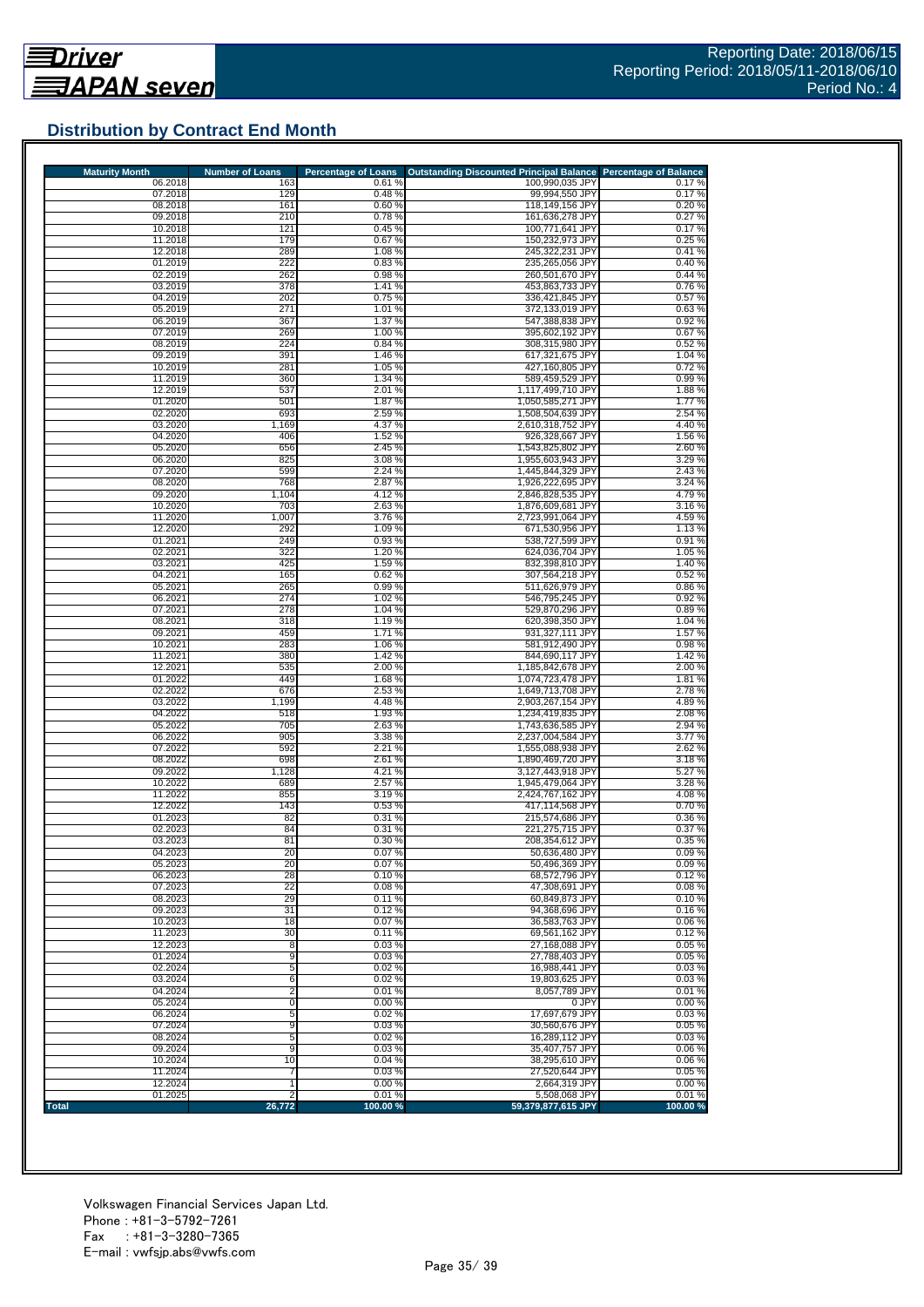## Distribution by Contract End Month

| Maturity Month | Number of Loans | Percentage of Loans | Outstanding Discounted Principal Balance | Percentage of Balance |
|---|---|---|---|---|
| 06.2018 | 163 | 0.61 % | 100,990,035 JPY | 0.17 % |
| 07.2018 | 129 | 0.48 % | 99,994,550 JPY | 0.17 % |
| 08.2018 | 161 | 0.60 % | 118,149,156 JPY | 0.20 % |
| 09.2018 | 210 | 0.78 % | 161,636,278 JPY | 0.27 % |
| 10.2018 | 121 | 0.45 % | 100,771,641 JPY | 0.17 % |
| 11.2018 | 179 | 0.67 % | 150,232,973 JPY | 0.25 % |
| 12.2018 | 289 | 1.08 % | 245,322,231 JPY | 0.41 % |
| 01.2019 | 222 | 0.83 % | 235,265,056 JPY | 0.40 % |
| 02.2019 | 262 | 0.98 % | 260,501,670 JPY | 0.44 % |
| 03.2019 | 378 | 1.41 % | 453,863,733 JPY | 0.76 % |
| 04.2019 | 202 | 0.75 % | 336,421,845 JPY | 0.57 % |
| 05.2019 | 271 | 1.01 % | 372,133,019 JPY | 0.63 % |
| 06.2019 | 367 | 1.37 % | 547,388,838 JPY | 0.92 % |
| 07.2019 | 269 | 1.00 % | 395,602,192 JPY | 0.67 % |
| 08.2019 | 224 | 0.84 % | 308,315,980 JPY | 0.52 % |
| 09.2019 | 391 | 1.46 % | 617,321,675 JPY | 1.04 % |
| 10.2019 | 281 | 1.05 % | 427,160,805 JPY | 0.72 % |
| 11.2019 | 360 | 1.34 % | 589,459,529 JPY | 0.99 % |
| 12.2019 | 537 | 2.01 % | 1,117,499,710 JPY | 1.88 % |
| 01.2020 | 501 | 1.87 % | 1,050,585,271 JPY | 1.77 % |
| 02.2020 | 693 | 2.59 % | 1,508,504,639 JPY | 2.54 % |
| 03.2020 | 1,169 | 4.37 % | 2,610,318,752 JPY | 4.40 % |
| 04.2020 | 406 | 1.52 % | 926,328,667 JPY | 1.56 % |
| 05.2020 | 656 | 2.45 % | 1,543,825,802 JPY | 2.60 % |
| 06.2020 | 825 | 3.08 % | 1,955,603,943 JPY | 3.29 % |
| 07.2020 | 599 | 2.24 % | 1,445,844,329 JPY | 2.43 % |
| 08.2020 | 768 | 2.87 % | 1,926,222,695 JPY | 3.24 % |
| 09.2020 | 1,104 | 4.12 % | 2,846,828,535 JPY | 4.79 % |
| 10.2020 | 703 | 2.63 % | 1,876,609,681 JPY | 3.16 % |
| 11.2020 | 1,007 | 3.76 % | 2,723,991,064 JPY | 4.59 % |
| 12.2020 | 292 | 1.09 % | 671,530,956 JPY | 1.13 % |
| 01.2021 | 249 | 0.93 % | 538,727,599 JPY | 0.91 % |
| 02.2021 | 322 | 1.20 % | 624,036,704 JPY | 1.05 % |
| 03.2021 | 425 | 1.59 % | 832,398,810 JPY | 1.40 % |
| 04.2021 | 165 | 0.62 % | 307,564,218 JPY | 0.52 % |
| 05.2021 | 265 | 0.99 % | 511,626,979 JPY | 0.86 % |
| 06.2021 | 274 | 1.02 % | 546,795,245 JPY | 0.92 % |
| 07.2021 | 278 | 1.04 % | 529,870,296 JPY | 0.89 % |
| 08.2021 | 318 | 1.19 % | 620,398,350 JPY | 1.04 % |
| 09.2021 | 459 | 1.71 % | 931,327,111 JPY | 1.57 % |
| 10.2021 | 283 | 1.06 % | 581,912,490 JPY | 0.98 % |
| 11.2021 | 380 | 1.42 % | 844,690,117 JPY | 1.42 % |
| 12.2021 | 535 | 2.00 % | 1,185,842,678 JPY | 2.00 % |
| 01.2022 | 449 | 1.68 % | 1,074,723,478 JPY | 1.81 % |
| 02.2022 | 676 | 2.53 % | 1,649,713,708 JPY | 2.78 % |
| 03.2022 | 1,199 | 4.48 % | 2,903,267,154 JPY | 4.89 % |
| 04.2022 | 518 | 1.93 % | 1,234,419,835 JPY | 2.08 % |
| 05.2022 | 705 | 2.63 % | 1,743,636,585 JPY | 2.94 % |
| 06.2022 | 905 | 3.38 % | 2,237,004,584 JPY | 3.77 % |
| 07.2022 | 592 | 2.21 % | 1,555,088,938 JPY | 2.62 % |
| 08.2022 | 698 | 2.61 % | 1,890,469,720 JPY | 3.18 % |
| 09.2022 | 1,128 | 4.21 % | 3,127,443,918 JPY | 5.27 % |
| 10.2022 | 689 | 2.57 % | 1,945,479,064 JPY | 3.28 % |
| 11.2022 | 855 | 3.19 % | 2,424,767,162 JPY | 4.08 % |
| 12.2022 | 143 | 0.53 % | 417,114,568 JPY | 0.70 % |
| 01.2023 | 82 | 0.31 % | 215,574,686 JPY | 0.36 % |
| 02.2023 | 84 | 0.31 % | 221,275,715 JPY | 0.37 % |
| 03.2023 | 81 | 0.30 % | 208,354,612 JPY | 0.35 % |
| 04.2023 | 20 | 0.07 % | 50,636,480 JPY | 0.09 % |
| 05.2023 | 20 | 0.07 % | 50,496,369 JPY | 0.09 % |
| 06.2023 | 28 | 0.10 % | 68,572,796 JPY | 0.12 % |
| 07.2023 | 22 | 0.08 % | 47,308,691 JPY | 0.08 % |
| 08.2023 | 29 | 0.11 % | 60,849,873 JPY | 0.10 % |
| 09.2023 | 31 | 0.12 % | 94,368,696 JPY | 0.16 % |
| 10.2023 | 18 | 0.07 % | 36,583,763 JPY | 0.06 % |
| 11.2023 | 30 | 0.11 % | 69,561,162 JPY | 0.12 % |
| 12.2023 | 8 | 0.03 % | 27,168,088 JPY | 0.05 % |
| 01.2024 | 9 | 0.03 % | 27,788,403 JPY | 0.05 % |
| 02.2024 | 5 | 0.02 % | 16,988,441 JPY | 0.03 % |
| 03.2024 | 6 | 0.02 % | 19,803,625 JPY | 0.03 % |
| 04.2024 | 2 | 0.01 % | 8,057,789 JPY | 0.01 % |
| 05.2024 | 0 | 0.00 % | 0 JPY | 0.00 % |
| 06.2024 | 5 | 0.02 % | 17,697,679 JPY | 0.03 % |
| 07.2024 | 9 | 0.03 % | 30,560,676 JPY | 0.05 % |
| 08.2024 | 5 | 0.02 % | 16,289,112 JPY | 0.03 % |
| 09.2024 | 9 | 0.03 % | 35,407,757 JPY | 0.06 % |
| 10.2024 | 10 | 0.04 % | 38,295,610 JPY | 0.06 % |
| 11.2024 | 7 | 0.03 % | 27,520,644 JPY | 0.05 % |
| 12.2024 | 1 | 0.00 % | 2,664,319 JPY | 0.00 % |
| 01.2025 | 2 | 0.01 % | 5,508,068 JPY | 0.01 % |
| **Total** | **26,772** | **100.00 %** | **59,379,877,615 JPY** | **100.00 %** |

Volkswagen Financial Services Japan Ltd.
Phone : +81-3-5792-7261
Fax : +81-3-3280-7365
E-mail : vwfsjp.abs@vwfs.com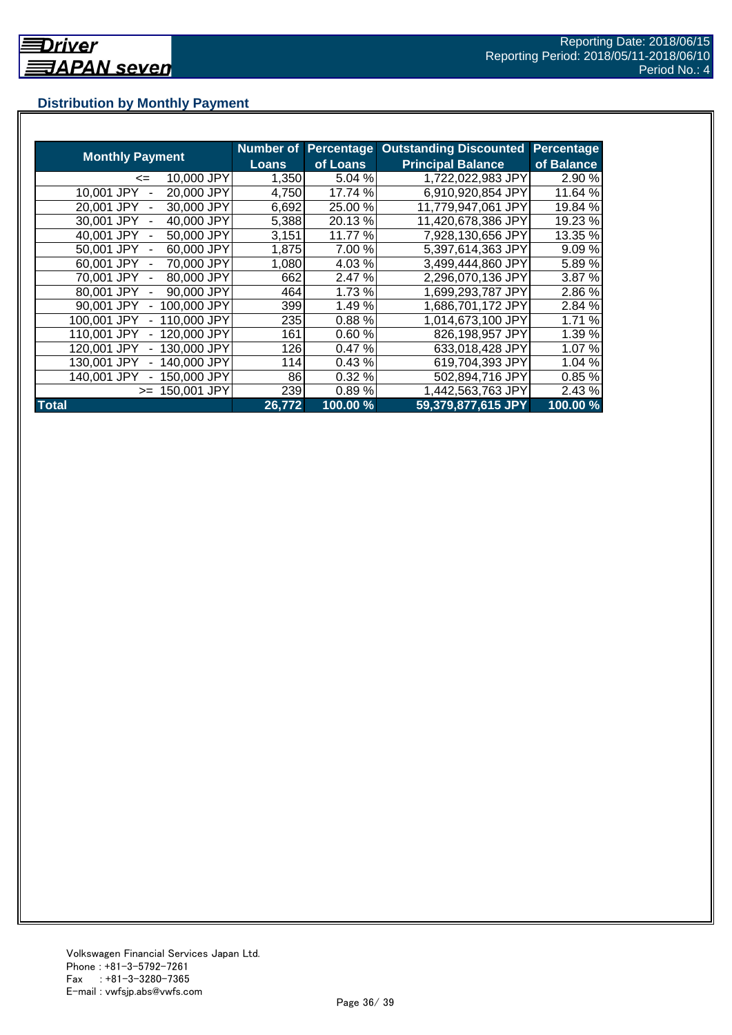## Distribution by Monthly Payment

| Monthly Payment | Number of Loans | Percentage of Loans | Outstanding Discounted Principal Balance | Percentage of Balance |
|---|---|---|---|---|
| <= 10,000 JPY | 1,350 | 5.04 % | 1,722,022,983 JPY | 2.90 % |
| 10,001 JPY - 20,000 JPY | 4,750 | 17.74 % | 6,910,920,854 JPY | 11.64 % |
| 20,001 JPY - 30,000 JPY | 6,692 | 25.00 % | 11,779,947,061 JPY | 19.84 % |
| 30,001 JPY - 40,000 JPY | 5,388 | 20.13 % | 11,420,678,386 JPY | 19.23 % |
| 40,001 JPY - 50,000 JPY | 3,151 | 11.77 % | 7,928,130,656 JPY | 13.35 % |
| 50,001 JPY - 60,000 JPY | 1,875 | 7.00 % | 5,397,614,363 JPY | 9.09 % |
| 60,001 JPY - 70,000 JPY | 1,080 | 4.03 % | 3,499,444,860 JPY | 5.89 % |
| 70,001 JPY - 80,000 JPY | 662 | 2.47 % | 2,296,070,136 JPY | 3.87 % |
| 80,001 JPY - 90,000 JPY | 464 | 1.73 % | 1,699,293,787 JPY | 2.86 % |
| 90,001 JPY - 100,000 JPY | 399 | 1.49 % | 1,686,701,172 JPY | 2.84 % |
| 100,001 JPY - 110,000 JPY | 235 | 0.88 % | 1,014,673,100 JPY | 1.71 % |
| 110,001 JPY - 120,000 JPY | 161 | 0.60 % | 826,198,957 JPY | 1.39 % |
| 120,001 JPY - 130,000 JPY | 126 | 0.47 % | 633,018,428 JPY | 1.07 % |
| 130,001 JPY - 140,000 JPY | 114 | 0.43 % | 619,704,393 JPY | 1.04 % |
| 140,001 JPY - 150,000 JPY | 86 | 0.32 % | 502,894,716 JPY | 0.85 % |
| >= 150,001 JPY | 239 | 0.89 % | 1,442,563,763 JPY | 2.43 % |
| **Total** | **26,772** | **100.00 %** | **59,379,877,615 JPY** | **100.00 %** |

Volkswagen Financial Services Japan Ltd.
Phone : +81-3-5792-7261
Fax : +81-3-3280-7365
E-mail : vwfsjp.abs@vwfs.com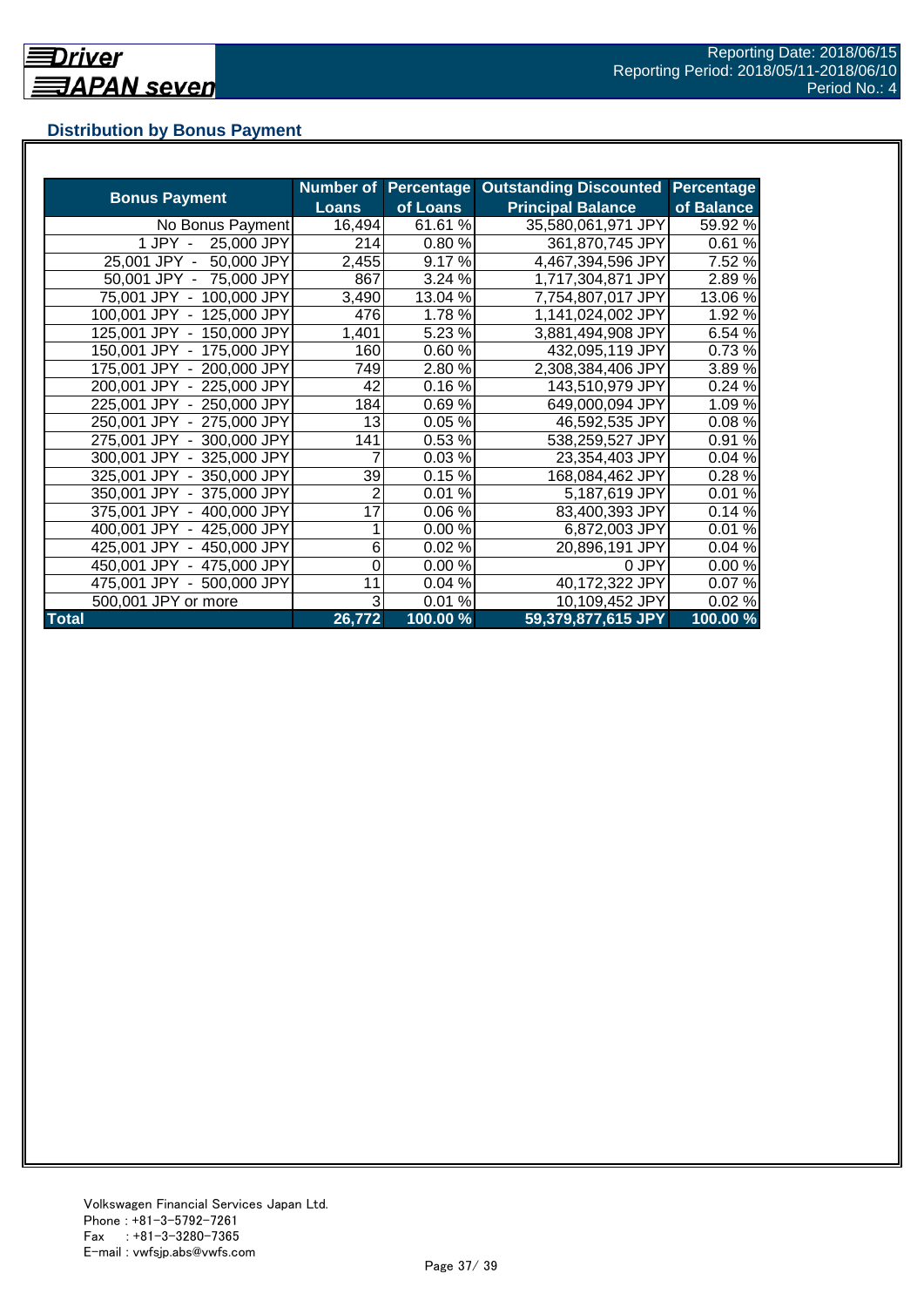Reporting Date: 2018/06/15
Reporting Period: 2018/05/11-2018/06/10
Period No.: 4

## Distribution by Bonus Payment

| Bonus Payment | Number of Loans | Percentage of Loans | Outstanding Discounted Principal Balance | Percentage of Balance |
|---|---|---|---|---|
| No Bonus Payment | 16,494 | 61.61 % | 35,580,061,971 JPY | 59.92 % |
| 1 JPY - 25,000 JPY | 214 | 0.80 % | 361,870,745 JPY | 0.61 % |
| 25,001 JPY - 50,000 JPY | 2,455 | 9.17 % | 4,467,394,596 JPY | 7.52 % |
| 50,001 JPY - 75,000 JPY | 867 | 3.24 % | 1,717,304,871 JPY | 2.89 % |
| 75,001 JPY - 100,000 JPY | 3,490 | 13.04 % | 7,754,807,017 JPY | 13.06 % |
| 100,001 JPY - 125,000 JPY | 476 | 1.78 % | 1,141,024,002 JPY | 1.92 % |
| 125,001 JPY - 150,000 JPY | 1,401 | 5.23 % | 3,881,494,908 JPY | 6.54 % |
| 150,001 JPY - 175,000 JPY | 160 | 0.60 % | 432,095,119 JPY | 0.73 % |
| 175,001 JPY - 200,000 JPY | 749 | 2.80 % | 2,308,384,406 JPY | 3.89 % |
| 200,001 JPY - 225,000 JPY | 42 | 0.16 % | 143,510,979 JPY | 0.24 % |
| 225,001 JPY - 250,000 JPY | 184 | 0.69 % | 649,000,094 JPY | 1.09 % |
| 250,001 JPY - 275,000 JPY | 13 | 0.05 % | 46,592,535 JPY | 0.08 % |
| 275,001 JPY - 300,000 JPY | 141 | 0.53 % | 538,259,527 JPY | 0.91 % |
| 300,001 JPY - 325,000 JPY | 7 | 0.03 % | 23,354,403 JPY | 0.04 % |
| 325,001 JPY - 350,000 JPY | 39 | 0.15 % | 168,084,462 JPY | 0.28 % |
| 350,001 JPY - 375,000 JPY | 2 | 0.01 % | 5,187,619 JPY | 0.01 % |
| 375,001 JPY - 400,000 JPY | 17 | 0.06 % | 83,400,393 JPY | 0.14 % |
| 400,001 JPY - 425,000 JPY | 1 | 0.00 % | 6,872,003 JPY | 0.01 % |
| 425,001 JPY - 450,000 JPY | 6 | 0.02 % | 20,896,191 JPY | 0.04 % |
| 450,001 JPY - 475,000 JPY | 0 | 0.00 % | 0 JPY | 0.00 % |
| 475,001 JPY - 500,000 JPY | 11 | 0.04 % | 40,172,322 JPY | 0.07 % |
| 500,001 JPY or more | 3 | 0.01 % | 10,109,452 JPY | 0.02 % |
| **Total** | **26,772** | **100.00 %** | **59,379,877,615 JPY** | **100.00 %** |

Volkswagen Financial Services Japan Ltd.
Phone : +81-3-5792-7261
Fax : +81-3-3280-7365
E-mail : vwfsjp.abs@vwfs.com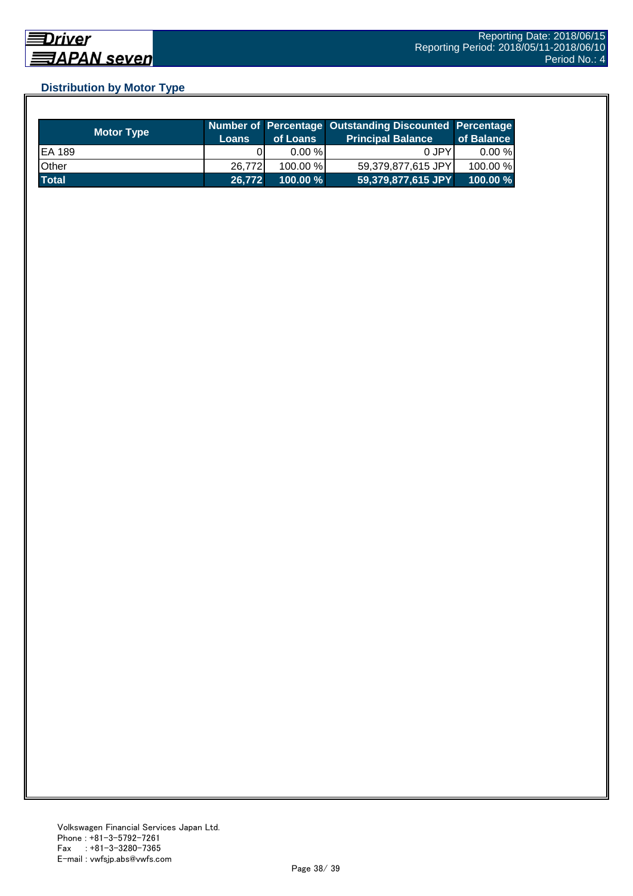## Distribution by Motor Type

| Motor Type | Number of Loans | Percentage of Loans | Outstanding Discounted Principal Balance | Percentage of Balance |
|---|---|---|---|---|
| EA 189 | 0 | 0.00 % | 0 JPY | 0.00 % |
| Other | 26,772 | 100.00 % | 59,379,877,615 JPY | 100.00 % |
| **Total** | **26,772** | **100.00 %** | **59,379,877,615 JPY** | **100.00 %** |

Volkswagen Financial Services Japan Ltd.
Phone : +81-3-5792-7261
Fax : +81-3-3280-7365
E-mail : vwfsjp.abs@vwfs.com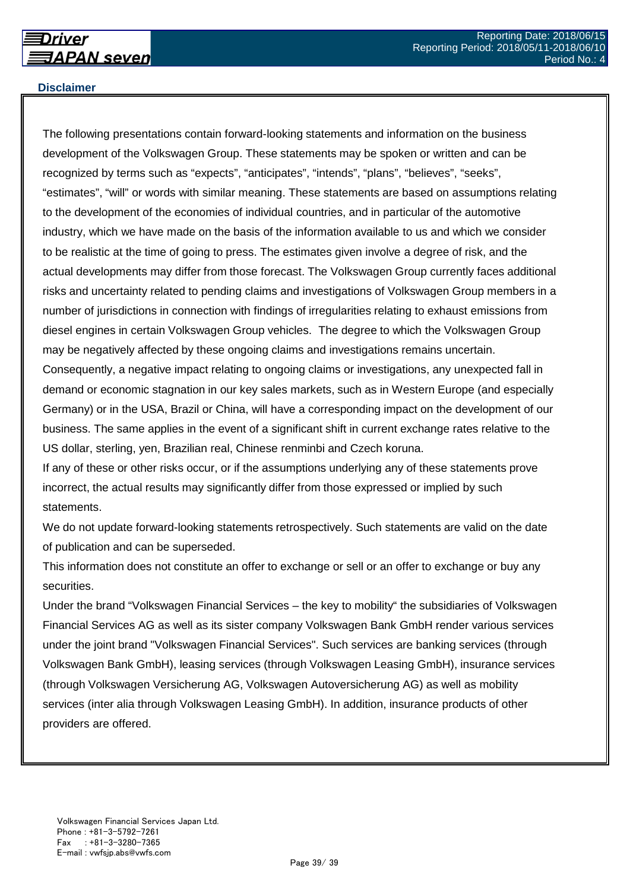## Disclaimer

The following presentations contain forward-looking statements and information on the business development of the Volkswagen Group. These statements may be spoken or written and can be recognized by terms such as "expects", "anticipates", "intends", "plans", "believes", "seeks", "estimates", "will" or words with similar meaning. These statements are based on assumptions relating to the development of the economies of individual countries, and in particular of the automotive industry, which we have made on the basis of the information available to us and which we consider to be realistic at the time of going to press. The estimates given involve a degree of risk, and the actual developments may differ from those forecast. The Volkswagen Group currently faces additional risks and uncertainty related to pending claims and investigations of Volkswagen Group members in a number of jurisdictions in connection with findings of irregularities relating to exhaust emissions from diesel engines in certain Volkswagen Group vehicles. The degree to which the Volkswagen Group may be negatively affected by these ongoing claims and investigations remains uncertain.
Consequently, a negative impact relating to ongoing claims or investigations, any unexpected fall in demand or economic stagnation in our key sales markets, such as in Western Europe (and especially Germany) or in the USA, Brazil or China, will have a corresponding impact on the development of our business. The same applies in the event of a significant shift in current exchange rates relative to the US dollar, sterling, yen, Brazilian real, Chinese renminbi and Czech koruna.
If any of these or other risks occur, or if the assumptions underlying any of these statements prove incorrect, the actual results may significantly differ from those expressed or implied by such statements.
We do not update forward-looking statements retrospectively. Such statements are valid on the date of publication and can be superseded.
This information does not constitute an offer to exchange or sell or an offer to exchange or buy any securities.
Under the brand "Volkswagen Financial Services – the key to mobility" the subsidiaries of Volkswagen Financial Services AG as well as its sister company Volkswagen Bank GmbH render various services under the joint brand "Volkswagen Financial Services". Such services are banking services (through Volkswagen Bank GmbH), leasing services (through Volkswagen Leasing GmbH), insurance services (through Volkswagen Versicherung AG, Volkswagen Autoversicherung AG) as well as mobility services (inter alia through Volkswagen Leasing GmbH). In addition, insurance products of other providers are offered.

Volkswagen Financial Services Japan Ltd.
Phone : +81-3-5792-7261
Fax : +81-3-3280-7365
E-mail : vwfsjp.abs@vwfs.com